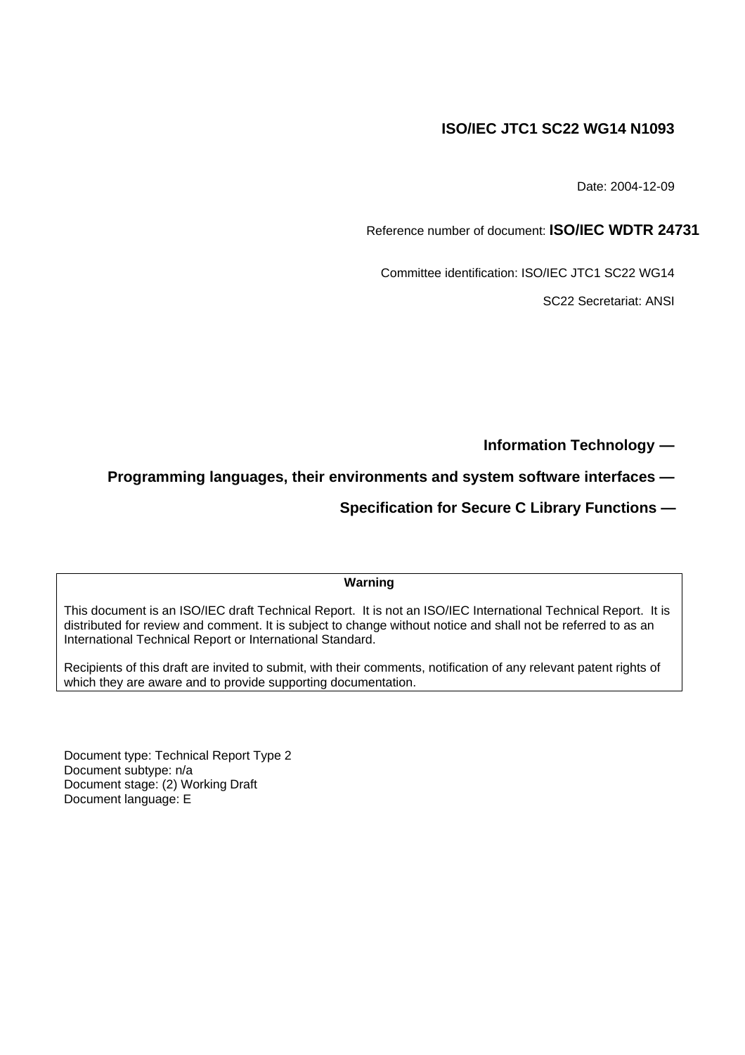**ISO/IEC JTC1 SC22 WG14 N1093**

Date: 2004-12-09

Reference number of document: **ISO/IEC WDTR 24731**

Committee identification: ISO/IEC JTC1 SC22 WG14

SC22 Secretariat: ANSI

**Information Technology —**

**Programming languages, their environments and system software interfaces —**

**Specification for Secure C Library Functions —**

> **Warning**
>
> This document is an ISO/IEC draft Technical Report. It is not an ISO/IEC International Technical Report. It is distributed for review and comment. It is subject to change without notice and shall not be referred to as an International Technical Report or International Standard.
>
> Recipients of this draft are invited to submit, with their comments, notification of any relevant patent rights of which they are aware and to provide supporting documentation.

Document type: Technical Report Type 2
Document subtype: n/a
Document stage: (2) Working Draft
Document language: E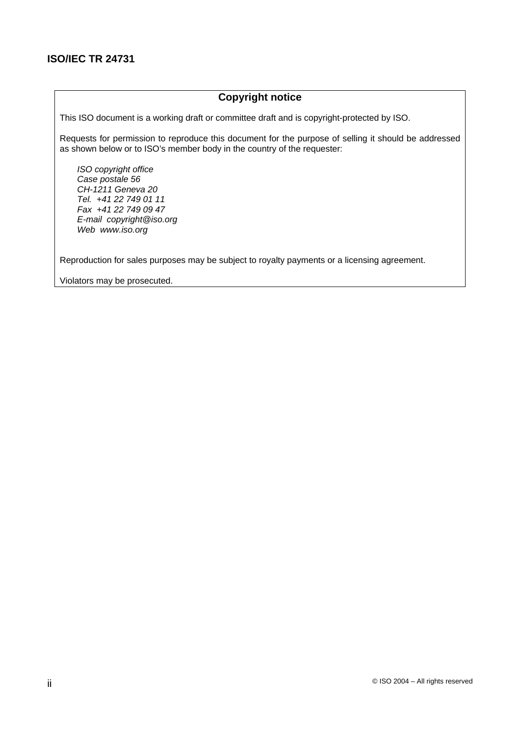## Copyright notice

This ISO document is a working draft or committee draft and is copyright-protected by ISO.

Requests for permission to reproduce this document for the purpose of selling it should be addressed as shown below or to ISO's member body in the country of the requester:

*ISO copyright office*
*Case postale 56*
*CH-1211 Geneva 20*
*Tel. +41 22 749 01 11*
*Fax +41 22 749 09 47*
*E-mail copyright@iso.org*
*Web www.iso.org*

Reproduction for sales purposes may be subject to royalty payments or a licensing agreement.

Violators may be prosecuted.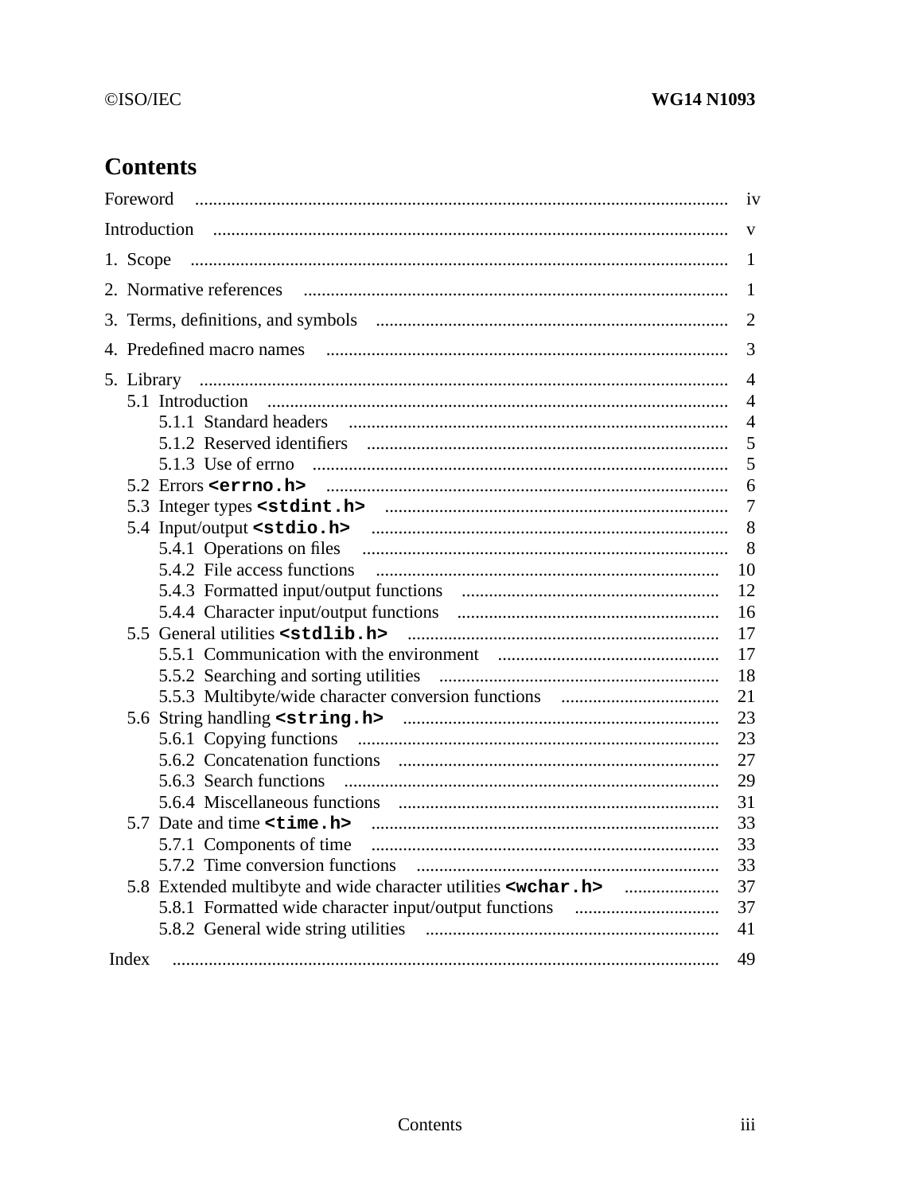# Contents

Foreword ..... iv

Introduction ..... v

1. Scope ..... 1

2. Normative references ..... 1

3. Terms, definitions, and symbols ..... 2

4. Predefined macro names ..... 3

5. Library ..... 4
   - 5.1 Introduction ..... 4
     - 5.1.1 Standard headers ..... 4
     - 5.1.2 Reserved identifiers ..... 5
     - 5.1.3 Use of errno ..... 5
   - 5.2 Errors `<errno.h>` ..... 6
   - 5.3 Integer types `<stdint.h>` ..... 7
   - 5.4 Input/output `<stdio.h>` ..... 8
     - 5.4.1 Operations on files ..... 8
     - 5.4.2 File access functions ..... 10
     - 5.4.3 Formatted input/output functions ..... 12
     - 5.4.4 Character input/output functions ..... 16
   - 5.5 General utilities `<stdlib.h>` ..... 17
     - 5.5.1 Communication with the environment ..... 17
     - 5.5.2 Searching and sorting utilities ..... 18
     - 5.5.3 Multibyte/wide character conversion functions ..... 21
   - 5.6 String handling `<string.h>` ..... 23
     - 5.6.1 Copying functions ..... 23
     - 5.6.2 Concatenation functions ..... 27
     - 5.6.3 Search functions ..... 29
     - 5.6.4 Miscellaneous functions ..... 31
   - 5.7 Date and time `<time.h>` ..... 33
     - 5.7.1 Components of time ..... 33
     - 5.7.2 Time conversion functions ..... 33
   - 5.8 Extended multibyte and wide character utilities `<wchar.h>` ..... 37
     - 5.8.1 Formatted wide character input/output functions ..... 37
     - 5.8.2 General wide string utilities ..... 41

Index ..... 49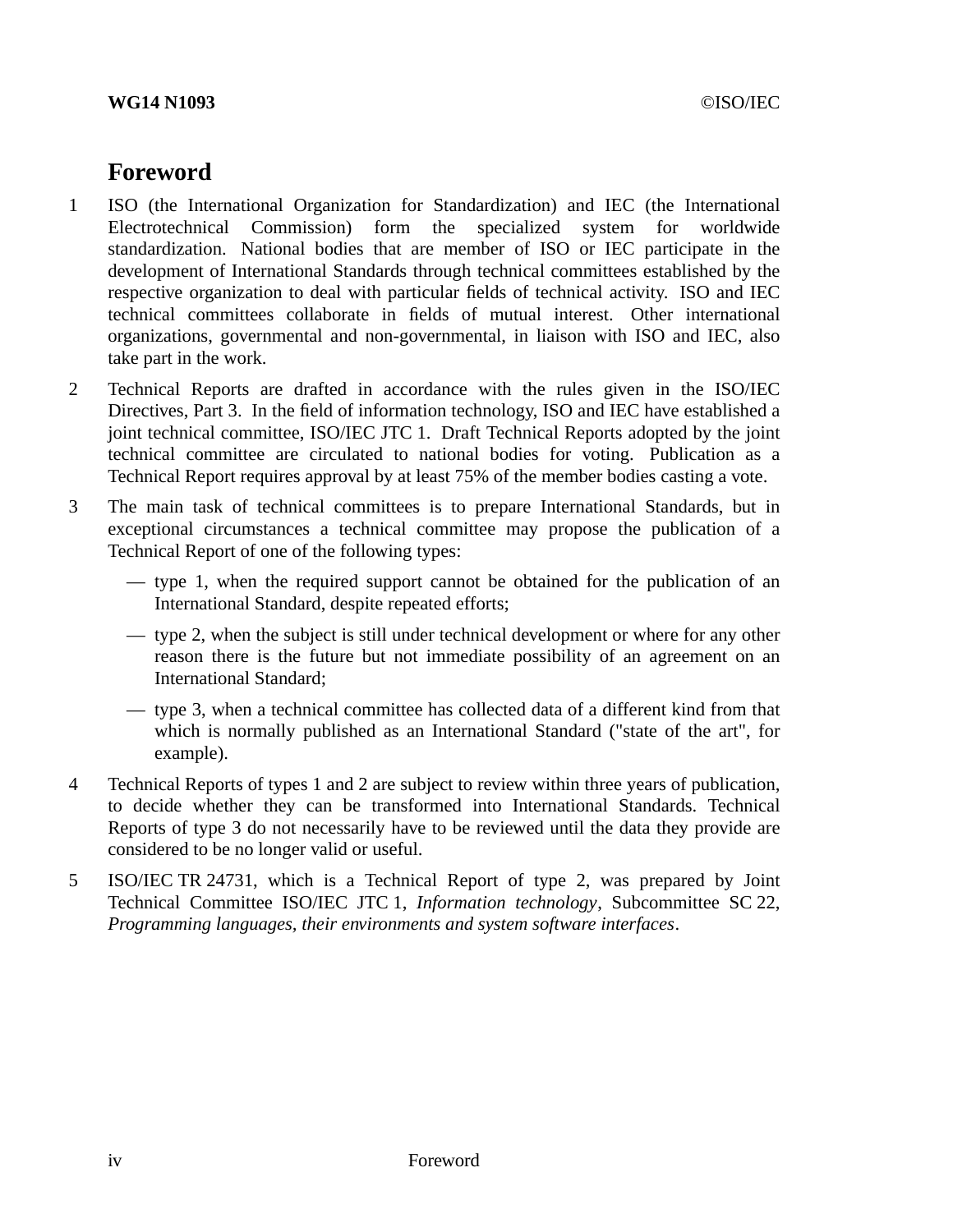# Foreword

1 ISO (the International Organization for Standardization) and IEC (the International Electrotechnical Commission) form the specialized system for worldwide standardization. National bodies that are member of ISO or IEC participate in the development of International Standards through technical committees established by the respective organization to deal with particular fields of technical activity. ISO and IEC technical committees collaborate in fields of mutual interest. Other international organizations, governmental and non-governmental, in liaison with ISO and IEC, also take part in the work.

2 Technical Reports are drafted in accordance with the rules given in the ISO/IEC Directives, Part 3. In the field of information technology, ISO and IEC have established a joint technical committee, ISO/IEC JTC 1. Draft Technical Reports adopted by the joint technical committee are circulated to national bodies for voting. Publication as a Technical Report requires approval by at least 75% of the member bodies casting a vote.

3 The main task of technical committees is to prepare International Standards, but in exceptional circumstances a technical committee may propose the publication of a Technical Report of one of the following types:

— type 1, when the required support cannot be obtained for the publication of an International Standard, despite repeated efforts;

— type 2, when the subject is still under technical development or where for any other reason there is the future but not immediate possibility of an agreement on an International Standard;

— type 3, when a technical committee has collected data of a different kind from that which is normally published as an International Standard ("state of the art", for example).

4 Technical Reports of types 1 and 2 are subject to review within three years of publication, to decide whether they can be transformed into International Standards. Technical Reports of type 3 do not necessarily have to be reviewed until the data they provide are considered to be no longer valid or useful.

5 ISO/IEC TR 24731, which is a Technical Report of type 2, was prepared by Joint Technical Committee ISO/IEC JTC 1, *Information technology*, Subcommittee SC 22, *Programming languages, their environments and system software interfaces*.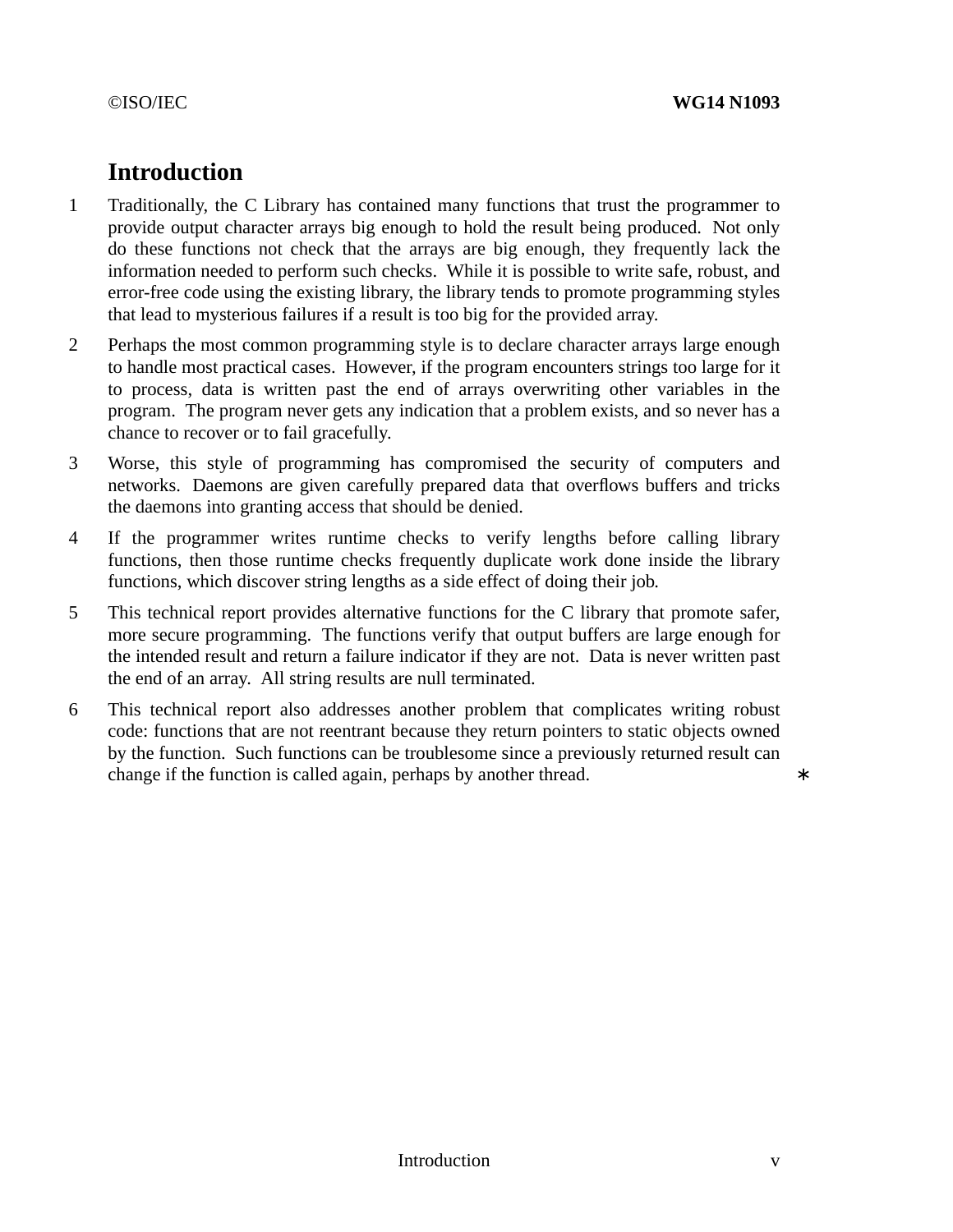# Introduction

1 Traditionally, the C Library has contained many functions that trust the programmer to provide output character arrays big enough to hold the result being produced. Not only do these functions not check that the arrays are big enough, they frequently lack the information needed to perform such checks. While it is possible to write safe, robust, and error-free code using the existing library, the library tends to promote programming styles that lead to mysterious failures if a result is too big for the provided array.

2 Perhaps the most common programming style is to declare character arrays large enough to handle most practical cases. However, if the program encounters strings too large for it to process, data is written past the end of arrays overwriting other variables in the program. The program never gets any indication that a problem exists, and so never has a chance to recover or to fail gracefully.

3 Worse, this style of programming has compromised the security of computers and networks. Daemons are given carefully prepared data that overflows buffers and tricks the daemons into granting access that should be denied.

4 If the programmer writes runtime checks to verify lengths before calling library functions, then those runtime checks frequently duplicate work done inside the library functions, which discover string lengths as a side effect of doing their job.

5 This technical report provides alternative functions for the C library that promote safer, more secure programming. The functions verify that output buffers are large enough for the intended result and return a failure indicator if they are not. Data is never written past the end of an array. All string results are null terminated.

6 This technical report also addresses another problem that complicates writing robust code: functions that are not reentrant because they return pointers to static objects owned by the function. Such functions can be troublesome since a previously returned result can change if the function is called again, perhaps by another thread. *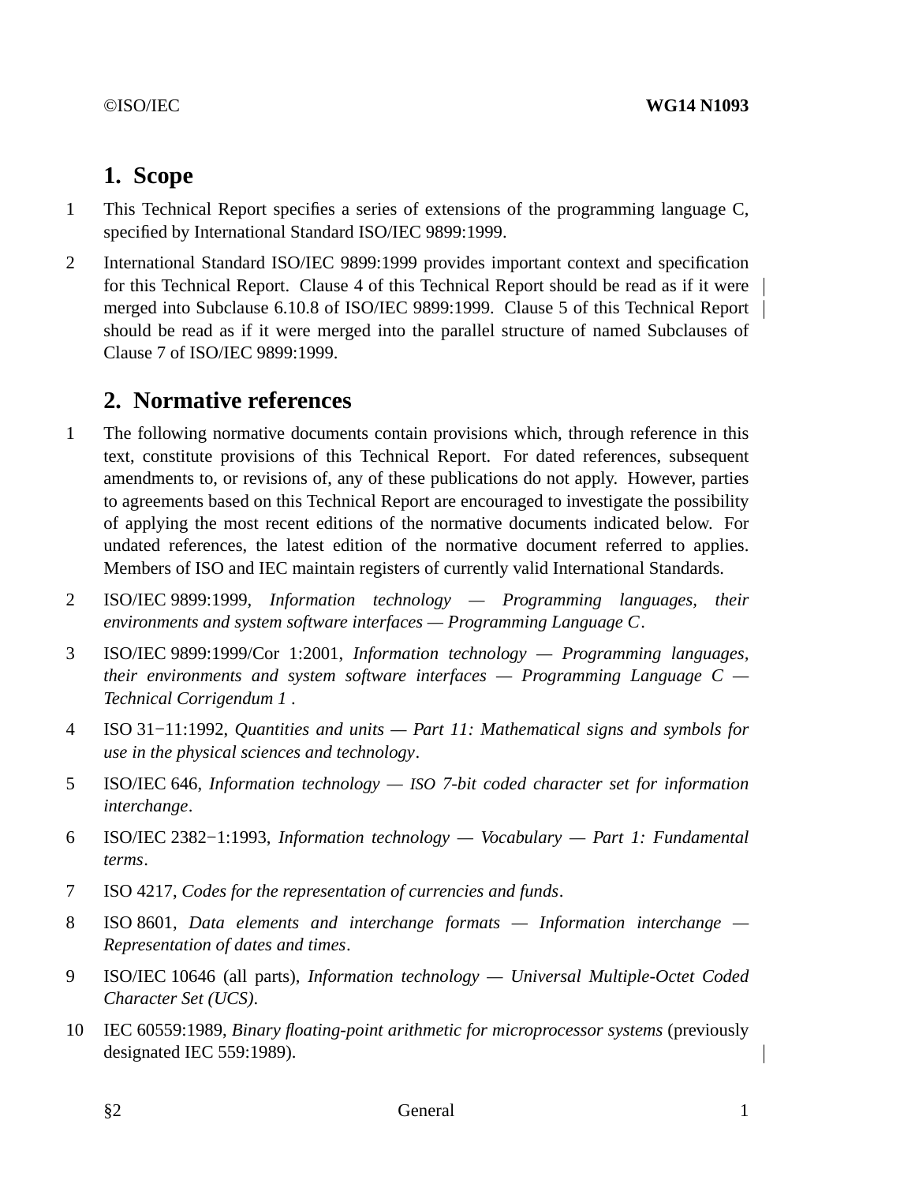# 1. Scope

1 This Technical Report specifies a series of extensions of the programming language C, specified by International Standard ISO/IEC 9899:1999.

2 International Standard ISO/IEC 9899:1999 provides important context and specification for this Technical Report. Clause 4 of this Technical Report should be read as if it were merged into Subclause 6.10.8 of ISO/IEC 9899:1999. Clause 5 of this Technical Report should be read as if it were merged into the parallel structure of named Subclauses of Clause 7 of ISO/IEC 9899:1999.

# 2. Normative references

1 The following normative documents contain provisions which, through reference in this text, constitute provisions of this Technical Report. For dated references, subsequent amendments to, or revisions of, any of these publications do not apply. However, parties to agreements based on this Technical Report are encouraged to investigate the possibility of applying the most recent editions of the normative documents indicated below. For undated references, the latest edition of the normative document referred to applies. Members of ISO and IEC maintain registers of currently valid International Standards.

2 ISO/IEC 9899:1999, *Information technology — Programming languages, their environments and system software interfaces — Programming Language C*.

3 ISO/IEC 9899:1999/Cor 1:2001, *Information technology — Programming languages, their environments and system software interfaces — Programming Language C — Technical Corrigendum 1* .

4 ISO 31−11:1992, *Quantities and units — Part 11: Mathematical signs and symbols for use in the physical sciences and technology*.

5 ISO/IEC 646, *Information technology — ISO 7-bit coded character set for information interchange*.

6 ISO/IEC 2382−1:1993, *Information technology — Vocabulary — Part 1: Fundamental terms*.

7 ISO 4217, *Codes for the representation of currencies and funds*.

8 ISO 8601, *Data elements and interchange formats — Information interchange — Representation of dates and times*.

9 ISO/IEC 10646 (all parts), *Information technology — Universal Multiple-Octet Coded Character Set (UCS)*.

10 IEC 60559:1989, *Binary floating-point arithmetic for microprocessor systems* (previously designated IEC 559:1989).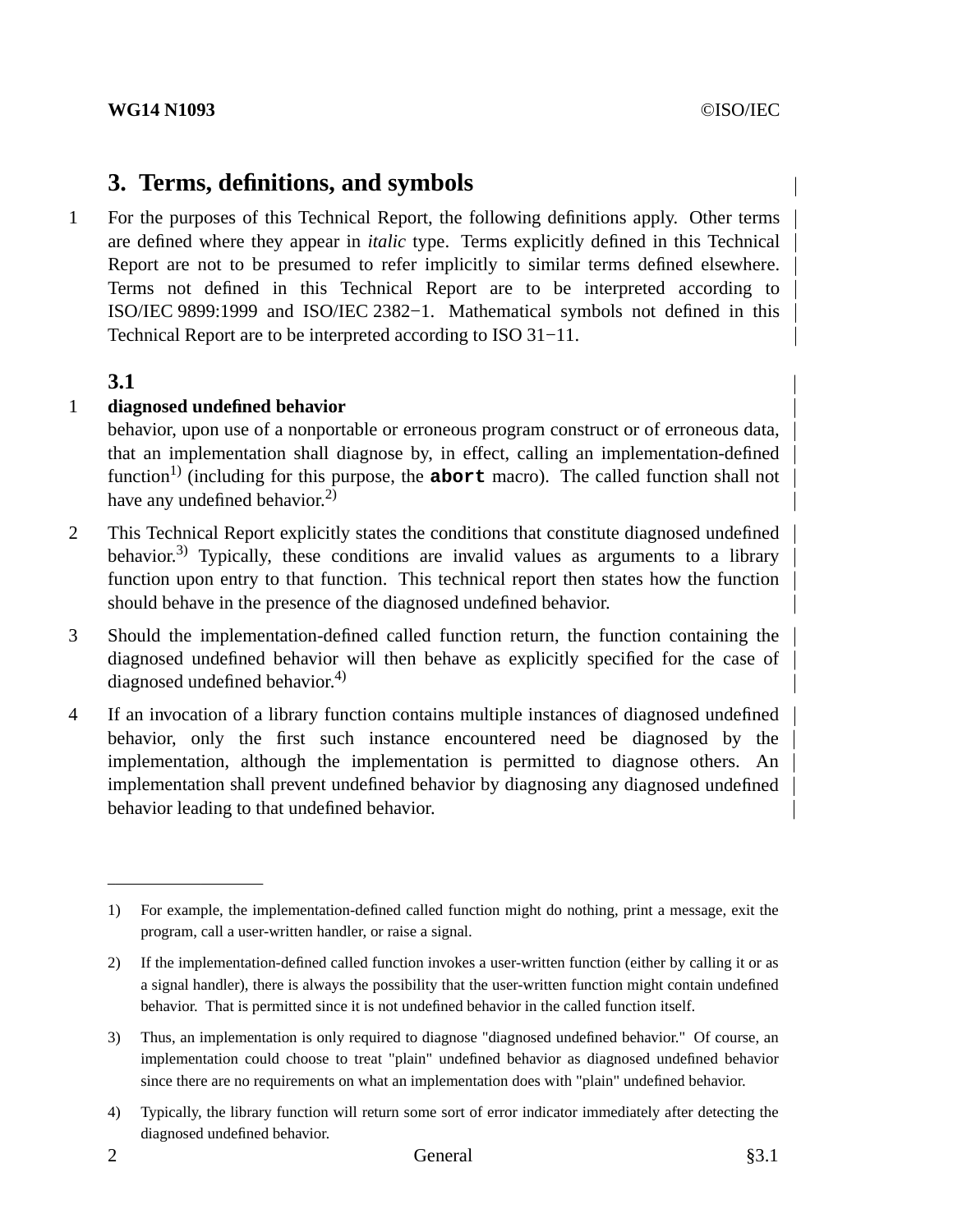# 3. Terms, definitions, and symbols

1 For the purposes of this Technical Report, the following definitions apply. Other terms are defined where they appear in *italic* type. Terms explicitly defined in this Technical Report are not to be presumed to refer implicitly to similar terms defined elsewhere. Terms not defined in this Technical Report are to be interpreted according to ISO/IEC 9899:1999 and ISO/IEC 2382−1. Mathematical symbols not defined in this Technical Report are to be interpreted according to ISO 31−11.

## 3.1

1 **diagnosed undefined behavior**
behavior, upon use of a nonportable or erroneous program construct or of erroneous data, that an implementation shall diagnose by, in effect, calling an implementation-defined function[1] (including for this purpose, the **`abort`** macro). The called function shall not have any undefined behavior.[2]

2 This Technical Report explicitly states the conditions that constitute diagnosed undefined behavior.[3] Typically, these conditions are invalid values as arguments to a library function upon entry to that function. This technical report then states how the function should behave in the presence of the diagnosed undefined behavior.

3 Should the implementation-defined called function return, the function containing the diagnosed undefined behavior will then behave as explicitly specified for the case of diagnosed undefined behavior.[4]

4 If an invocation of a library function contains multiple instances of diagnosed undefined behavior, only the first such instance encountered need be diagnosed by the implementation, although the implementation is permitted to diagnose others. An implementation shall prevent undefined behavior by diagnosing any diagnosed undefined behavior leading to that undefined behavior.

---

1) For example, the implementation-defined called function might do nothing, print a message, exit the program, call a user-written handler, or raise a signal.

2) If the implementation-defined called function invokes a user-written function (either by calling it or as a signal handler), there is always the possibility that the user-written function might contain undefined behavior. That is permitted since it is not undefined behavior in the called function itself.

3) Thus, an implementation is only required to diagnose "diagnosed undefined behavior." Of course, an implementation could choose to treat "plain" undefined behavior as diagnosed undefined behavior since there are no requirements on what an implementation does with "plain" undefined behavior.

4) Typically, the library function will return some sort of error indicator immediately after detecting the diagnosed undefined behavior.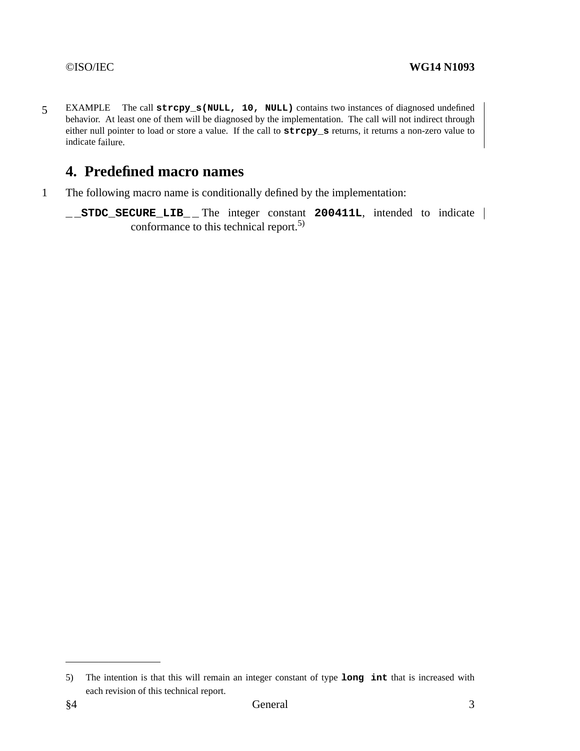5 EXAMPLE The call **strcpy_s(NULL, 10, NULL)** contains two instances of diagnosed undefined behavior. At least one of them will be diagnosed by the implementation. The call will not indirect through either null pointer to load or store a value. If the call to **strcpy_s** returns, it returns a non-zero value to indicate failure.

# 4. Predefined macro names

1 The following macro name is conditionally defined by the implementation:

**__STDC_SECURE_LIB__** The integer constant **200411L**, intended to indicate conformance to this technical report.[5)]

---

5) The intention is that this will remain an integer constant of type **long int** that is increased with each revision of this technical report.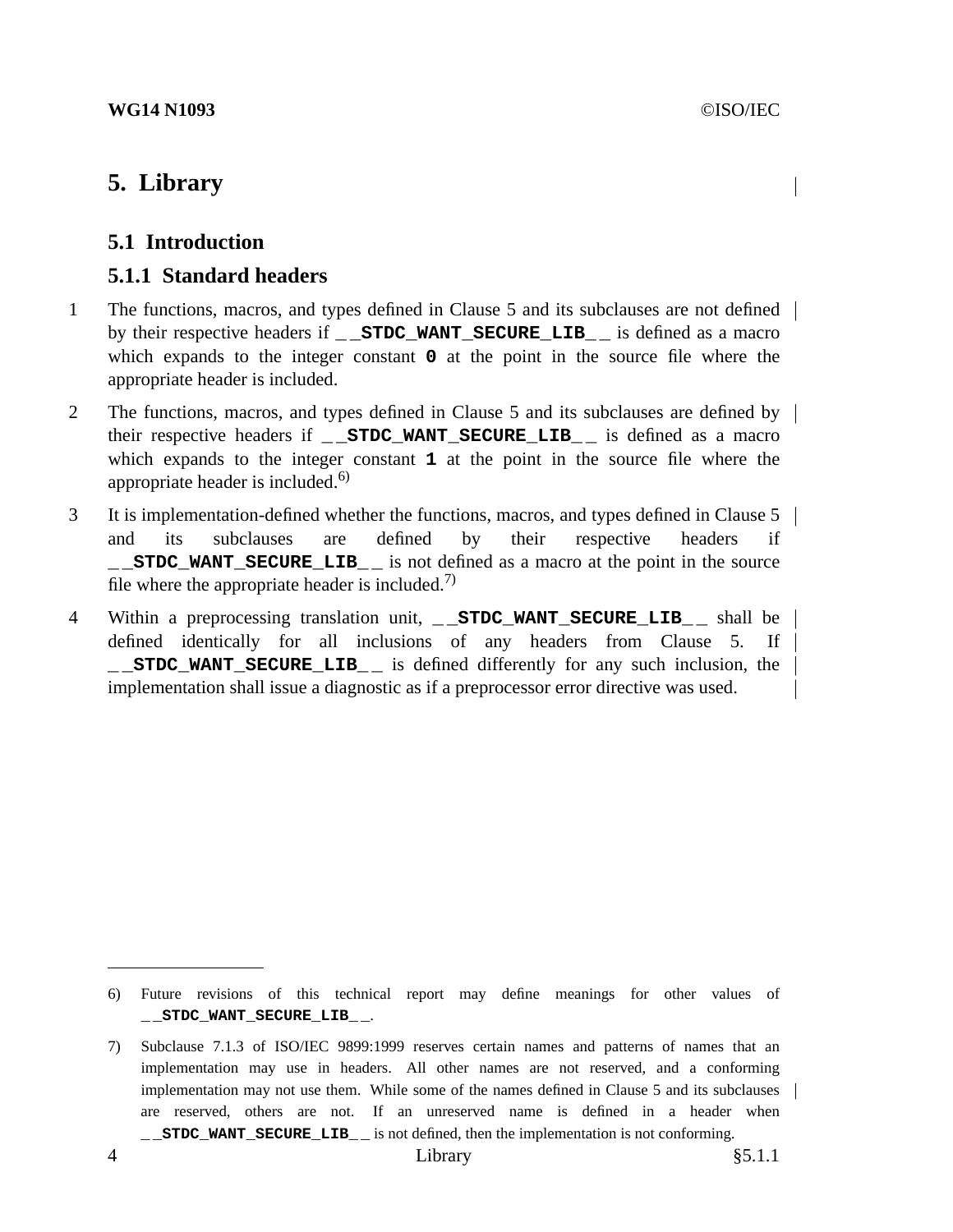# 5. Library

## 5.1 Introduction

### 5.1.1 Standard headers

1 The functions, macros, and types defined in Clause 5 and its subclauses are not defined by their respective headers if **__STDC_WANT_SECURE_LIB__** is defined as a macro which expands to the integer constant **0** at the point in the source file where the appropriate header is included.

2 The functions, macros, and types defined in Clause 5 and its subclauses are defined by their respective headers if **__STDC_WANT_SECURE_LIB__** is defined as a macro which expands to the integer constant **1** at the point in the source file where the appropriate header is included.[6)]

3 It is implementation-defined whether the functions, macros, and types defined in Clause 5 and its subclauses are defined by their respective headers if **__STDC_WANT_SECURE_LIB__** is not defined as a macro at the point in the source file where the appropriate header is included.[7)]

4 Within a preprocessing translation unit, **__STDC_WANT_SECURE_LIB__** shall be defined identically for all inclusions of any headers from Clause 5. If **__STDC_WANT_SECURE_LIB__** is defined differently for any such inclusion, the implementation shall issue a diagnostic as if a preprocessor error directive was used.

---

6) Future revisions of this technical report may define meanings for other values of **__STDC_WANT_SECURE_LIB__**.

7) Subclause 7.1.3 of ISO/IEC 9899:1999 reserves certain names and patterns of names that an implementation may use in headers. All other names are not reserved, and a conforming implementation may not use them. While some of the names defined in Clause 5 and its subclauses are reserved, others are not. If an unreserved name is defined in a header when **__STDC_WANT_SECURE_LIB__** is not defined, then the implementation is not conforming.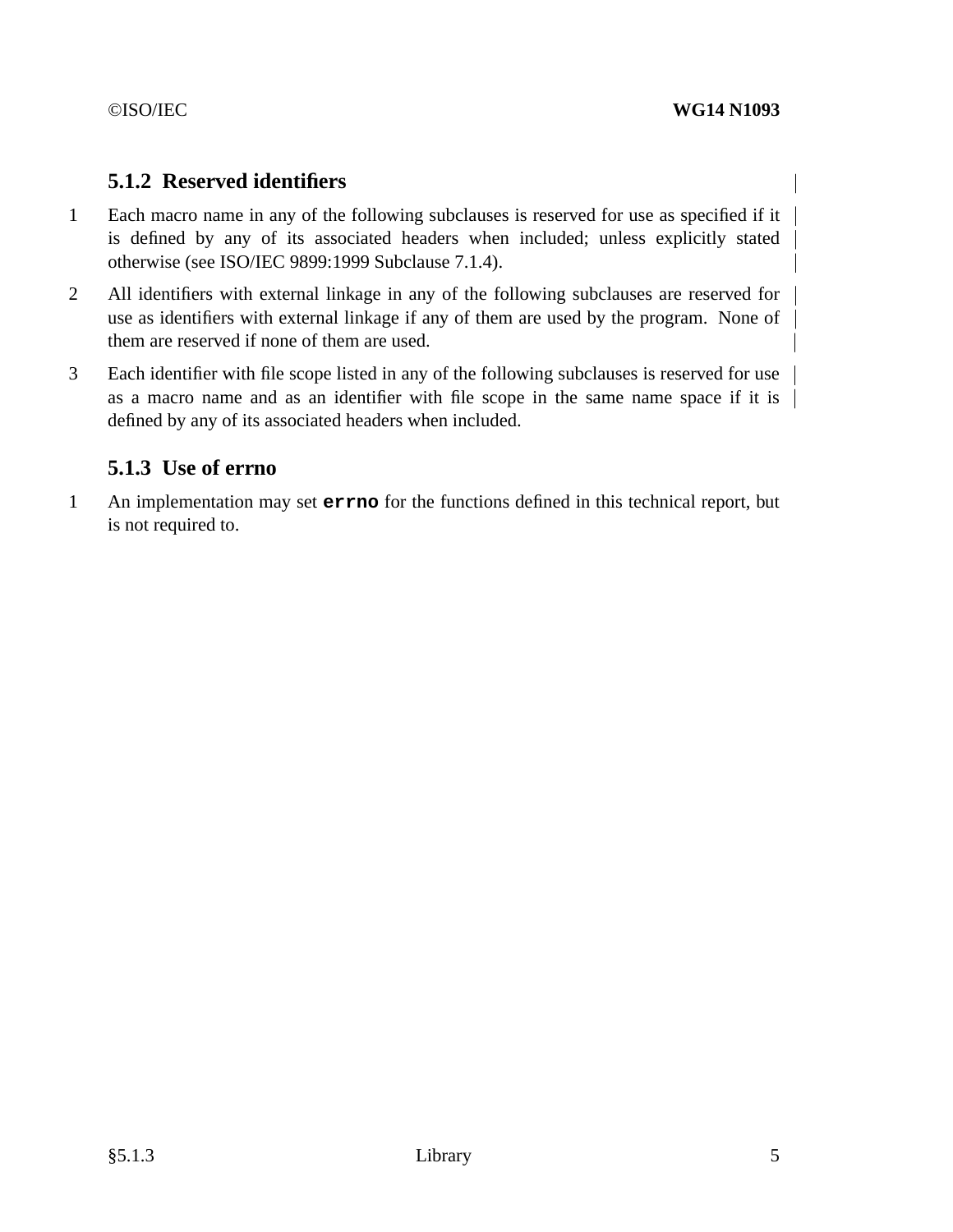### 5.1.2 Reserved identifiers

1 Each macro name in any of the following subclauses is reserved for use as specified if it is defined by any of its associated headers when included; unless explicitly stated otherwise (see ISO/IEC 9899:1999 Subclause 7.1.4).

2 All identifiers with external linkage in any of the following subclauses are reserved for use as identifiers with external linkage if any of them are used by the program. None of them are reserved if none of them are used.

3 Each identifier with file scope listed in any of the following subclauses is reserved for use as a macro name and as an identifier with file scope in the same name space if it is defined by any of its associated headers when included.

### 5.1.3 Use of errno

1 An implementation may set **`errno`** for the functions defined in this technical report, but is not required to.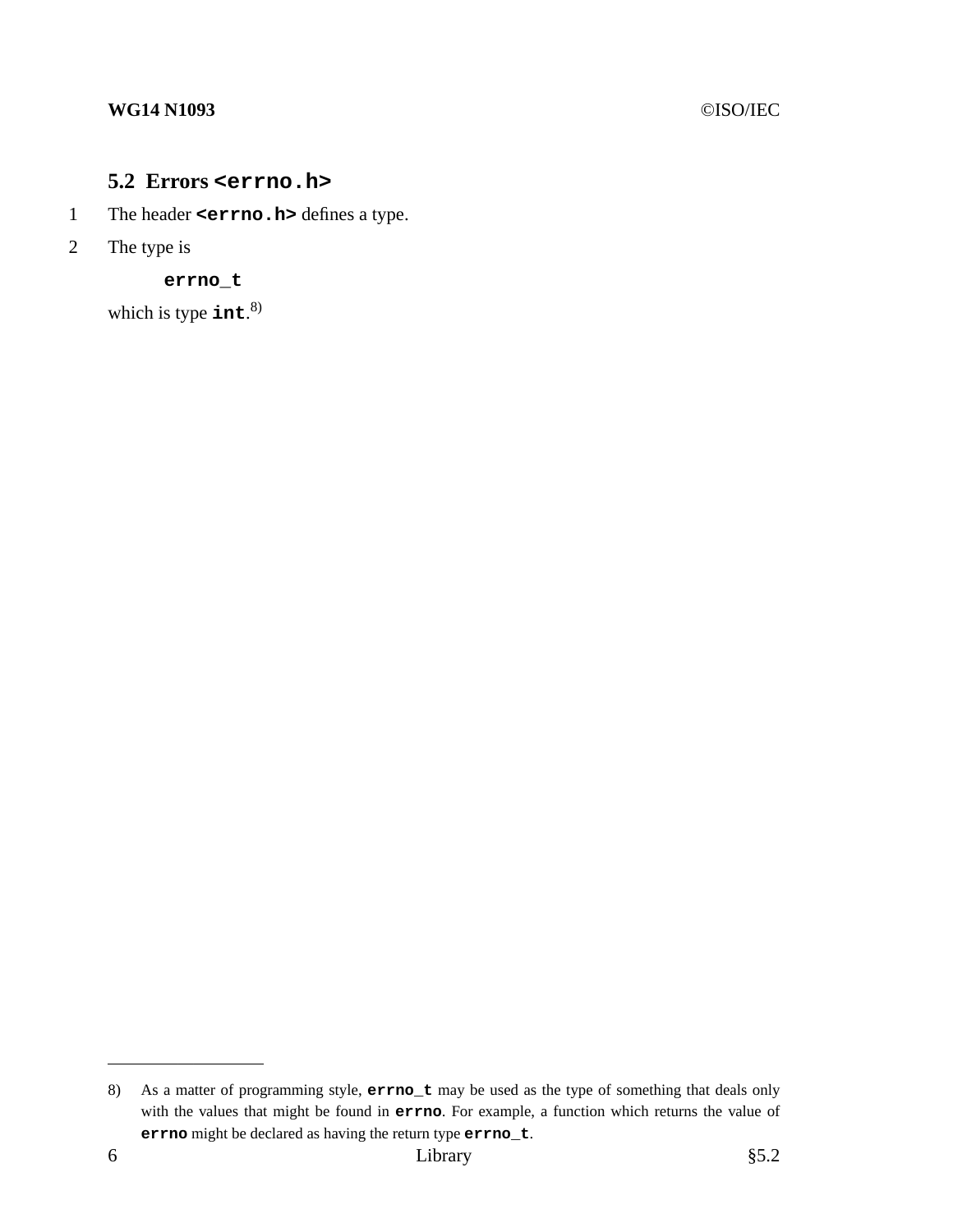## 5.2 Errors `<errno.h>`

1 The header **`<errno.h>`** defines a type.

2 The type is

  **`errno_t`**

which is type **`int`**.[8)]

---

8) As a matter of programming style, **`errno_t`** may be used as the type of something that deals only with the values that might be found in **`errno`**. For example, a function which returns the value of **`errno`** might be declared as having the return type **`errno_t`**.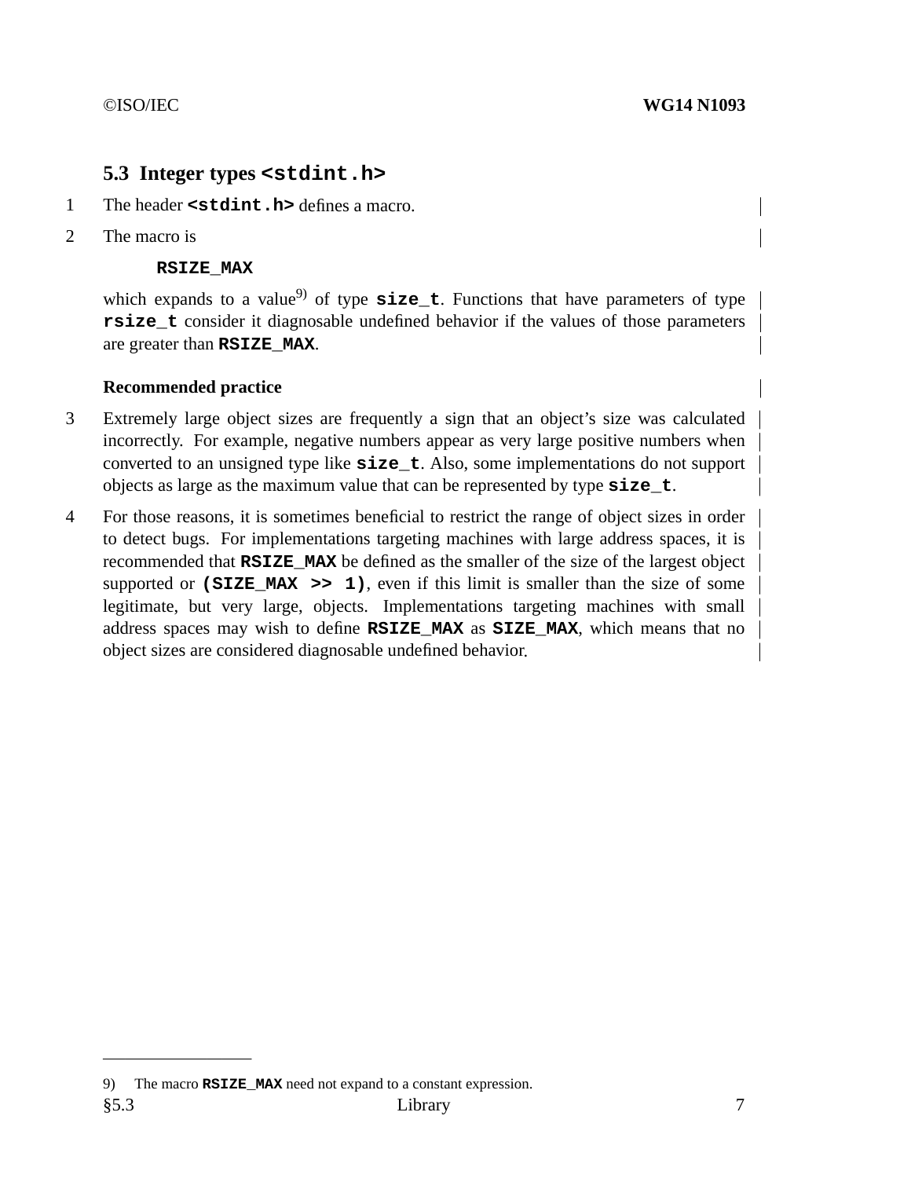### 5.3 Integer types `<stdint.h>`

1 The header **`<stdint.h>`** defines a macro.

2 The macro is

**`RSIZE_MAX`**

which expands to a value[9] of type **`size_t`**. Functions that have parameters of type **`rsize_t`** consider it diagnosable undefined behavior if the values of those parameters are greater than **`RSIZE_MAX`**.

**Recommended practice**

3 Extremely large object sizes are frequently a sign that an object's size was calculated incorrectly. For example, negative numbers appear as very large positive numbers when converted to an unsigned type like **`size_t`**. Also, some implementations do not support objects as large as the maximum value that can be represented by type **`size_t`**.

4 For those reasons, it is sometimes beneficial to restrict the range of object sizes in order to detect bugs. For implementations targeting machines with large address spaces, it is recommended that **`RSIZE_MAX`** be defined as the smaller of the size of the largest object supported or **`(SIZE_MAX >> 1)`**, even if this limit is smaller than the size of some legitimate, but very large, objects. Implementations targeting machines with small address spaces may wish to define **`RSIZE_MAX`** as **`SIZE_MAX`**, which means that no object sizes are considered diagnosable undefined behavior.

9) The macro **`RSIZE_MAX`** need not expand to a constant expression.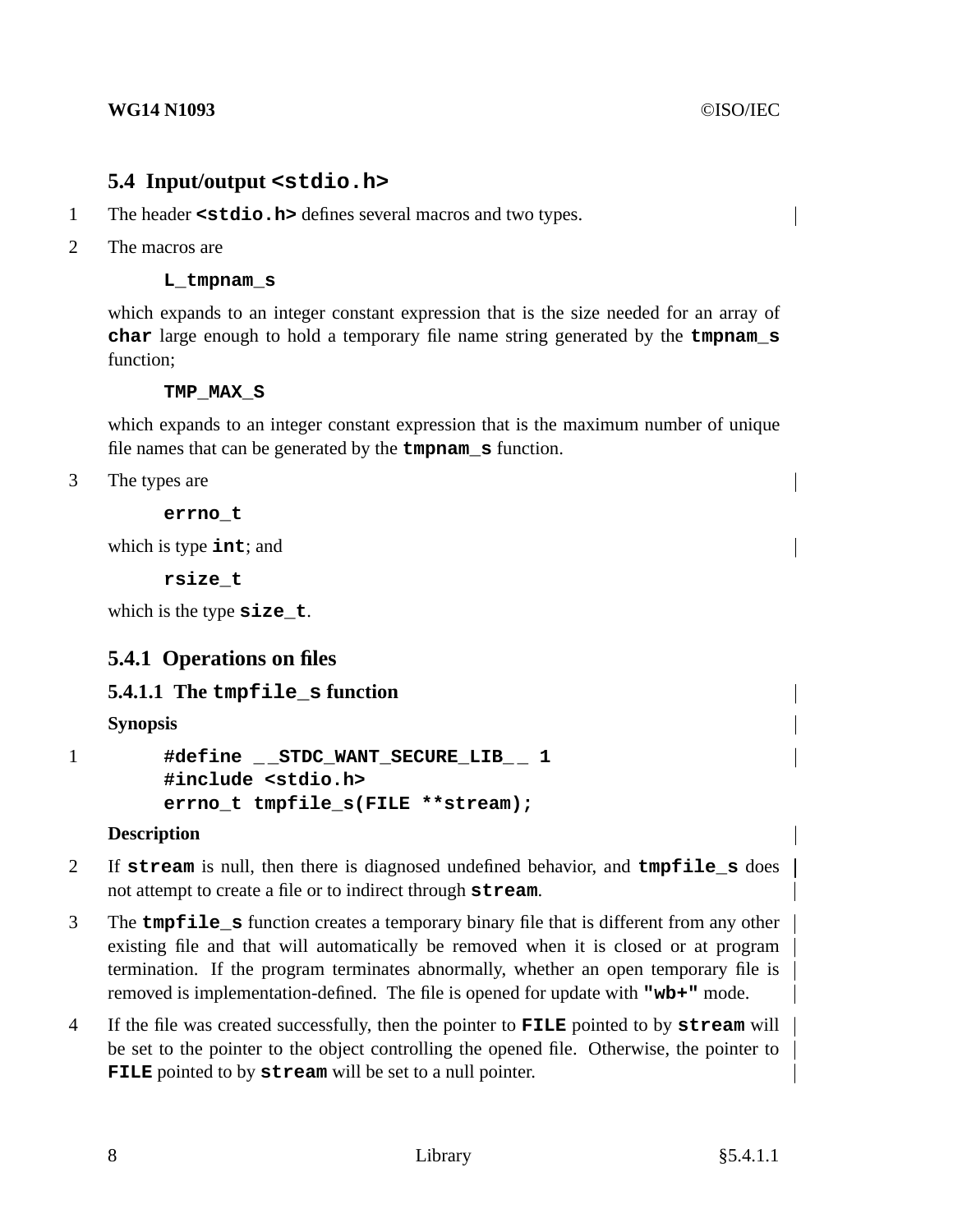## 5.4 Input/output `<stdio.h>`

1 The header **`<stdio.h>`** defines several macros and two types.

2 The macros are

**`L_tmpnam_s`**

which expands to an integer constant expression that is the size needed for an array of **`char`** large enough to hold a temporary file name string generated by the **`tmpnam_s`** function;

**`TMP_MAX_S`**

which expands to an integer constant expression that is the maximum number of unique file names that can be generated by the **`tmpnam_s`** function.

3 The types are

**`errno_t`**

which is type **`int`**; and

**`rsize_t`**

which is the type **`size_t`**.

### 5.4.1 Operations on files

#### 5.4.1.1 The `tmpfile_s` function

**Synopsis**

1
```
#define __STDC_WANT_SECURE_LIB__ 1
#include <stdio.h>
errno_t tmpfile_s(FILE **stream);
```

**Description**

2 If **`stream`** is null, then there is diagnosed undefined behavior, and **`tmpfile_s`** does not attempt to create a file or to indirect through **`stream`**.

3 The **`tmpfile_s`** function creates a temporary binary file that is different from any other existing file and that will automatically be removed when it is closed or at program termination. If the program terminates abnormally, whether an open temporary file is removed is implementation-defined. The file is opened for update with **`"wb+"`** mode.

4 If the file was created successfully, then the pointer to **`FILE`** pointed to by **`stream`** will be set to the pointer to the object controlling the opened file. Otherwise, the pointer to **`FILE`** pointed to by **`stream`** will be set to a null pointer.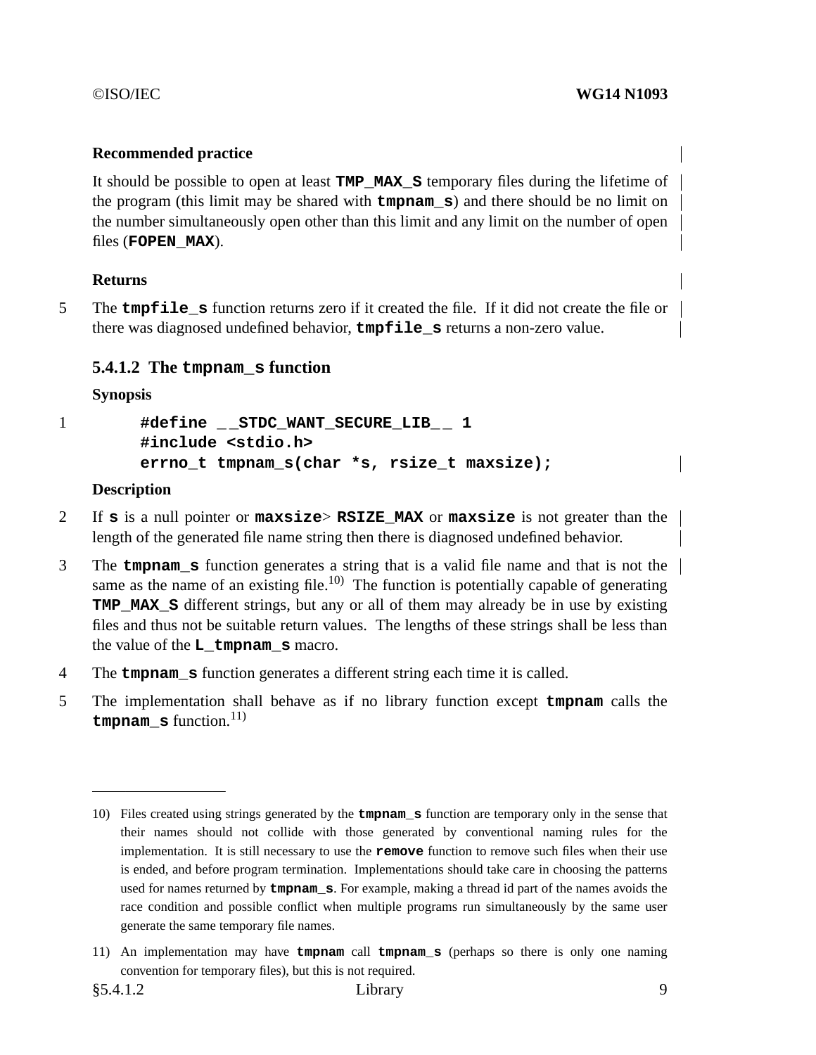**Recommended practice**

It should be possible to open at least **TMP_MAX_S** temporary files during the lifetime of the program (this limit may be shared with **tmpnam_s**) and there should be no limit on the number simultaneously open other than this limit and any limit on the number of open files (**FOPEN_MAX**).

**Returns**

5 The **tmpfile_s** function returns zero if it created the file. If it did not create the file or there was diagnosed undefined behavior, **tmpfile_s** returns a non-zero value.

### 5.4.1.2 The `tmpnam_s` function

**Synopsis**

1
```
#define __STDC_WANT_SECURE_LIB__ 1
#include <stdio.h>
errno_t tmpnam_s(char *s, rsize_t maxsize);
```

**Description**

2 If **s** is a null pointer or **maxsize**> **RSIZE_MAX** or **maxsize** is not greater than the length of the generated file name string then there is diagnosed undefined behavior.

3 The **tmpnam_s** function generates a string that is a valid file name and that is not the same as the name of an existing file.[10] The function is potentially capable of generating **TMP_MAX_S** different strings, but any or all of them may already be in use by existing files and thus not be suitable return values. The lengths of these strings shall be less than the value of the **L_tmpnam_s** macro.

4 The **tmpnam_s** function generates a different string each time it is called.

5 The implementation shall behave as if no library function except **tmpnam** calls the **tmpnam_s** function.[11]

---

10) Files created using strings generated by the **tmpnam_s** function are temporary only in the sense that their names should not collide with those generated by conventional naming rules for the implementation. It is still necessary to use the **remove** function to remove such files when their use is ended, and before program termination. Implementations should take care in choosing the patterns used for names returned by **tmpnam_s**. For example, making a thread id part of the names avoids the race condition and possible conflict when multiple programs run simultaneously by the same user generate the same temporary file names.

11) An implementation may have **tmpnam** call **tmpnam_s** (perhaps so there is only one naming convention for temporary files), but this is not required.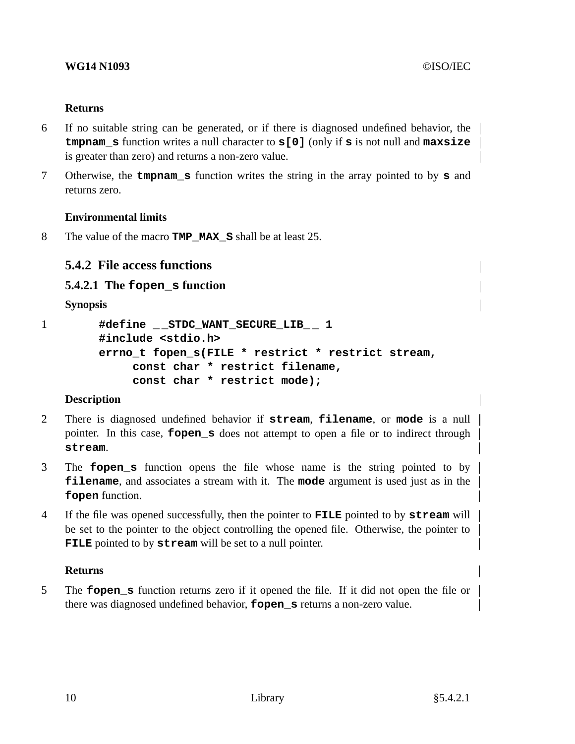**Returns**

6 If no suitable string can be generated, or if there is diagnosed undefined behavior, the **tmpnam_s** function writes a null character to **s[0]** (only if **s** is not null and **maxsize** is greater than zero) and returns a non-zero value.

7 Otherwise, the **tmpnam_s** function writes the string in the array pointed to by **s** and returns zero.

**Environmental limits**

8 The value of the macro **TMP_MAX_S** shall be at least 25.

## 5.4.2 File access functions

### 5.4.2.1 The fopen_s function

**Synopsis**

1
```
#define __STDC_WANT_SECURE_LIB__ 1
#include <stdio.h>
errno_t fopen_s(FILE * restrict * restrict stream,
     const char * restrict filename,
     const char * restrict mode);
```

**Description**

2 There is diagnosed undefined behavior if **stream**, **filename**, or **mode** is a null pointer. In this case, **fopen_s** does not attempt to open a file or to indirect through **stream**.

3 The **fopen_s** function opens the file whose name is the string pointed to by **filename**, and associates a stream with it. The **mode** argument is used just as in the **fopen** function.

4 If the file was opened successfully, then the pointer to **FILE** pointed to by **stream** will be set to the pointer to the object controlling the opened file. Otherwise, the pointer to **FILE** pointed to by **stream** will be set to a null pointer.

**Returns**

5 The **fopen_s** function returns zero if it opened the file. If it did not open the file or there was diagnosed undefined behavior, **fopen_s** returns a non-zero value.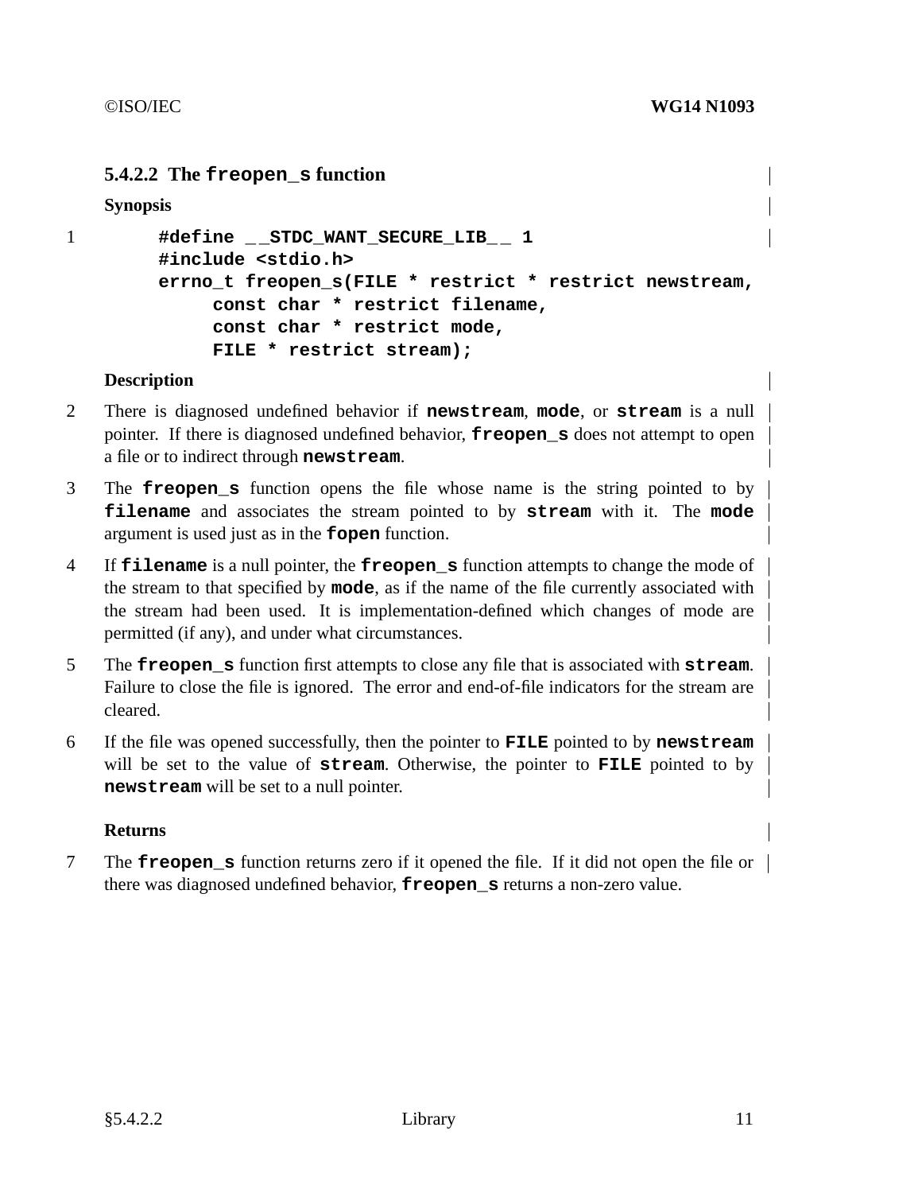#### 5.4.2.2 The **freopen_s** function

**Synopsis**

1
```
#define __STDC_WANT_SECURE_LIB__ 1
#include <stdio.h>
errno_t freopen_s(FILE * restrict * restrict newstream,
     const char * restrict filename,
     const char * restrict mode,
     FILE * restrict stream);
```

**Description**

2 There is diagnosed undefined behavior if **newstream**, **mode**, or **stream** is a null pointer. If there is diagnosed undefined behavior, **freopen_s** does not attempt to open a file or to indirect through **newstream**.

3 The **freopen_s** function opens the file whose name is the string pointed to by **filename** and associates the stream pointed to by **stream** with it. The **mode** argument is used just as in the **fopen** function.

4 If **filename** is a null pointer, the **freopen_s** function attempts to change the mode of the stream to that specified by **mode**, as if the name of the file currently associated with the stream had been used. It is implementation-defined which changes of mode are permitted (if any), and under what circumstances.

5 The **freopen_s** function first attempts to close any file that is associated with **stream**. Failure to close the file is ignored. The error and end-of-file indicators for the stream are cleared.

6 If the file was opened successfully, then the pointer to **FILE** pointed to by **newstream** will be set to the value of **stream**. Otherwise, the pointer to **FILE** pointed to by **newstream** will be set to a null pointer.

**Returns**

7 The **freopen_s** function returns zero if it opened the file. If it did not open the file or there was diagnosed undefined behavior, **freopen_s** returns a non-zero value.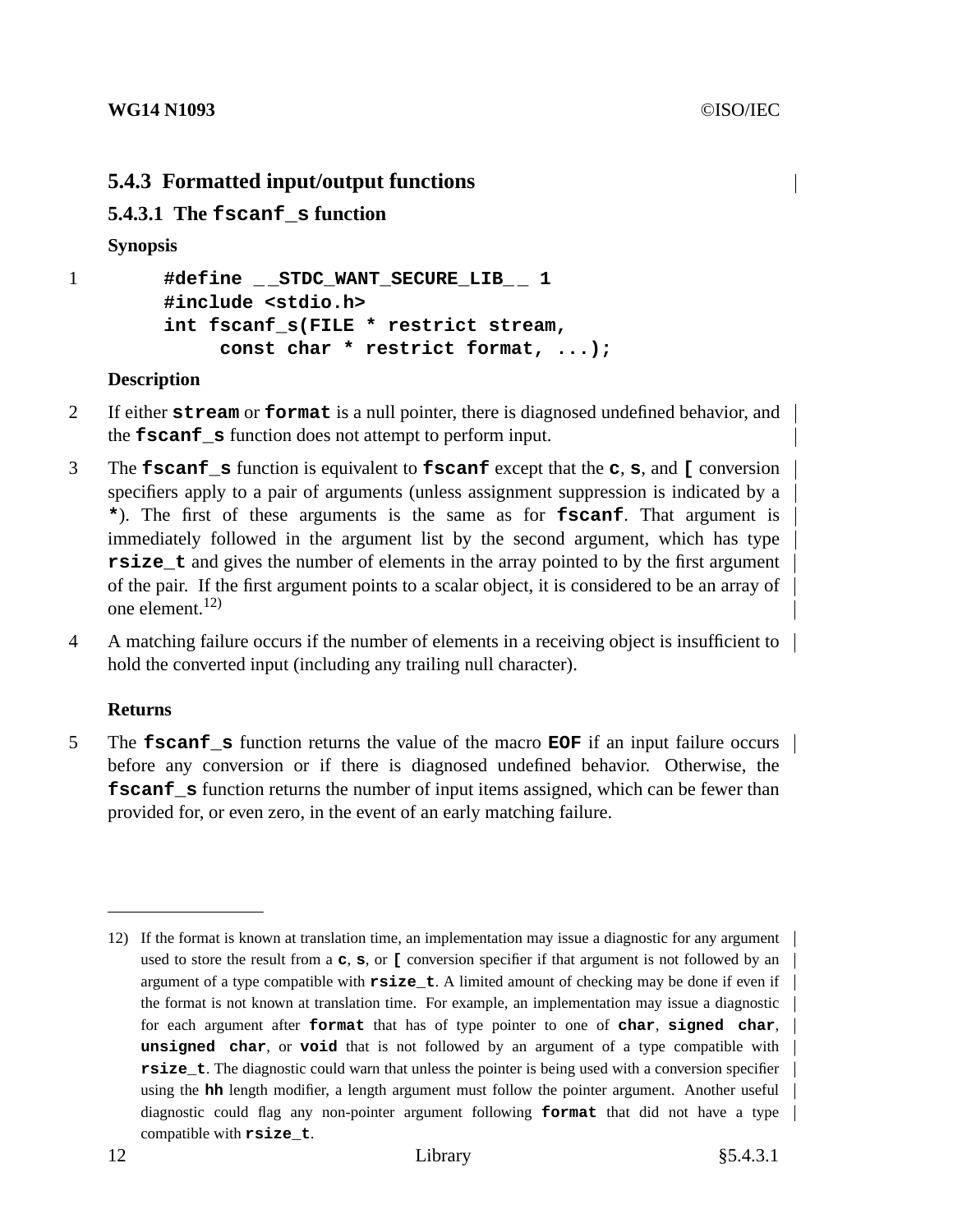### 5.4.3 Formatted input/output functions

#### 5.4.3.1 The `fscanf_s` function

**Synopsis**

1

```
#define __STDC_WANT_SECURE_LIB__ 1
#include <stdio.h>
int fscanf_s(FILE * restrict stream,
     const char * restrict format, ...);
```

**Description**

2 If either **`stream`** or **`format`** is a null pointer, there is diagnosed undefined behavior, and the **`fscanf_s`** function does not attempt to perform input.

3 The **`fscanf_s`** function is equivalent to **`fscanf`** except that the **`c`**, **`s`**, and **`[`** conversion specifiers apply to a pair of arguments (unless assignment suppression is indicated by a **`*`**). The first of these arguments is the same as for **`fscanf`**. That argument is immediately followed in the argument list by the second argument, which has type **`rsize_t`** and gives the number of elements in the array pointed to by the first argument of the pair. If the first argument points to a scalar object, it is considered to be an array of one element.[12)]

4 A matching failure occurs if the number of elements in a receiving object is insufficient to hold the converted input (including any trailing null character).

**Returns**

5 The **`fscanf_s`** function returns the value of the macro **`EOF`** if an input failure occurs before any conversion or if there is diagnosed undefined behavior. Otherwise, the **`fscanf_s`** function returns the number of input items assigned, which can be fewer than provided for, or even zero, in the event of an early matching failure.

---

12) If the format is known at translation time, an implementation may issue a diagnostic for any argument used to store the result from a **`c`**, **`s`**, or **`[`** conversion specifier if that argument is not followed by an argument of a type compatible with **`rsize_t`**. A limited amount of checking may be done if even if the format is not known at translation time. For example, an implementation may issue a diagnostic for each argument after **`format`** that has of type pointer to one of **`char`**, **`signed char`**, **`unsigned char`**, or **`void`** that is not followed by an argument of a type compatible with **`rsize_t`**. The diagnostic could warn that unless the pointer is being used with a conversion specifier using the **`hh`** length modifier, a length argument must follow the pointer argument. Another useful diagnostic could flag any non-pointer argument following **`format`** that did not have a type compatible with **`rsize_t`**.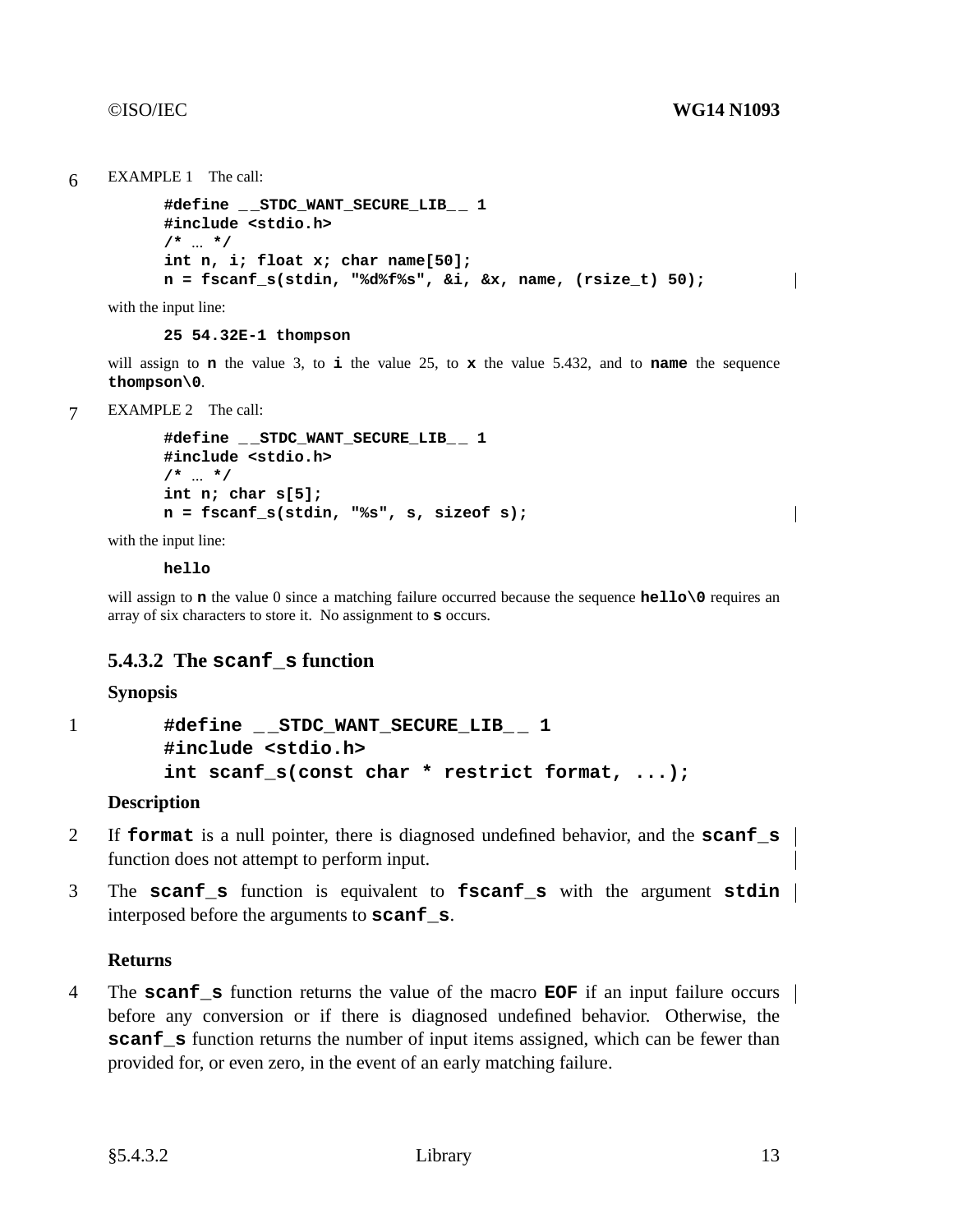6 EXAMPLE 1 The call:

```
#define __STDC_WANT_SECURE_LIB__ 1
#include <stdio.h>
/* ... */
int n, i; float x; char name[50];
n = fscanf_s(stdin, "%d%f%s", &i, &x, name, (rsize_t) 50);
```

with the input line:

```
25 54.32E-1 thompson
```

will assign to **n** the value 3, to **i** the value 25, to **x** the value 5.432, and to **name** the sequence **thompson\0**.

7 EXAMPLE 2 The call:

```
#define __STDC_WANT_SECURE_LIB__ 1
#include <stdio.h>
/* ... */
int n; char s[5];
n = fscanf_s(stdin, "%s", s, sizeof s);
```

with the input line:

```
hello
```

will assign to **n** the value 0 since a matching failure occurred because the sequence **hello\0** requires an array of six characters to store it. No assignment to **s** occurs.

### 5.4.3.2 The scanf_s function

**Synopsis**

1

```
#define __STDC_WANT_SECURE_LIB__ 1
#include <stdio.h>
int scanf_s(const char * restrict format, ...);
```

**Description**

2 If **format** is a null pointer, there is diagnosed undefined behavior, and the **scanf_s** function does not attempt to perform input.

3 The **scanf_s** function is equivalent to **fscanf_s** with the argument **stdin** interposed before the arguments to **scanf_s**.

**Returns**

4 The **scanf_s** function returns the value of the macro **EOF** if an input failure occurs before any conversion or if there is diagnosed undefined behavior. Otherwise, the **scanf_s** function returns the number of input items assigned, which can be fewer than provided for, or even zero, in the event of an early matching failure.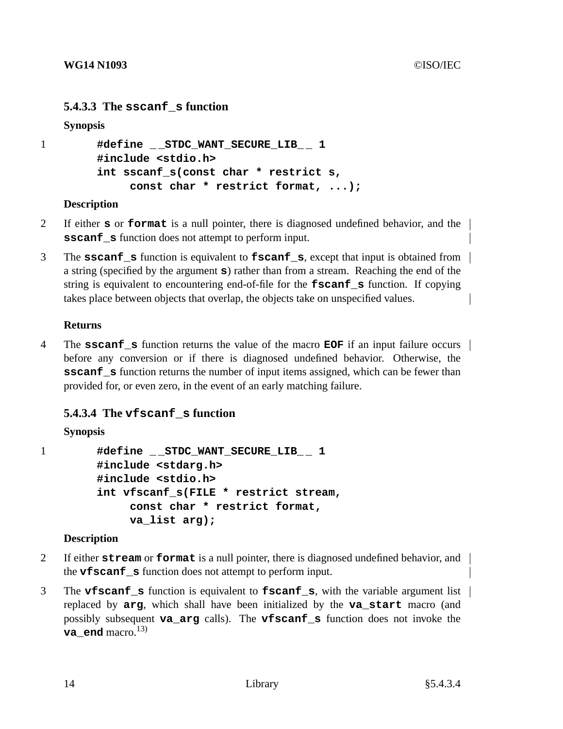#### 5.4.3.3 The `sscanf_s` function

**Synopsis**

1
```
#define __STDC_WANT_SECURE_LIB__ 1
#include <stdio.h>
int sscanf_s(const char * restrict s,
     const char * restrict format, ...);
```

**Description**

2 If either **s** or **format** is a null pointer, there is diagnosed undefined behavior, and the **sscanf_s** function does not attempt to perform input.

3 The **sscanf_s** function is equivalent to **fscanf_s**, except that input is obtained from a string (specified by the argument **s**) rather than from a stream. Reaching the end of the string is equivalent to encountering end-of-file for the **fscanf_s** function. If copying takes place between objects that overlap, the objects take on unspecified values.

**Returns**

4 The **sscanf_s** function returns the value of the macro **EOF** if an input failure occurs before any conversion or if there is diagnosed undefined behavior. Otherwise, the **sscanf_s** function returns the number of input items assigned, which can be fewer than provided for, or even zero, in the event of an early matching failure.

#### 5.4.3.4 The `vfscanf_s` function

**Synopsis**

1
```
#define __STDC_WANT_SECURE_LIB__ 1
#include <stdarg.h>
#include <stdio.h>
int vfscanf_s(FILE * restrict stream,
     const char * restrict format,
     va_list arg);
```

**Description**

2 If either **stream** or **format** is a null pointer, there is diagnosed undefined behavior, and the **vfscanf_s** function does not attempt to perform input.

3 The **vfscanf_s** function is equivalent to **fscanf_s**, with the variable argument list replaced by **arg**, which shall have been initialized by the **va_start** macro (and possibly subsequent **va_arg** calls). The **vfscanf_s** function does not invoke the **va_end** macro.[13)]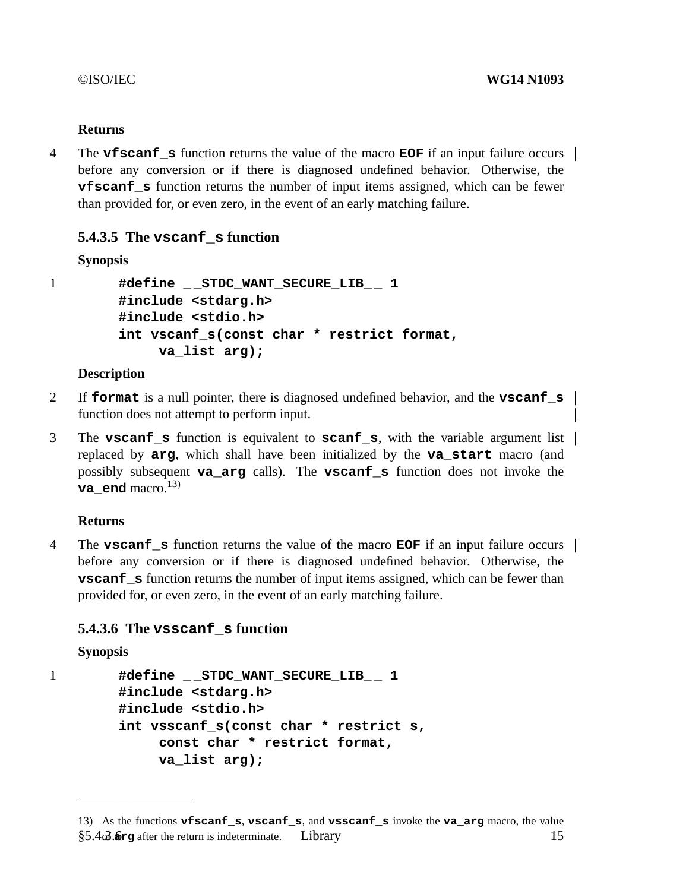**Returns**

4 The **vfscanf_s** function returns the value of the macro **EOF** if an input failure occurs before any conversion or if there is diagnosed undefined behavior. Otherwise, the **vfscanf_s** function returns the number of input items assigned, which can be fewer than provided for, or even zero, in the event of an early matching failure.

### 5.4.3.5 The vscanf_s function

**Synopsis**

1
```
#define __STDC_WANT_SECURE_LIB__ 1
#include <stdarg.h>
#include <stdio.h>
int vscanf_s(const char * restrict format,
     va_list arg);
```

**Description**

2 If **format** is a null pointer, there is diagnosed undefined behavior, and the **vscanf_s** function does not attempt to perform input.

3 The **vscanf_s** function is equivalent to **scanf_s**, with the variable argument list replaced by **arg**, which shall have been initialized by the **va_start** macro (and possibly subsequent **va_arg** calls). The **vscanf_s** function does not invoke the **va_end** macro.[13)]

**Returns**

4 The **vscanf_s** function returns the value of the macro **EOF** if an input failure occurs before any conversion or if there is diagnosed undefined behavior. Otherwise, the **vscanf_s** function returns the number of input items assigned, which can be fewer than provided for, or even zero, in the event of an early matching failure.

### 5.4.3.6 The vsscanf_s function

**Synopsis**

1
```
#define __STDC_WANT_SECURE_LIB__ 1
#include <stdarg.h>
#include <stdio.h>
int vsscanf_s(const char * restrict s,
     const char * restrict format,
     va_list arg);
```

---

13) As the functions **vfscanf_s**, **vscanf_s**, and **vsscanf_s** invoke the **va_arg** macro, the value of **arg** after the return is indeterminate.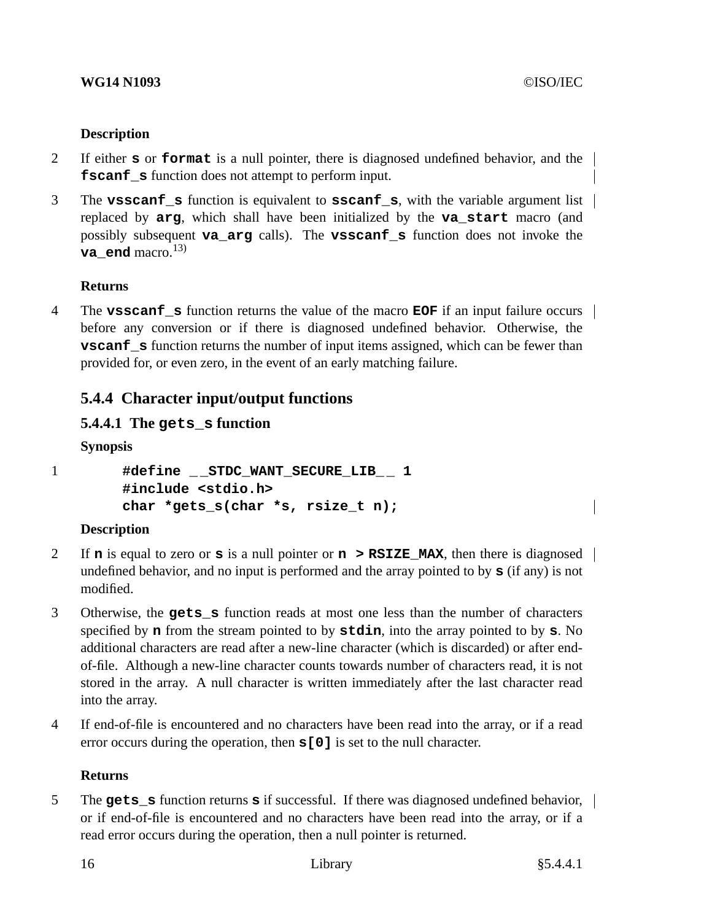**Description**

2 If either **s** or **format** is a null pointer, there is diagnosed undefined behavior, and the **fscanf_s** function does not attempt to perform input.

3 The **vsscanf_s** function is equivalent to **sscanf_s**, with the variable argument list replaced by **arg**, which shall have been initialized by the **va_start** macro (and possibly subsequent **va_arg** calls). The **vsscanf_s** function does not invoke the **va_end** macro.[13)]

**Returns**

4 The **vsscanf_s** function returns the value of the macro **EOF** if an input failure occurs before any conversion or if there is diagnosed undefined behavior. Otherwise, the **vscanf_s** function returns the number of input items assigned, which can be fewer than provided for, or even zero, in the event of an early matching failure.

## 5.4.4 Character input/output functions

### 5.4.4.1 The gets_s function

**Synopsis**

1
```
#define __STDC_WANT_SECURE_LIB__ 1
#include <stdio.h>
char *gets_s(char *s, rsize_t n);
```

**Description**

2 If **n** is equal to zero or **s** is a null pointer or **n > RSIZE_MAX**, then there is diagnosed undefined behavior, and no input is performed and the array pointed to by **s** (if any) is not modified.

3 Otherwise, the **gets_s** function reads at most one less than the number of characters specified by **n** from the stream pointed to by **stdin**, into the array pointed to by **s**. No additional characters are read after a new-line character (which is discarded) or after end-of-file. Although a new-line character counts towards number of characters read, it is not stored in the array. A null character is written immediately after the last character read into the array.

4 If end-of-file is encountered and no characters have been read into the array, or if a read error occurs during the operation, then **s[0]** is set to the null character.

**Returns**

5 The **gets_s** function returns **s** if successful. If there was diagnosed undefined behavior, or if end-of-file is encountered and no characters have been read into the array, or if a read error occurs during the operation, then a null pointer is returned.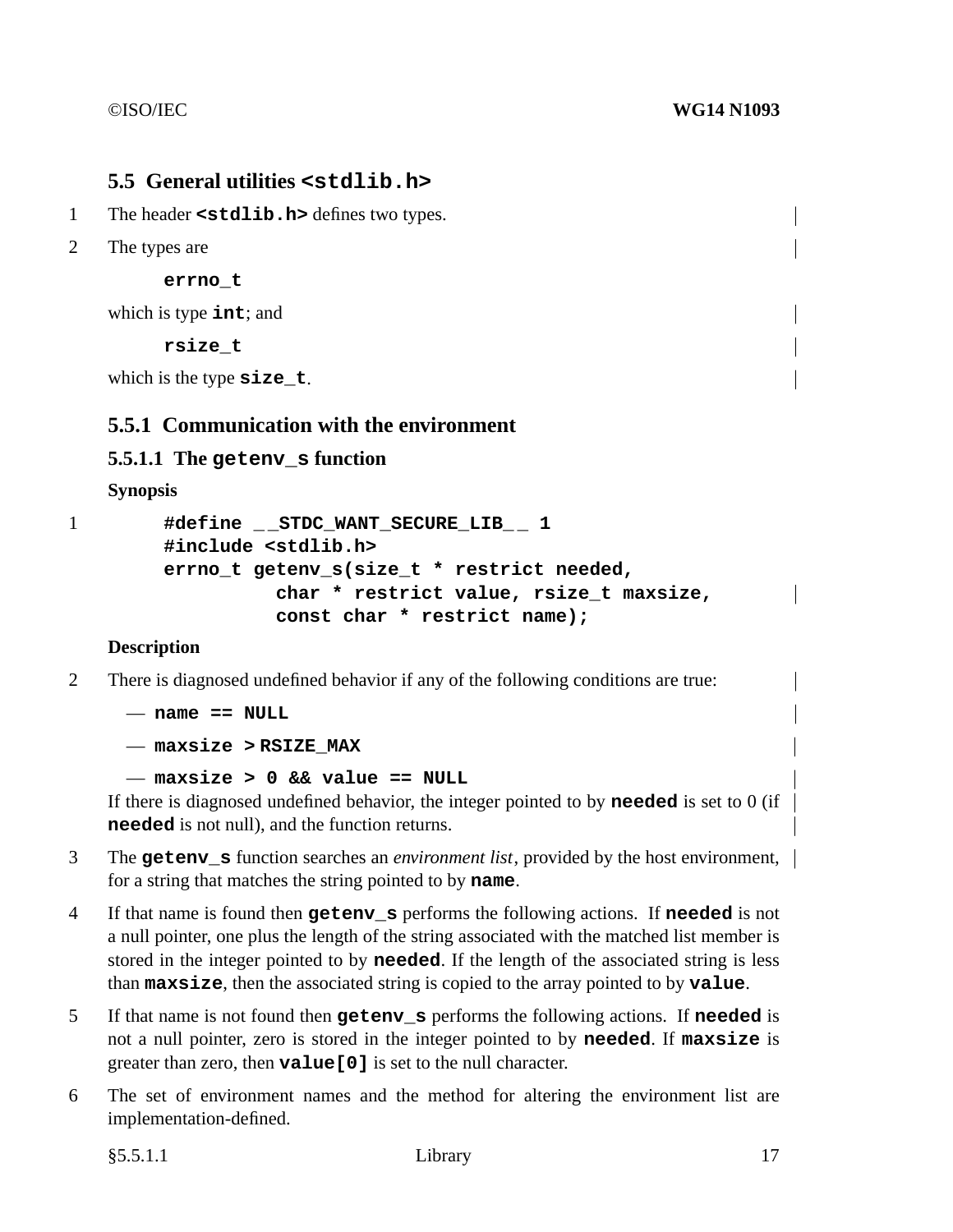## 5.5 General utilities `<stdlib.h>`

1 The header **`<stdlib.h>`** defines two types.

2 The types are

    errno_t

which is type **`int`**; and

    rsize_t

which is the type **`size_t`**.

### 5.5.1 Communication with the environment

#### 5.5.1.1 The `getenv_s` function

**Synopsis**

1
```
#define __STDC_WANT_SECURE_LIB__ 1
#include <stdlib.h>
errno_t getenv_s(size_t * restrict needed,
          char * restrict value, rsize_t maxsize,
          const char * restrict name);
```

**Description**

2 There is diagnosed undefined behavior if any of the following conditions are true:

— **`name == NULL`**

— **`maxsize > RSIZE_MAX`**

— **`maxsize > 0 && value == NULL`**

If there is diagnosed undefined behavior, the integer pointed to by **`needed`** is set to 0 (if **`needed`** is not null), and the function returns.

3 The **`getenv_s`** function searches an *environment list*, provided by the host environment, for a string that matches the string pointed to by **`name`**.

4 If that name is found then **`getenv_s`** performs the following actions. If **`needed`** is not a null pointer, one plus the length of the string associated with the matched list member is stored in the integer pointed to by **`needed`**. If the length of the associated string is less than **`maxsize`**, then the associated string is copied to the array pointed to by **`value`**.

5 If that name is not found then **`getenv_s`** performs the following actions. If **`needed`** is not a null pointer, zero is stored in the integer pointed to by **`needed`**. If **`maxsize`** is greater than zero, then **`value[0]`** is set to the null character.

6 The set of environment names and the method for altering the environment list are implementation-defined.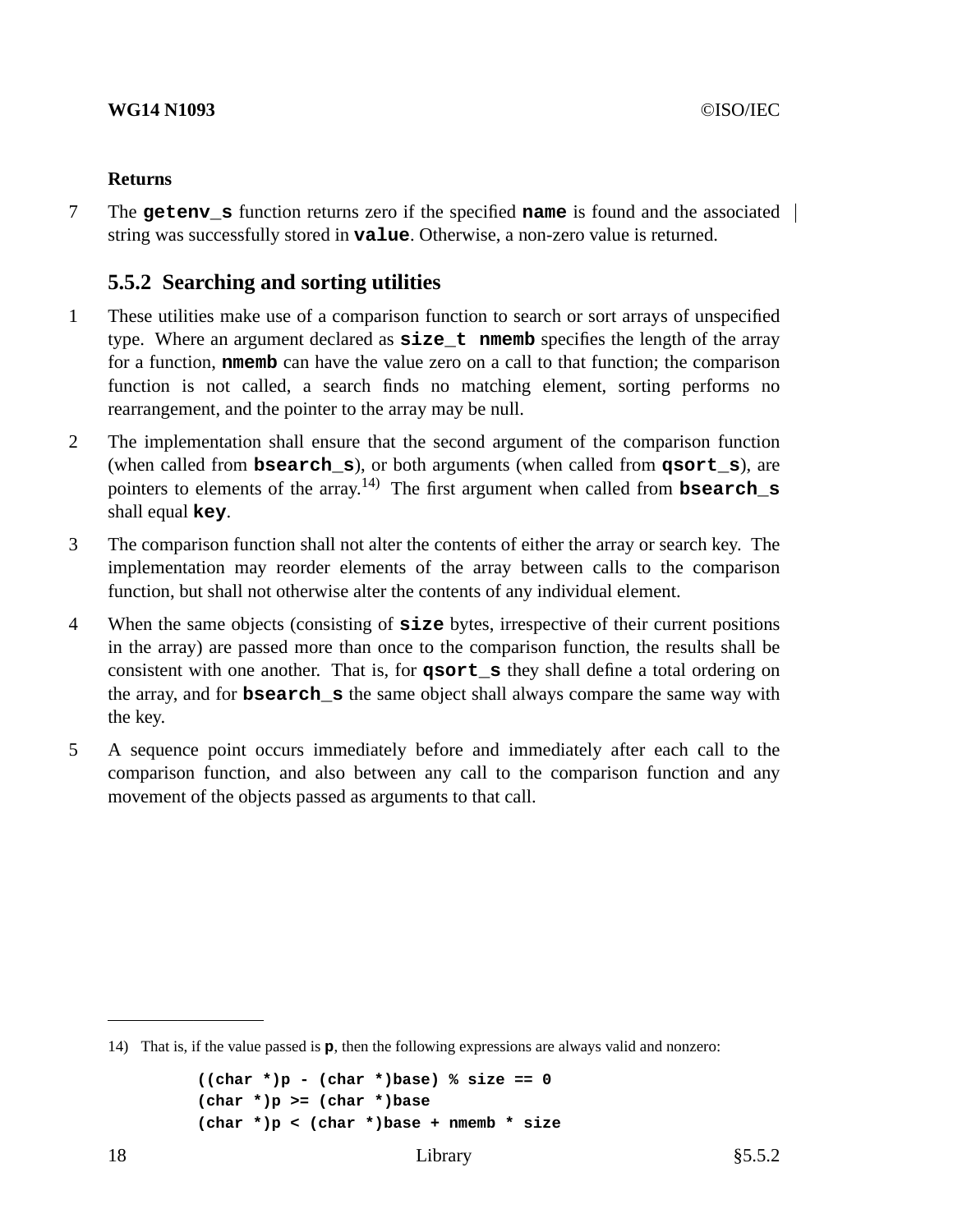**Returns**

7 The **getenv_s** function returns zero if the specified **name** is found and the associated string was successfully stored in **value**. Otherwise, a non-zero value is returned.

### 5.5.2 Searching and sorting utilities

1 These utilities make use of a comparison function to search or sort arrays of unspecified type. Where an argument declared as **size_t nmemb** specifies the length of the array for a function, **nmemb** can have the value zero on a call to that function; the comparison function is not called, a search finds no matching element, sorting performs no rearrangement, and the pointer to the array may be null.

2 The implementation shall ensure that the second argument of the comparison function (when called from **bsearch_s**), or both arguments (when called from **qsort_s**), are pointers to elements of the array.[14] The first argument when called from **bsearch_s** shall equal **key**.

3 The comparison function shall not alter the contents of either the array or search key. The implementation may reorder elements of the array between calls to the comparison function, but shall not otherwise alter the contents of any individual element.

4 When the same objects (consisting of **size** bytes, irrespective of their current positions in the array) are passed more than once to the comparison function, the results shall be consistent with one another. That is, for **qsort_s** they shall define a total ordering on the array, and for **bsearch_s** the same object shall always compare the same way with the key.

5 A sequence point occurs immediately before and immediately after each call to the comparison function, and also between any call to the comparison function and any movement of the objects passed as arguments to that call.

---

14) That is, if the value passed is **p**, then the following expressions are always valid and nonzero:

```
((char *)p - (char *)base) % size == 0
(char *)p >= (char *)base
(char *)p < (char *)base + nmemb * size
```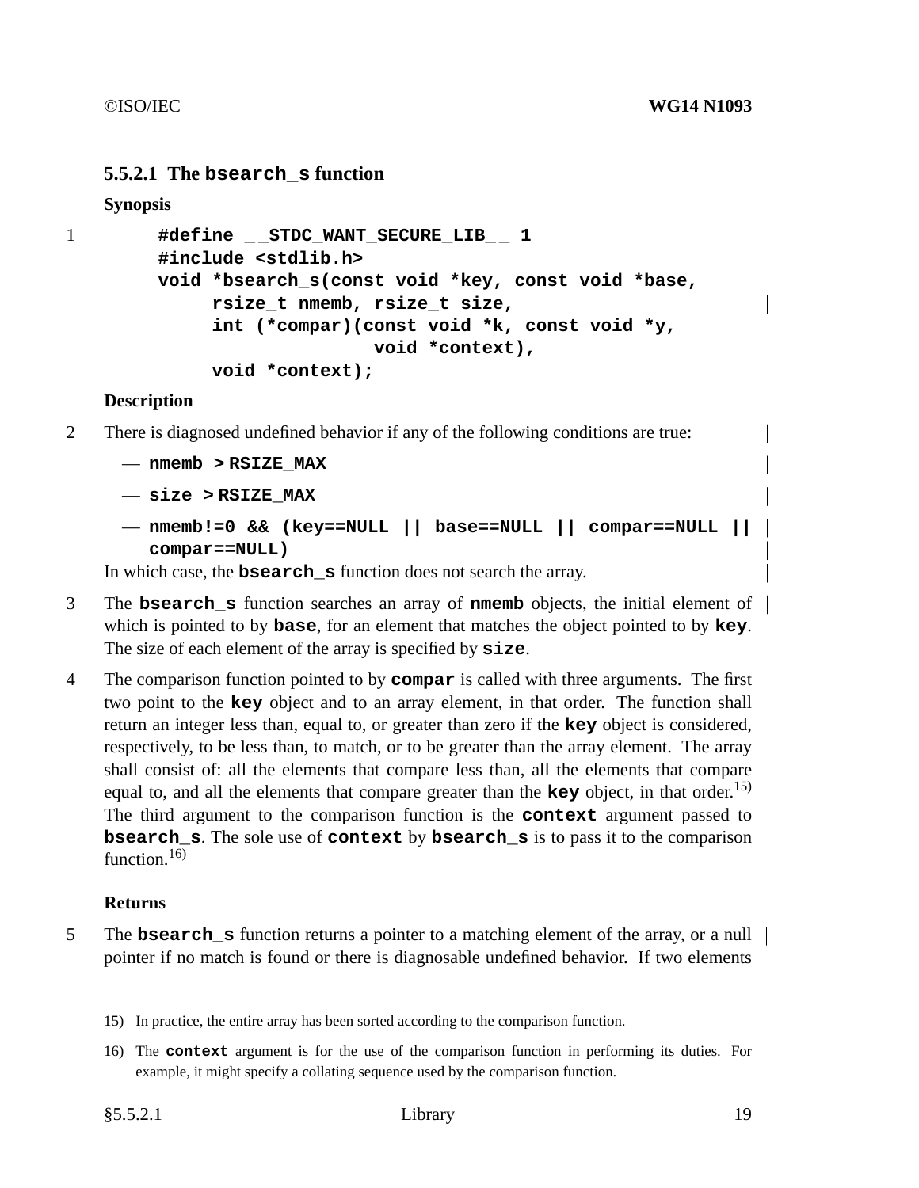### 5.5.2.1 The `bsearch_s` function

**Synopsis**

1

```
#define __STDC_WANT_SECURE_LIB__ 1
#include <stdlib.h>
void *bsearch_s(const void *key, const void *base,
     rsize_t nmemb, rsize_t size,
     int (*compar)(const void *k, const void *y,
                   void *context),
     void *context);
```

**Description**

2 There is diagnosed undefined behavior if any of the following conditions are true:

- **nmemb > RSIZE_MAX**
- **size > RSIZE_MAX**
- **nmemb!=0 && (key==NULL || base==NULL || compar==NULL || compar==NULL)**

In which case, the **bsearch_s** function does not search the array.

3 The **bsearch_s** function searches an array of **nmemb** objects, the initial element of which is pointed to by **base**, for an element that matches the object pointed to by **key**. The size of each element of the array is specified by **size**.

4 The comparison function pointed to by **compar** is called with three arguments. The first two point to the **key** object and to an array element, in that order. The function shall return an integer less than, equal to, or greater than zero if the **key** object is considered, respectively, to be less than, to match, or to be greater than the array element. The array shall consist of: all the elements that compare less than, all the elements that compare equal to, and all the elements that compare greater than the **key** object, in that order.[15] The third argument to the comparison function is the **context** argument passed to **bsearch_s**. The sole use of **context** by **bsearch_s** is to pass it to the comparison function.[16]

**Returns**

5 The **bsearch_s** function returns a pointer to a matching element of the array, or a null pointer if no match is found or there is diagnosable undefined behavior. If two elements

---

15) In practice, the entire array has been sorted according to the comparison function.

16) The **context** argument is for the use of the comparison function in performing its duties. For example, it might specify a collating sequence used by the comparison function.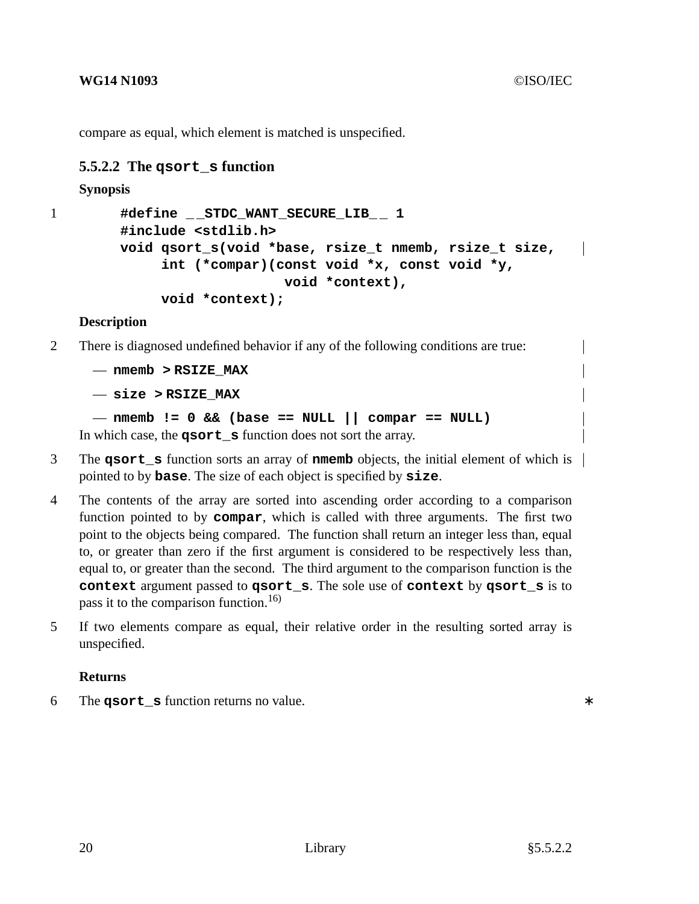compare as equal, which element is matched is unspecified.

#### 5.5.2.2 The qsort_s function

**Synopsis**

1

```
#define __STDC_WANT_SECURE_LIB__ 1
#include <stdlib.h>
void qsort_s(void *base, rsize_t nmemb, rsize_t size,
     int (*compar)(const void *x, const void *y,
                   void *context),
     void *context);
```

**Description**

2 There is diagnosed undefined behavior if any of the following conditions are true:

— **nmemb > RSIZE_MAX**

— **size > RSIZE_MAX**

— **nmemb != 0 && (base == NULL || compar == NULL)**

In which case, the **qsort_s** function does not sort the array.

3 The **qsort_s** function sorts an array of **nmemb** objects, the initial element of which is pointed to by **base**. The size of each object is specified by **size**.

4 The contents of the array are sorted into ascending order according to a comparison function pointed to by **compar**, which is called with three arguments. The first two point to the objects being compared. The function shall return an integer less than, equal to, or greater than zero if the first argument is considered to be respectively less than, equal to, or greater than the second. The third argument to the comparison function is the **context** argument passed to **qsort_s**. The sole use of **context** by **qsort_s** is to pass it to the comparison function.[16)]

5 If two elements compare as equal, their relative order in the resulting sorted array is unspecified.

**Returns**

6 The **qsort_s** function returns no value.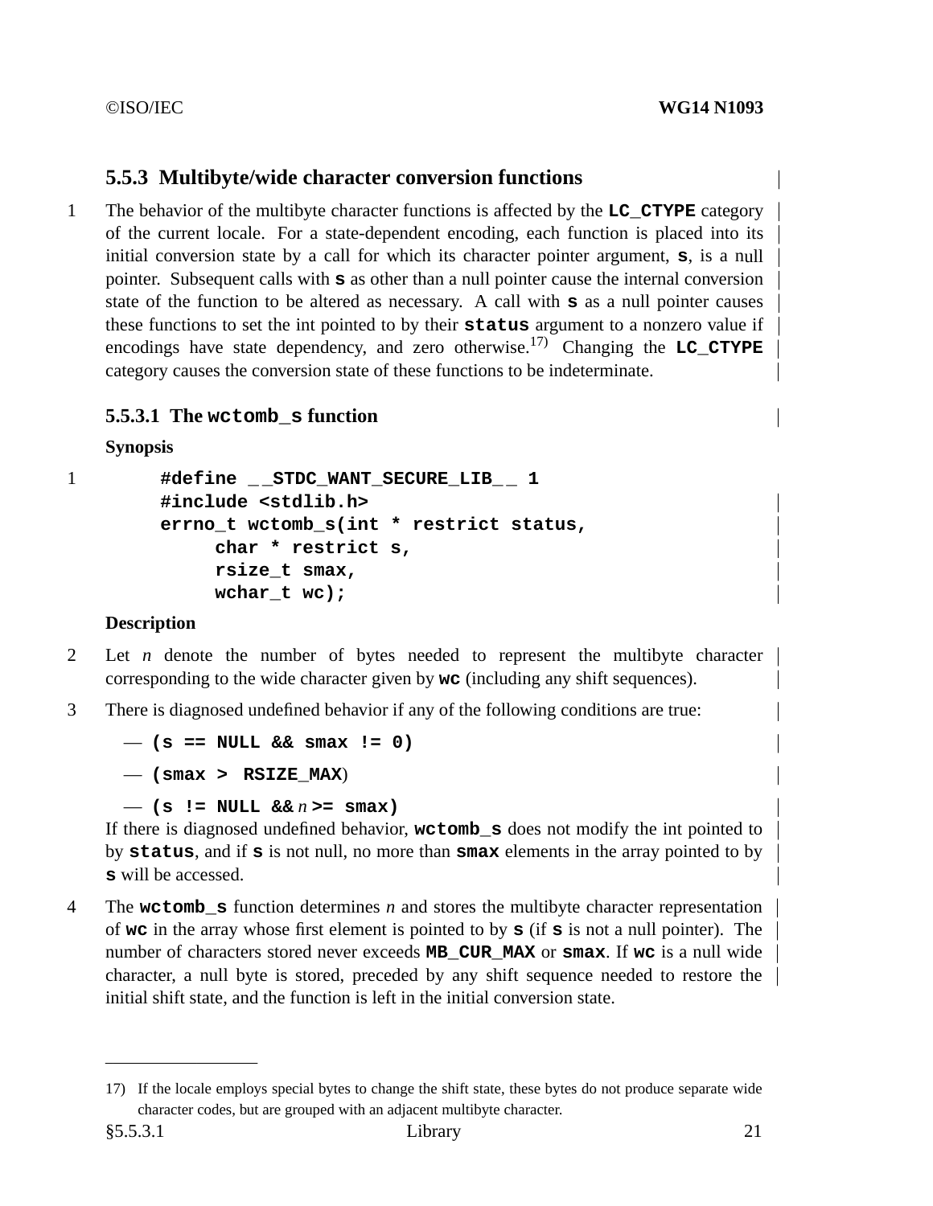### 5.5.3 Multibyte/wide character conversion functions

1 The behavior of the multibyte character functions is affected by the **LC_CTYPE** category of the current locale. For a state-dependent encoding, each function is placed into its initial conversion state by a call for which its character pointer argument, **s**, is a null pointer. Subsequent calls with **s** as other than a null pointer cause the internal conversion state of the function to be altered as necessary. A call with **s** as a null pointer causes these functions to set the int pointed to by their **status** argument to a nonzero value if encodings have state dependency, and zero otherwise.[17] Changing the **LC_CTYPE** category causes the conversion state of these functions to be indeterminate.

#### 5.5.3.1 The wctomb_s function

**Synopsis**

1

```
#define __STDC_WANT_SECURE_LIB__ 1
#include <stdlib.h>
errno_t wctomb_s(int * restrict status,
     char * restrict s,
     rsize_t smax,
     wchar_t wc);
```

**Description**

2 Let *n* denote the number of bytes needed to represent the multibyte character corresponding to the wide character given by **wc** (including any shift sequences).

3 There is diagnosed undefined behavior if any of the following conditions are true:

— **(s == NULL && smax != 0)**

— **(smax > RSIZE_MAX)**

— **(s != NULL &&** *n* **>= smax)**

If there is diagnosed undefined behavior, **wctomb_s** does not modify the int pointed to by **status**, and if **s** is not null, no more than **smax** elements in the array pointed to by **s** will be accessed.

4 The **wctomb_s** function determines *n* and stores the multibyte character representation of **wc** in the array whose first element is pointed to by **s** (if **s** is not a null pointer). The number of characters stored never exceeds **MB_CUR_MAX** or **smax**. If **wc** is a null wide character, a null byte is stored, preceded by any shift sequence needed to restore the initial shift state, and the function is left in the initial conversion state.

---

17) If the locale employs special bytes to change the shift state, these bytes do not produce separate wide character codes, but are grouped with an adjacent multibyte character.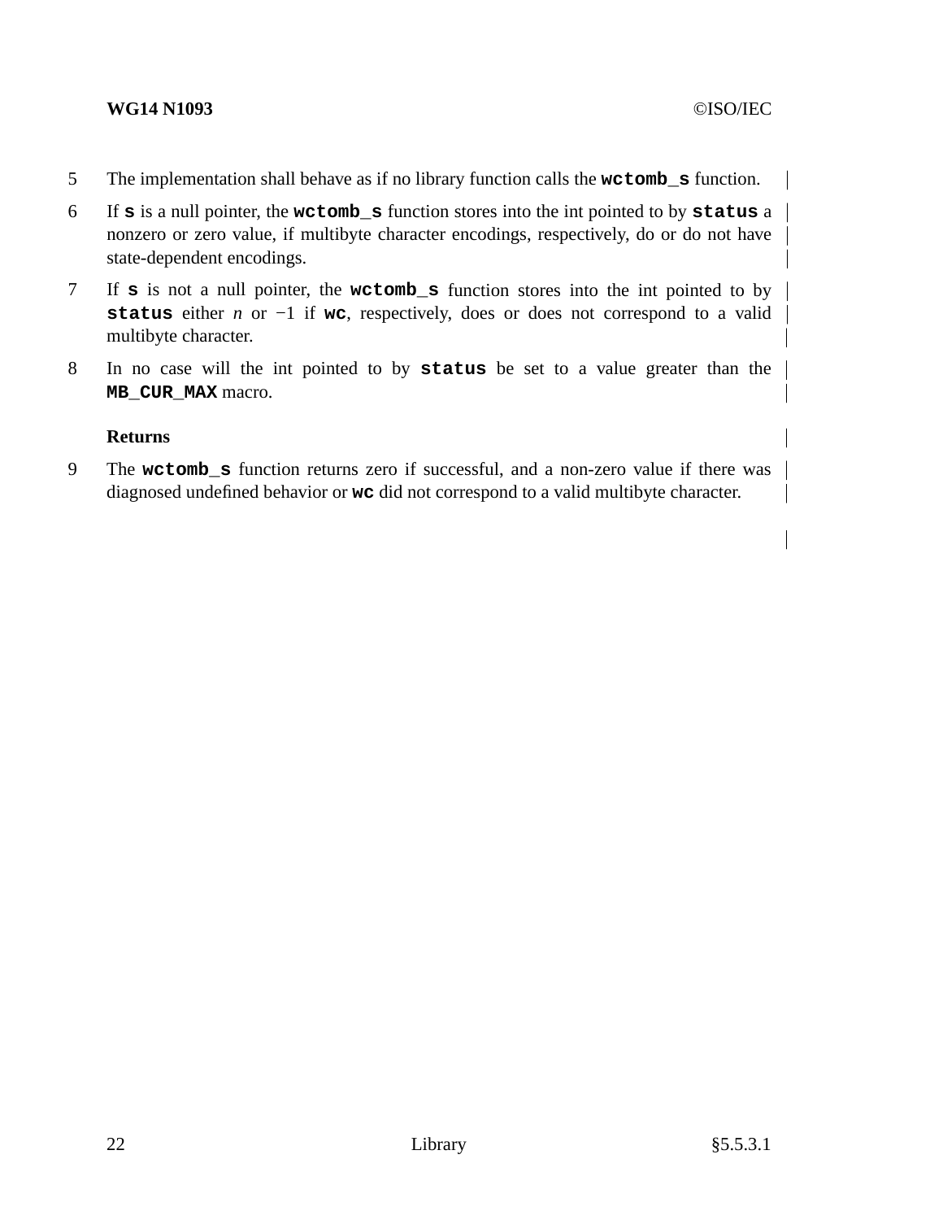5 The implementation shall behave as if no library function calls the **wctomb_s** function.

6 If **s** is a null pointer, the **wctomb_s** function stores into the int pointed to by **status** a nonzero or zero value, if multibyte character encodings, respectively, do or do not have state-dependent encodings.

7 If **s** is not a null pointer, the **wctomb_s** function stores into the int pointed to by **status** either *n* or −1 if **wc**, respectively, does or does not correspond to a valid multibyte character.

8 In no case will the int pointed to by **status** be set to a value greater than the **MB_CUR_MAX** macro.

**Returns**

9 The **wctomb_s** function returns zero if successful, and a non-zero value if there was diagnosed undefined behavior or **wc** did not correspond to a valid multibyte character.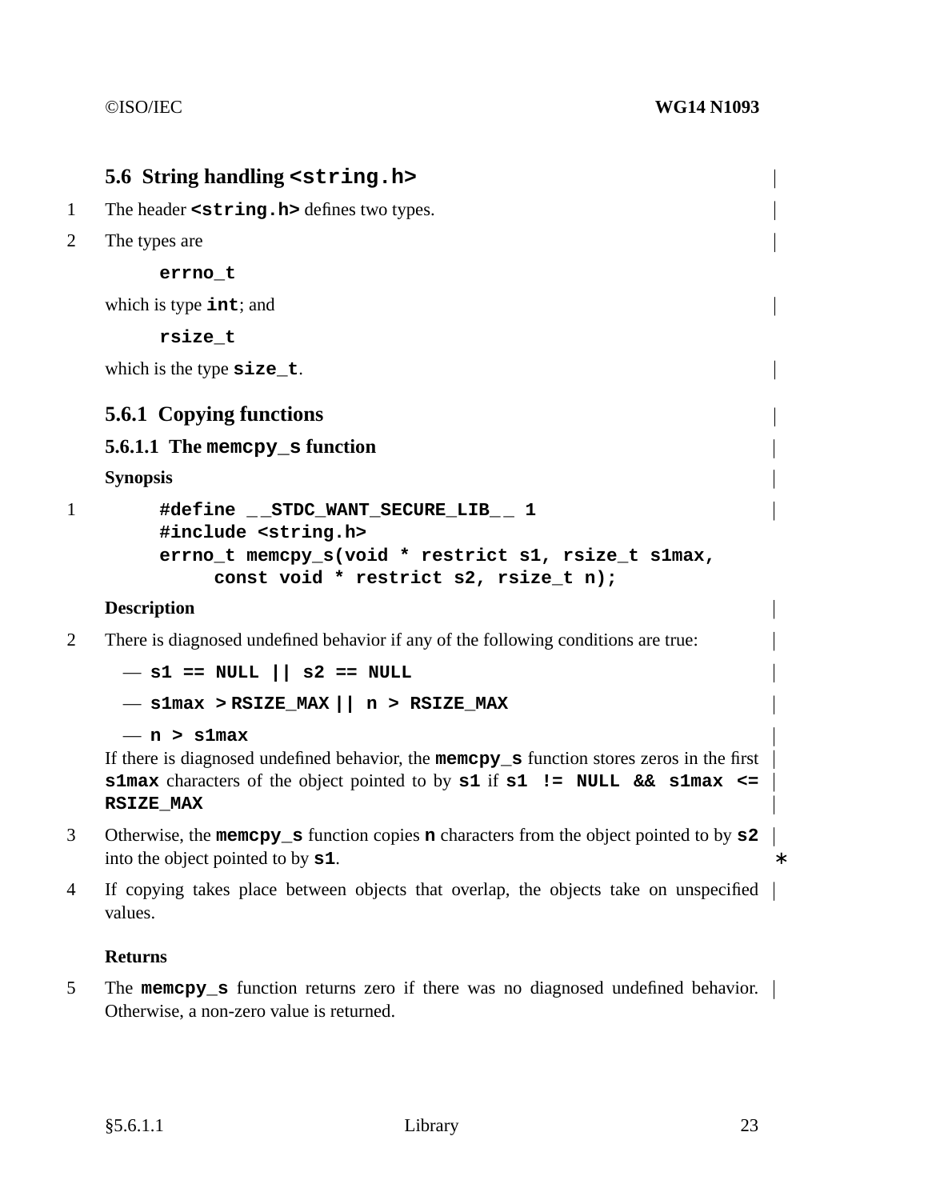## 5.6 String handling `<string.h>`

1 The header **`<string.h>`** defines two types.

2 The types are

```
errno_t
```

which is type **`int`**; and

```
rsize_t
```

which is the type **`size_t`**.

### 5.6.1 Copying functions

#### 5.6.1.1 The `memcpy_s` function

**Synopsis**

1
```
#define __STDC_WANT_SECURE_LIB__ 1
#include <string.h>
errno_t memcpy_s(void * restrict s1, rsize_t s1max,
     const void * restrict s2, rsize_t n);
```

**Description**

2 There is diagnosed undefined behavior if any of the following conditions are true:

— **`s1 == NULL || s2 == NULL`**

— **`s1max > RSIZE_MAX || n > RSIZE_MAX`**

— **`n > s1max`**

If there is diagnosed undefined behavior, the **`memcpy_s`** function stores zeros in the first **`s1max`** characters of the object pointed to by **`s1`** if **`s1 != NULL && s1max <= RSIZE_MAX`**

3 Otherwise, the **`memcpy_s`** function copies **`n`** characters from the object pointed to by **`s2`** into the object pointed to by **`s1`**.

4 If copying takes place between objects that overlap, the objects take on unspecified values.

**Returns**

5 The **`memcpy_s`** function returns zero if there was no diagnosed undefined behavior. Otherwise, a non-zero value is returned.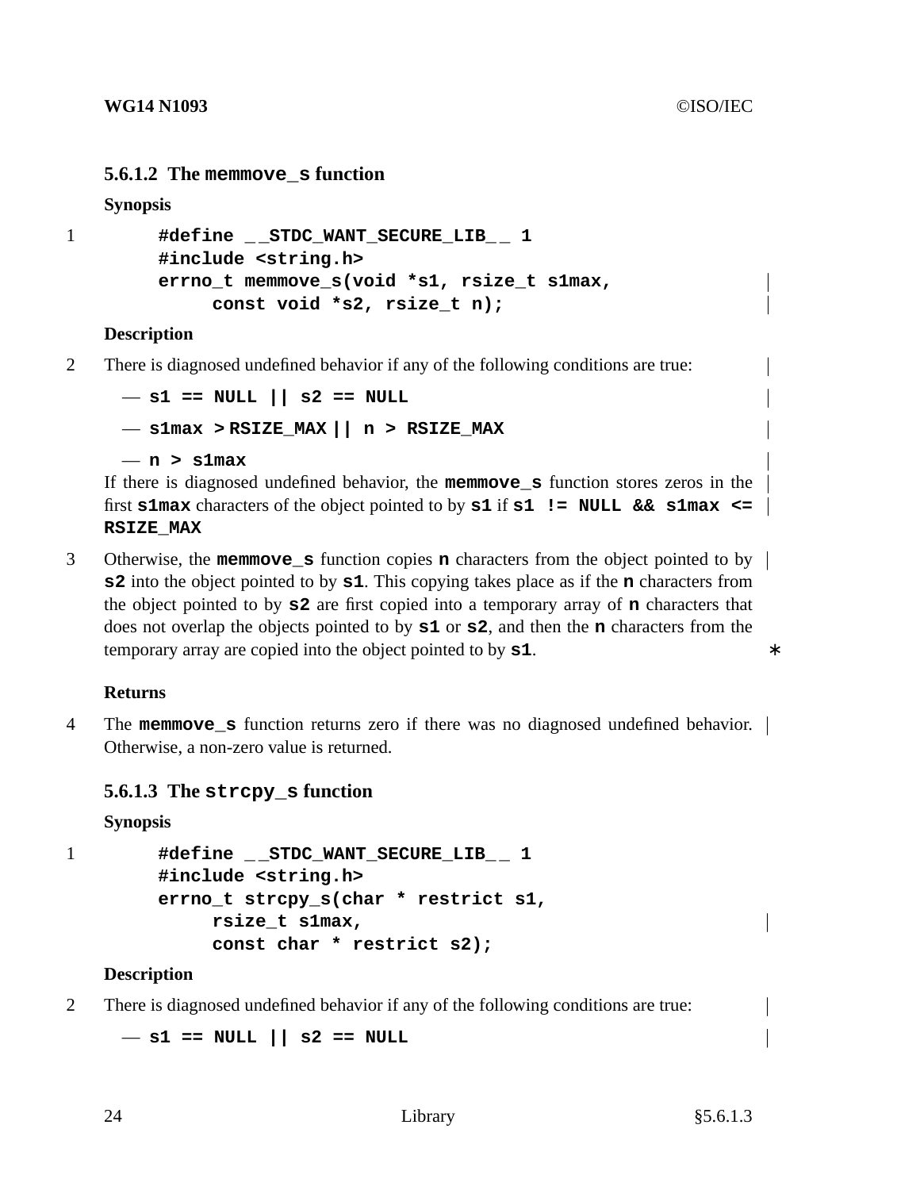### 5.6.1.2 The `memmove_s` function

**Synopsis**

1
```
#define __STDC_WANT_SECURE_LIB__ 1
#include <string.h>
errno_t memmove_s(void *s1, rsize_t s1max,
     const void *s2, rsize_t n);
```

**Description**

2 There is diagnosed undefined behavior if any of the following conditions are true:

— **s1 == NULL || s2 == NULL**

— **s1max > RSIZE_MAX || n > RSIZE_MAX**

— **n > s1max**

If there is diagnosed undefined behavior, the **memmove_s** function stores zeros in the first **s1max** characters of the object pointed to by **s1** if **s1 != NULL && s1max <= RSIZE_MAX**

3 Otherwise, the **memmove_s** function copies **n** characters from the object pointed to by **s2** into the object pointed to by **s1**. This copying takes place as if the **n** characters from the object pointed to by **s2** are first copied into a temporary array of **n** characters that does not overlap the objects pointed to by **s1** or **s2**, and then the **n** characters from the temporary array are copied into the object pointed to by **s1**.

**Returns**

4 The **memmove_s** function returns zero if there was no diagnosed undefined behavior. Otherwise, a non-zero value is returned.

### 5.6.1.3 The `strcpy_s` function

**Synopsis**

1
```
#define __STDC_WANT_SECURE_LIB__ 1
#include <string.h>
errno_t strcpy_s(char * restrict s1,
     rsize_t s1max,
     const char * restrict s2);
```

**Description**

2 There is diagnosed undefined behavior if any of the following conditions are true:

— **s1 == NULL || s2 == NULL**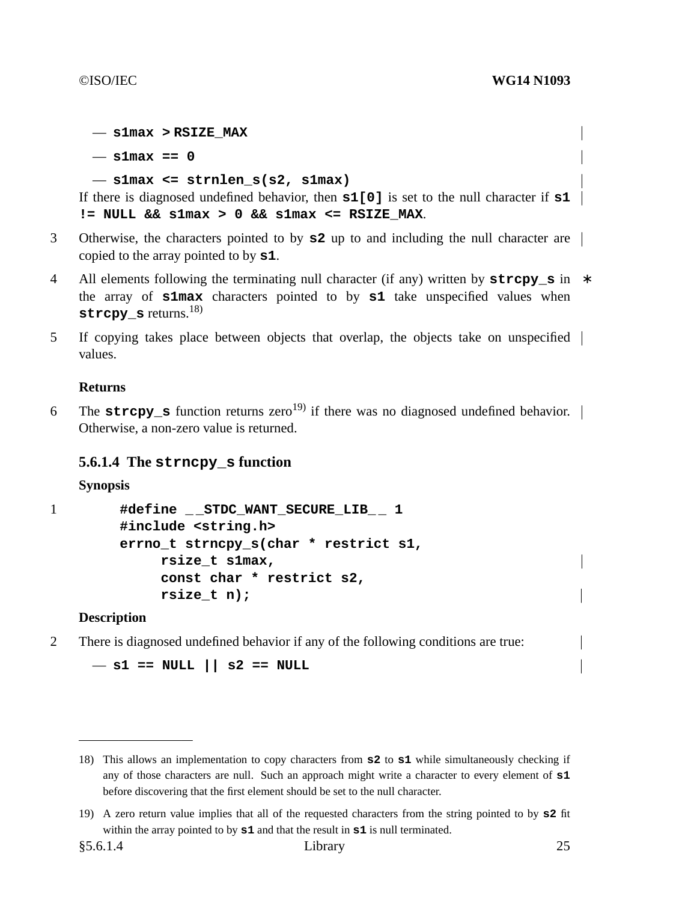— **s1max > RSIZE_MAX**

— **s1max == 0**

— **s1max <= strnlen_s(s2, s1max)**

If there is diagnosed undefined behavior, then **s1[0]** is set to the null character if **s1 != NULL && s1max > 0 && s1max <= RSIZE_MAX**.

3 Otherwise, the characters pointed to by **s2** up to and including the null character are copied to the array pointed to by **s1**.

4 All elements following the terminating null character (if any) written by **strcpy_s** in the array of **s1max** characters pointed to by **s1** take unspecified values when **strcpy_s** returns.[18]

5 If copying takes place between objects that overlap, the objects take on unspecified values.

**Returns**

6 The **strcpy_s** function returns zero[19] if there was no diagnosed undefined behavior. Otherwise, a non-zero value is returned.

### 5.6.1.4 The strncpy_s function

**Synopsis**

1
```
#define __STDC_WANT_SECURE_LIB__ 1
#include <string.h>
errno_t strncpy_s(char * restrict s1,
     rsize_t s1max,
     const char * restrict s2,
     rsize_t n);
```

**Description**

2 There is diagnosed undefined behavior if any of the following conditions are true:

— **s1 == NULL || s2 == NULL**

---

18) This allows an implementation to copy characters from **s2** to **s1** while simultaneously checking if any of those characters are null. Such an approach might write a character to every element of **s1** before discovering that the first element should be set to the null character.

19) A zero return value implies that all of the requested characters from the string pointed to by **s2** fit within the array pointed to by **s1** and that the result in **s1** is null terminated.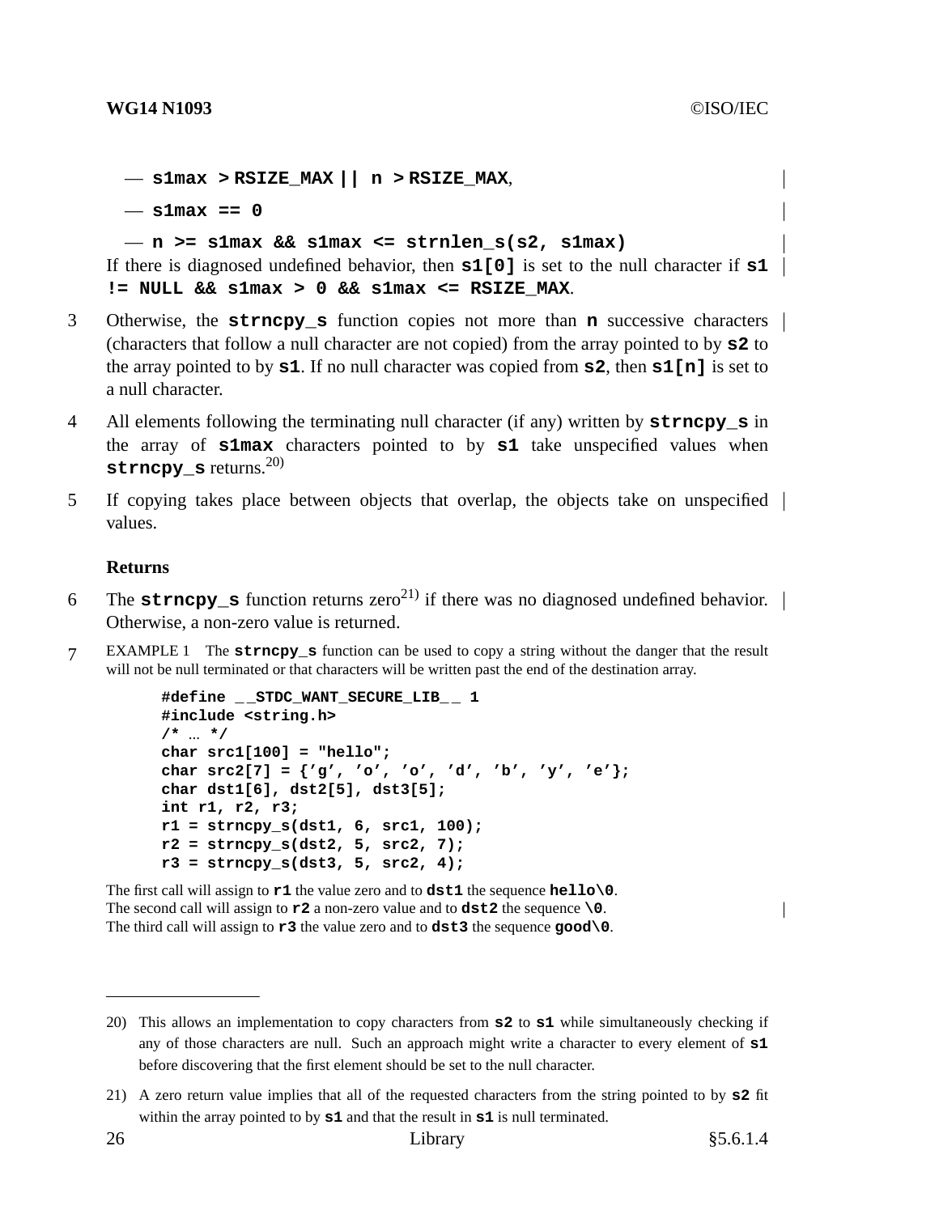— `s1max > RSIZE_MAX || n > RSIZE_MAX`,

— `s1max == 0`

— `n >= s1max && s1max <= strnlen_s(s2, s1max)`

If there is diagnosed undefined behavior, then `s1[0]` is set to the null character if `s1 != NULL && s1max > 0 && s1max <= RSIZE_MAX`.

3 Otherwise, the `strncpy_s` function copies not more than `n` successive characters (characters that follow a null character are not copied) from the array pointed to by `s2` to the array pointed to by `s1`. If no null character was copied from `s2`, then `s1[n]` is set to a null character.

4 All elements following the terminating null character (if any) written by `strncpy_s` in the array of `s1max` characters pointed to by `s1` take unspecified values when `strncpy_s` returns.[20]

5 If copying takes place between objects that overlap, the objects take on unspecified values.

**Returns**

6 The `strncpy_s` function returns zero[21] if there was no diagnosed undefined behavior. Otherwise, a non-zero value is returned.

7 EXAMPLE 1 The `strncpy_s` function can be used to copy a string without the danger that the result will not be null terminated or that characters will be written past the end of the destination array.

```
#define __STDC_WANT_SECURE_LIB__ 1
#include <string.h>
/* ... */
char src1[100] = "hello";
char src2[7] = {'g', 'o', 'o', 'd', 'b', 'y', 'e'};
char dst1[6], dst2[5], dst3[5];
int r1, r2, r3;
r1 = strncpy_s(dst1, 6, src1, 100);
r2 = strncpy_s(dst2, 5, src2, 7);
r3 = strncpy_s(dst3, 5, src2, 4);
```

The first call will assign to `r1` the value zero and to `dst1` the sequence `hello\0`.
The second call will assign to `r2` a non-zero value and to `dst2` the sequence `\0`.
The third call will assign to `r3` the value zero and to `dst3` the sequence `good\0`.

---

20) This allows an implementation to copy characters from `s2` to `s1` while simultaneously checking if any of those characters are null. Such an approach might write a character to every element of `s1` before discovering that the first element should be set to the null character.

21) A zero return value implies that all of the requested characters from the string pointed to by `s2` fit within the array pointed to by `s1` and that the result in `s1` is null terminated.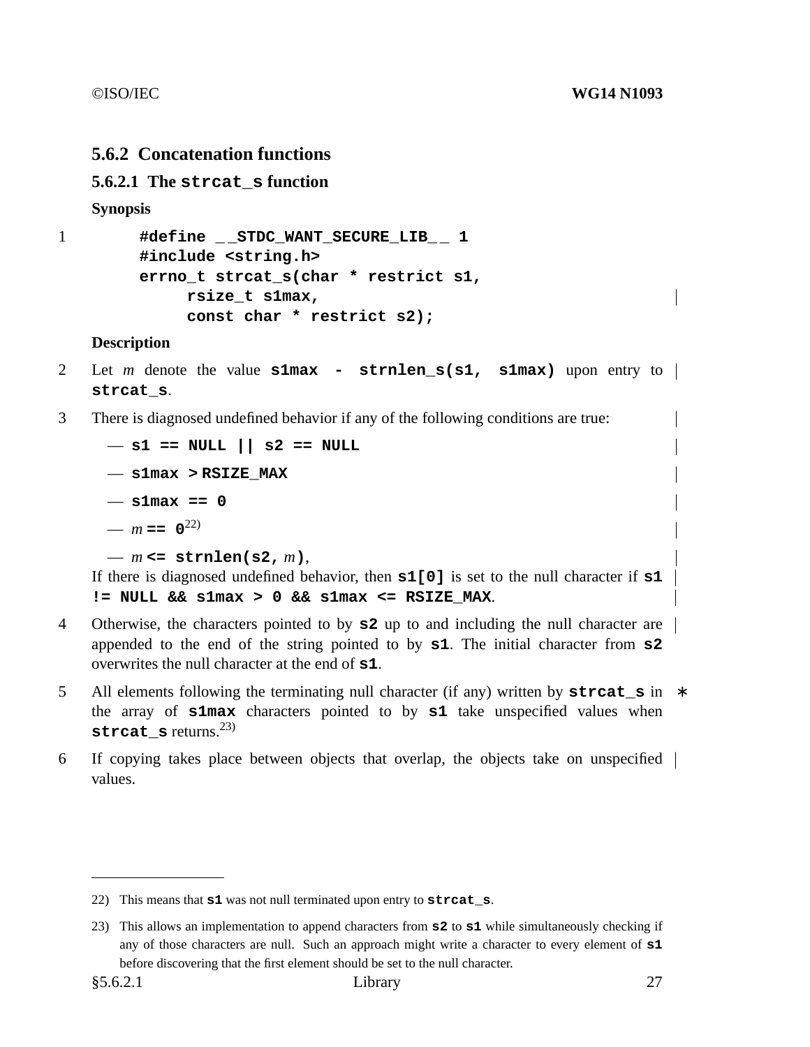## 5.6.2 Concatenation functions

### 5.6.2.1 The `strcat_s` function

**Synopsis**

1
```
#define __STDC_WANT_SECURE_LIB__ 1
#include <string.h>
errno_t strcat_s(char * restrict s1,
     rsize_t s1max,
     const char * restrict s2);
```

**Description**

2 Let *m* denote the value **`s1max - strnlen_s(s1, s1max)`** upon entry to **`strcat_s`**.

3 There is diagnosed undefined behavior if any of the following conditions are true:

- **`s1 == NULL || s2 == NULL`**
- **`s1max > RSIZE_MAX`**
- **`s1max == 0`**
- *m* **`== 0`**[22]
- *m* **`<= strnlen(s2,`** *m***`)`**,

If there is diagnosed undefined behavior, then **`s1[0]`** is set to the null character if **`s1 != NULL && s1max > 0 && s1max <= RSIZE_MAX`**.

4 Otherwise, the characters pointed to by **`s2`** up to and including the null character are appended to the end of the string pointed to by **`s1`**. The initial character from **`s2`** overwrites the null character at the end of **`s1`**.

5 All elements following the terminating null character (if any) written by **`strcat_s`** in the array of **`s1max`** characters pointed to by **`s1`** take unspecified values when **`strcat_s`** returns.[23]

6 If copying takes place between objects that overlap, the objects take on unspecified values.

---

22) This means that **`s1`** was not null terminated upon entry to **`strcat_s`**.

23) This allows an implementation to append characters from **`s2`** to **`s1`** while simultaneously checking if any of those characters are null. Such an approach might write a character to every element of **`s1`** before discovering that the first element should be set to the null character.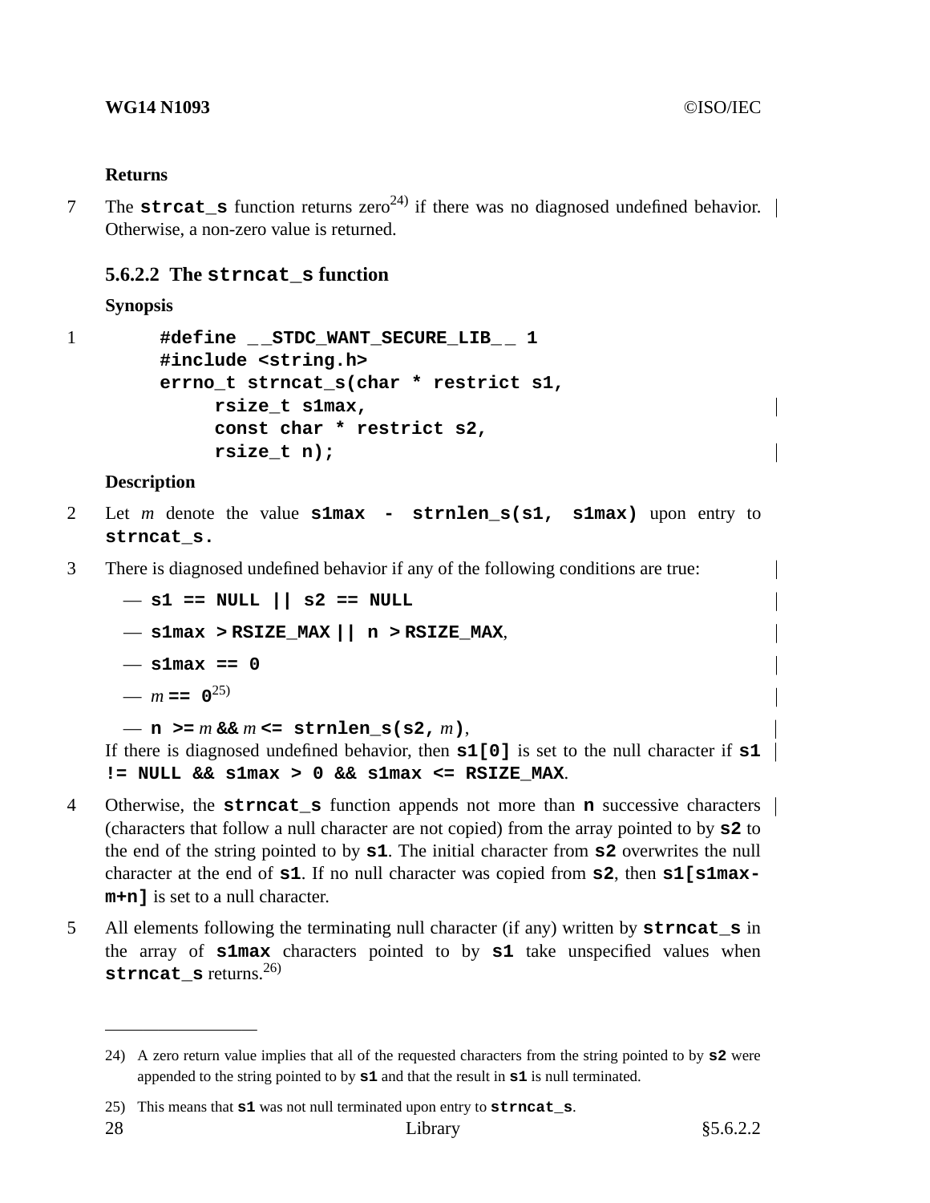**Returns**

7 The **strcat_s** function returns zero[24] if there was no diagnosed undefined behavior. Otherwise, a non-zero value is returned.

### 5.6.2.2 The strncat_s function

**Synopsis**

1
```
#define __STDC_WANT_SECURE_LIB__ 1
#include <string.h>
errno_t strncat_s(char * restrict s1,
     rsize_t s1max,
     const char * restrict s2,
     rsize_t n);
```

**Description**

2 Let *m* denote the value **s1max - strnlen_s(s1, s1max)** upon entry to **strncat_s.**

3 There is diagnosed undefined behavior if any of the following conditions are true:

- **s1 == NULL || s2 == NULL**
- **s1max > RSIZE_MAX || n > RSIZE_MAX**,
- **s1max == 0**
- *m* **== 0**[25]
- **n >=** *m* **&&** *m* **<= strnlen_s(s2,** *m***)**,

If there is diagnosed undefined behavior, then **s1[0]** is set to the null character if **s1 != NULL && s1max > 0 && s1max <= RSIZE_MAX**.

4 Otherwise, the **strncat_s** function appends not more than **n** successive characters (characters that follow a null character are not copied) from the array pointed to by **s2** to the end of the string pointed to by **s1**. The initial character from **s2** overwrites the null character at the end of **s1**. If no null character was copied from **s2**, then **s1[s1max-m+n]** is set to a null character.

5 All elements following the terminating null character (if any) written by **strncat_s** in the array of **s1max** characters pointed to by **s1** take unspecified values when **strncat_s** returns.[26]

---

24) A zero return value implies that all of the requested characters from the string pointed to by **s2** were appended to the string pointed to by **s1** and that the result in **s1** is null terminated.

25) This means that **s1** was not null terminated upon entry to **strncat_s**.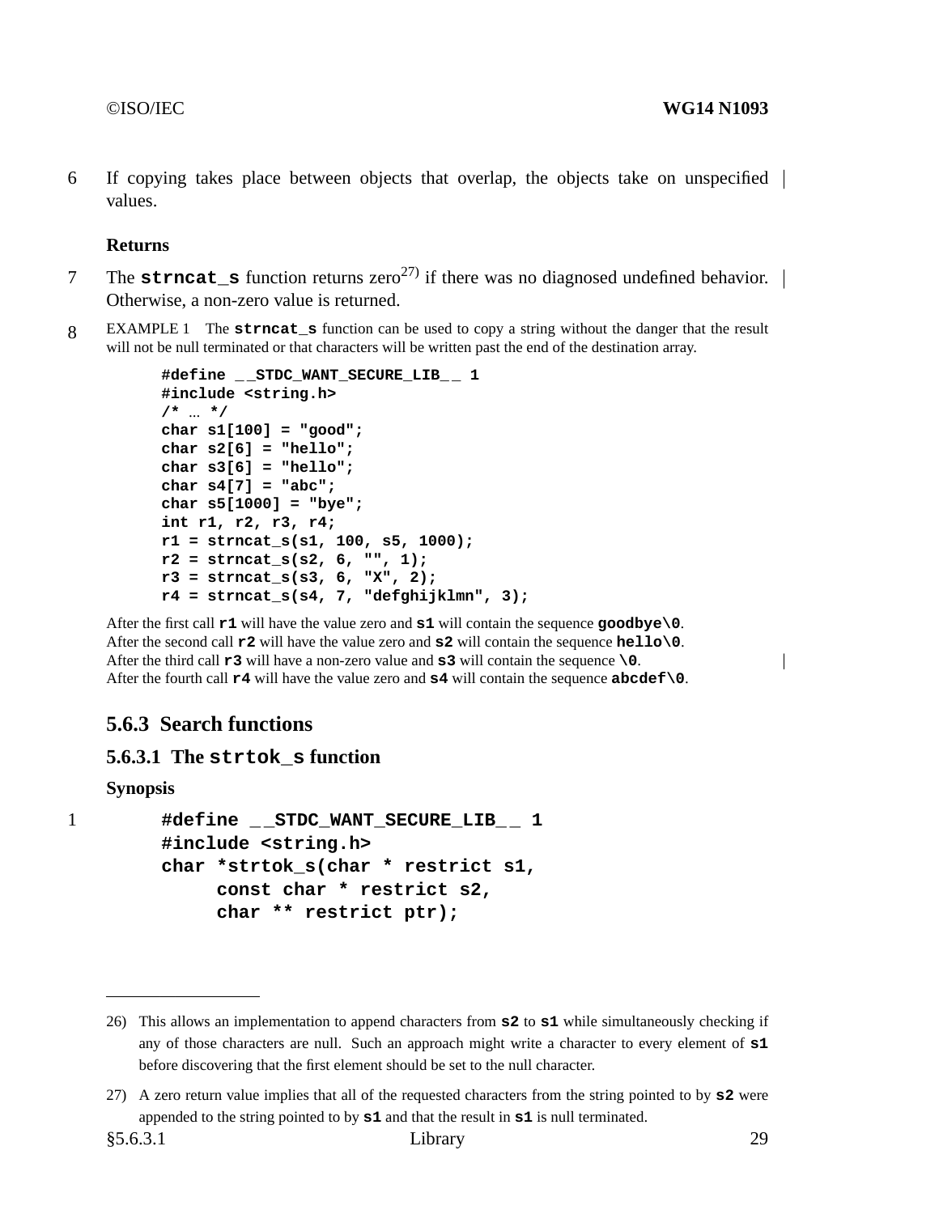6 If copying takes place between objects that overlap, the objects take on unspecified values.

**Returns**

7 The **strncat_s** function returns zero[27] if there was no diagnosed undefined behavior. Otherwise, a non-zero value is returned.

8 EXAMPLE 1 The **strncat_s** function can be used to copy a string without the danger that the result will not be null terminated or that characters will be written past the end of the destination array.

```
#define __STDC_WANT_SECURE_LIB__ 1
#include <string.h>
/* ... */
char s1[100] = "good";
char s2[6] = "hello";
char s3[6] = "hello";
char s4[7] = "abc";
char s5[1000] = "bye";
int r1, r2, r3, r4;
r1 = strncat_s(s1, 100, s5, 1000);
r2 = strncat_s(s2, 6, "", 1);
r3 = strncat_s(s3, 6, "X", 2);
r4 = strncat_s(s4, 7, "defghijklmn", 3);
```

After the first call **r1** will have the value zero and **s1** will contain the sequence **goodbye\0**.
After the second call **r2** will have the value zero and **s2** will contain the sequence **hello\0**.
After the third call **r3** will have a non-zero value and **s3** will contain the sequence **\0**.
After the fourth call **r4** will have the value zero and **s4** will contain the sequence **abcdef\0**.

### 5.6.3 Search functions

#### 5.6.3.1 The strtok_s function

**Synopsis**

1

```
#define __STDC_WANT_SECURE_LIB__ 1
#include <string.h>
char *strtok_s(char * restrict s1,
     const char * restrict s2,
     char ** restrict ptr);
```

---

26) This allows an implementation to append characters from **s2** to **s1** while simultaneously checking if any of those characters are null. Such an approach might write a character to every element of **s1** before discovering that the first element should be set to the null character.

27) A zero return value implies that all of the requested characters from the string pointed to by **s2** were appended to the string pointed to by **s1** and that the result in **s1** is null terminated.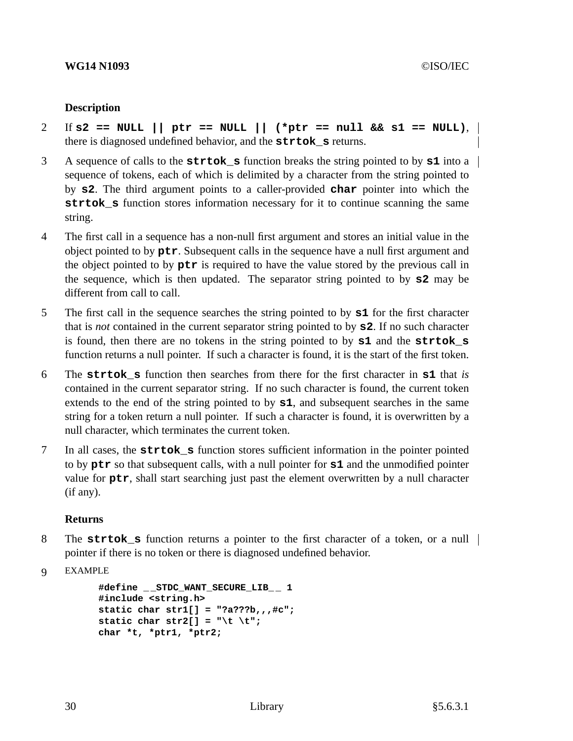**Description**

2 If **`s2 == NULL || ptr == NULL || (*ptr == null && s1 == NULL)`**, there is diagnosed undefined behavior, and the **`strtok_s`** returns.

3 A sequence of calls to the **`strtok_s`** function breaks the string pointed to by **`s1`** into a sequence of tokens, each of which is delimited by a character from the string pointed to by **`s2`**. The third argument points to a caller-provided **`char`** pointer into which the **`strtok_s`** function stores information necessary for it to continue scanning the same string.

4 The first call in a sequence has a non-null first argument and stores an initial value in the object pointed to by **`ptr`**. Subsequent calls in the sequence have a null first argument and the object pointed to by **`ptr`** is required to have the value stored by the previous call in the sequence, which is then updated. The separator string pointed to by **`s2`** may be different from call to call.

5 The first call in the sequence searches the string pointed to by **`s1`** for the first character that is *not* contained in the current separator string pointed to by **`s2`**. If no such character is found, then there are no tokens in the string pointed to by **`s1`** and the **`strtok_s`** function returns a null pointer. If such a character is found, it is the start of the first token.

6 The **`strtok_s`** function then searches from there for the first character in **`s1`** that *is* contained in the current separator string. If no such character is found, the current token extends to the end of the string pointed to by **`s1`**, and subsequent searches in the same string for a token return a null pointer. If such a character is found, it is overwritten by a null character, which terminates the current token.

7 In all cases, the **`strtok_s`** function stores sufficient information in the pointer pointed to by **`ptr`** so that subsequent calls, with a null pointer for **`s1`** and the unmodified pointer value for **`ptr`**, shall start searching just past the element overwritten by a null character (if any).

**Returns**

8 The **`strtok_s`** function returns a pointer to the first character of a token, or a null pointer if there is no token or there is diagnosed undefined behavior.

9 EXAMPLE

```
#define __STDC_WANT_SECURE_LIB__ 1
#include <string.h>
static char str1[] = "?a???b,,,#c";
static char str2[] = "\t \t";
char *t, *ptr1, *ptr2;
```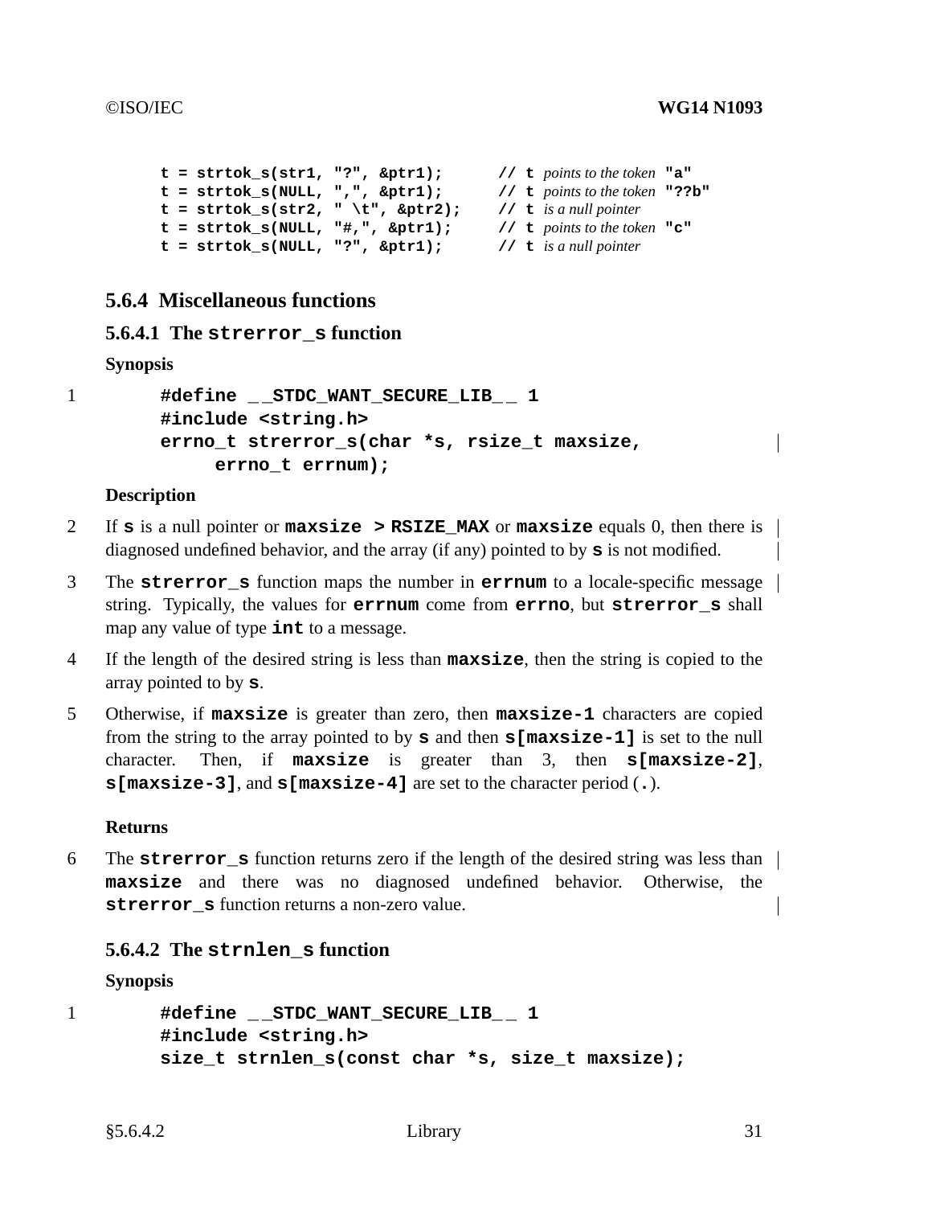```
t = strtok_s(str1, "?", &ptr1);       // t points to the token "a"
t = strtok_s(NULL, ",", &ptr1);       // t points to the token "??b"
t = strtok_s(str2, " \t", &ptr2);     // t is a null pointer
t = strtok_s(NULL, "#,", &ptr1);      // t points to the token "c"
t = strtok_s(NULL, "?", &ptr1);       // t is a null pointer
```

### 5.6.4 Miscellaneous functions

#### 5.6.4.1 The `strerror_s` function

**Synopsis**

1
```
#define __STDC_WANT_SECURE_LIB__ 1
#include <string.h>
errno_t strerror_s(char *s, rsize_t maxsize,
     errno_t errnum);
```

**Description**

2 If **s** is a null pointer or **maxsize > RSIZE_MAX** or **maxsize** equals 0, then there is diagnosed undefined behavior, and the array (if any) pointed to by **s** is not modified.

3 The **strerror_s** function maps the number in **errnum** to a locale-specific message string. Typically, the values for **errnum** come from **errno**, but **strerror_s** shall map any value of type **int** to a message.

4 If the length of the desired string is less than **maxsize**, then the string is copied to the array pointed to by **s**.

5 Otherwise, if **maxsize** is greater than zero, then **maxsize-1** characters are copied from the string to the array pointed to by **s** and then **s[maxsize-1]** is set to the null character. Then, if **maxsize** is greater than 3, then **s[maxsize-2]**, **s[maxsize-3]**, and **s[maxsize-4]** are set to the character period (**.**).

**Returns**

6 The **strerror_s** function returns zero if the length of the desired string was less than **maxsize** and there was no diagnosed undefined behavior. Otherwise, the **strerror_s** function returns a non-zero value.

#### 5.6.4.2 The `strnlen_s` function

**Synopsis**

1
```
#define __STDC_WANT_SECURE_LIB__ 1
#include <string.h>
size_t strnlen_s(const char *s, size_t maxsize);
```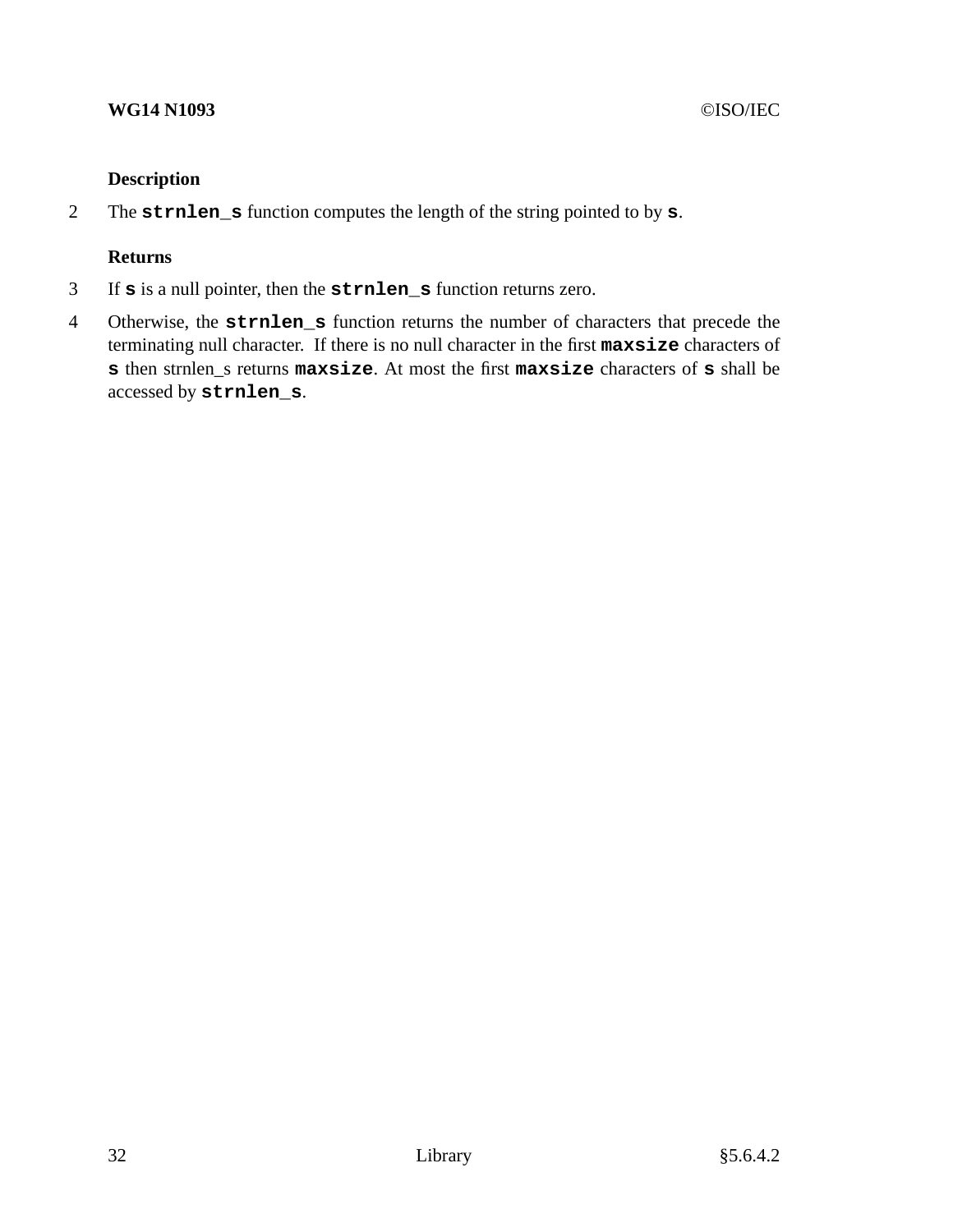**Description**

2 The **`strnlen_s`** function computes the length of the string pointed to by **`s`**.

**Returns**

3 If **`s`** is a null pointer, then the **`strnlen_s`** function returns zero.

4 Otherwise, the **`strnlen_s`** function returns the number of characters that precede the terminating null character. If there is no null character in the first **`maxsize`** characters of **`s`** then strnlen_s returns **`maxsize`**. At most the first **`maxsize`** characters of **`s`** shall be accessed by **`strnlen_s`**.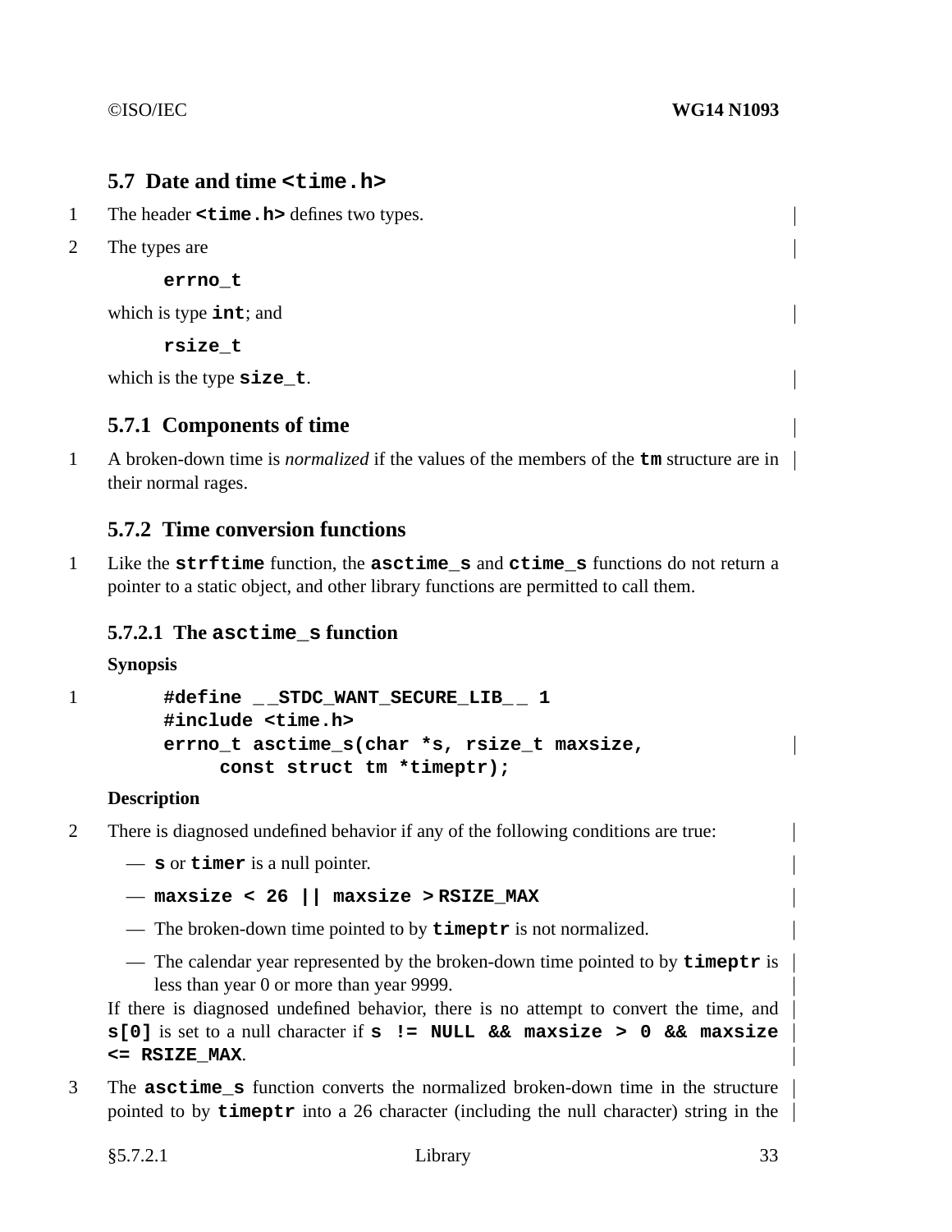## 5.7 Date and time `<time.h>`

1 The header **`<time.h>`** defines two types.

2 The types are

```
errno_t
```

which is type **`int`**; and

```
rsize_t
```

which is the type **`size_t`**.

### 5.7.1 Components of time

1 A broken-down time is *normalized* if the values of the members of the **`tm`** structure are in their normal rages.

### 5.7.2 Time conversion functions

1 Like the **`strftime`** function, the **`asctime_s`** and **`ctime_s`** functions do not return a pointer to a static object, and other library functions are permitted to call them.

#### 5.7.2.1 The `asctime_s` function

**Synopsis**

1
```
#define __STDC_WANT_SECURE_LIB__ 1
#include <time.h>
errno_t asctime_s(char *s, rsize_t maxsize,
     const struct tm *timeptr);
```

**Description**

2 There is diagnosed undefined behavior if any of the following conditions are true:

— **`s`** or **`timer`** is a null pointer.

— **`maxsize < 26 || maxsize > RSIZE_MAX`**

— The broken-down time pointed to by **`timeptr`** is not normalized.

— The calendar year represented by the broken-down time pointed to by **`timeptr`** is less than year 0 or more than year 9999.

If there is diagnosed undefined behavior, there is no attempt to convert the time, and **`s[0]`** is set to a null character if **`s != NULL && maxsize > 0 && maxsize <= RSIZE_MAX`**.

3 The **`asctime_s`** function converts the normalized broken-down time in the structure pointed to by **`timeptr`** into a 26 character (including the null character) string in the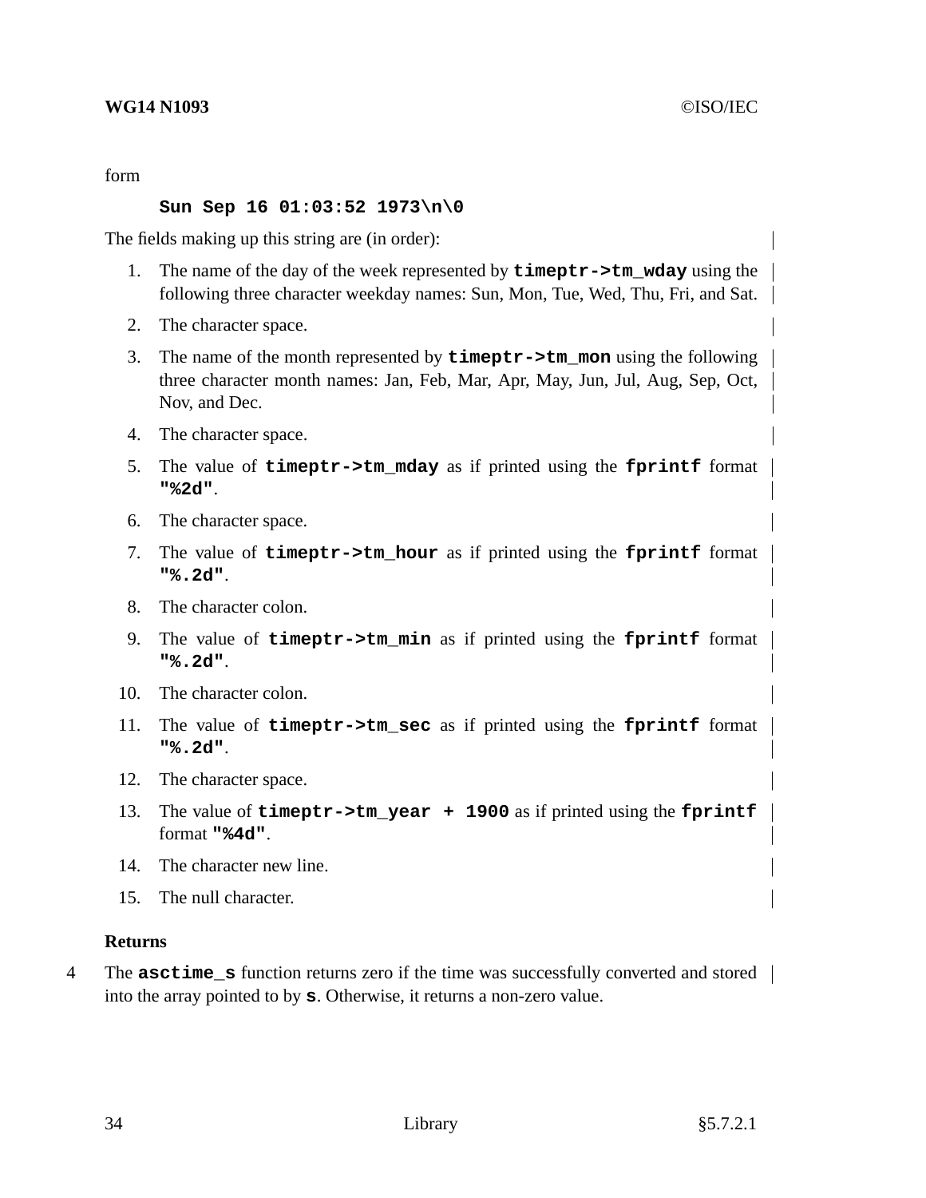form

```
Sun Sep 16 01:03:52 1973\n\0
```

The fields making up this string are (in order):

1. The name of the day of the week represented by **`timeptr->tm_wday`** using the following three character weekday names: Sun, Mon, Tue, Wed, Thu, Fri, and Sat.
2. The character space.
3. The name of the month represented by **`timeptr->tm_mon`** using the following three character month names: Jan, Feb, Mar, Apr, May, Jun, Jul, Aug, Sep, Oct, Nov, and Dec.
4. The character space.
5. The value of **`timeptr->tm_mday`** as if printed using the **`fprintf`** format **`"%2d"`**.
6. The character space.
7. The value of **`timeptr->tm_hour`** as if printed using the **`fprintf`** format **`"%.2d"`**.
8. The character colon.
9. The value of **`timeptr->tm_min`** as if printed using the **`fprintf`** format **`"%.2d"`**.
10. The character colon.
11. The value of **`timeptr->tm_sec`** as if printed using the **`fprintf`** format **`"%.2d"`**.
12. The character space.
13. The value of **`timeptr->tm_year + 1900`** as if printed using the **`fprintf`** format **`"%4d"`**.
14. The character new line.
15. The null character.

**Returns**

4 The **`asctime_s`** function returns zero if the time was successfully converted and stored into the array pointed to by **`s`**. Otherwise, it returns a non-zero value.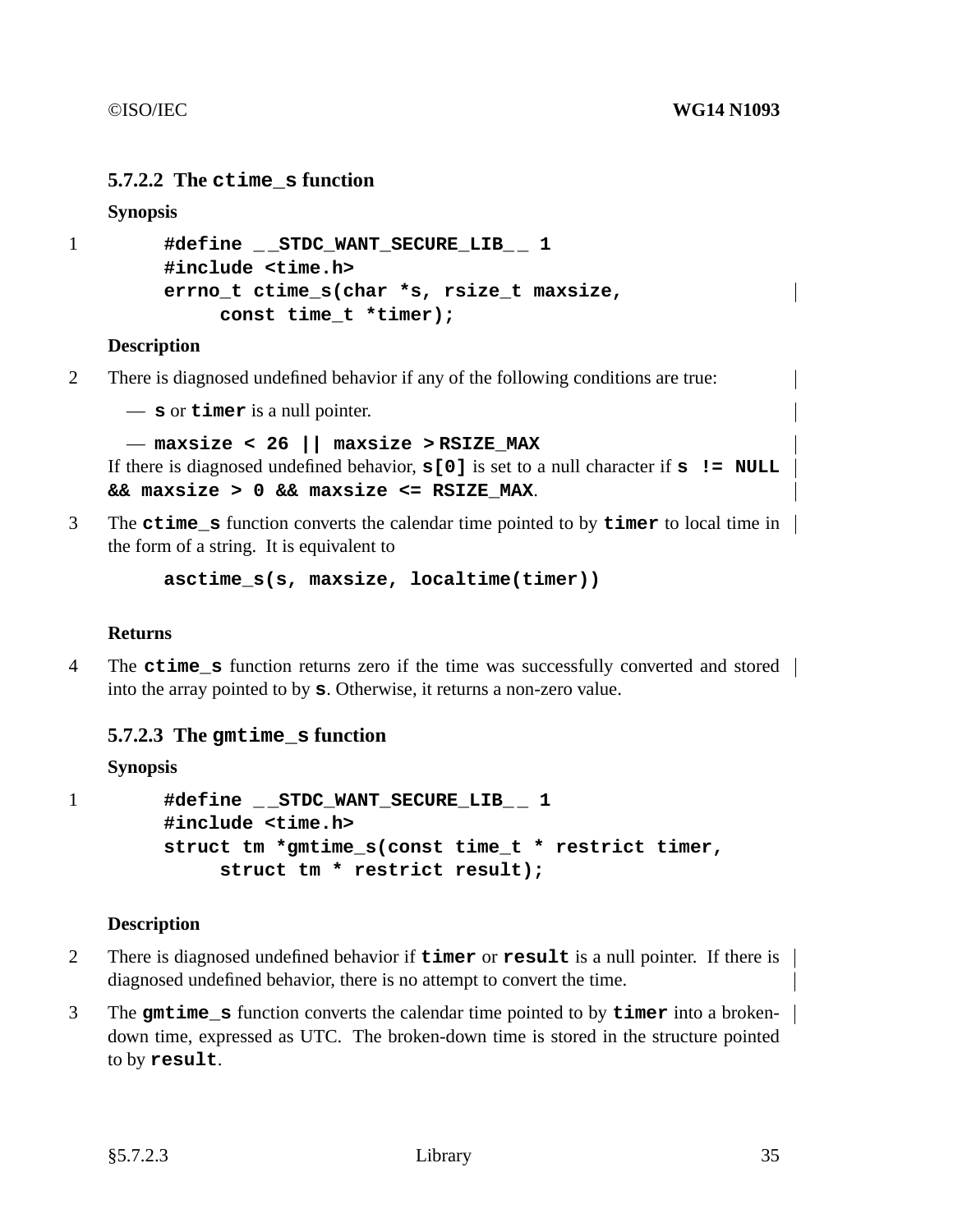#### 5.7.2.2 The `ctime_s` function

**Synopsis**

1

```
#define __STDC_WANT_SECURE_LIB__ 1
#include <time.h>
errno_t ctime_s(char *s, rsize_t maxsize,
     const time_t *timer);
```

**Description**

2 There is diagnosed undefined behavior if any of the following conditions are true:

— **s** or **timer** is a null pointer.

— **maxsize < 26 || maxsize > RSIZE_MAX**

If there is diagnosed undefined behavior, **s[0]** is set to a null character if **s != NULL && maxsize > 0 && maxsize <= RSIZE_MAX**.

3 The **ctime_s** function converts the calendar time pointed to by **timer** to local time in the form of a string. It is equivalent to

```
asctime_s(s, maxsize, localtime(timer))
```

**Returns**

4 The **ctime_s** function returns zero if the time was successfully converted and stored into the array pointed to by **s**. Otherwise, it returns a non-zero value.

#### 5.7.2.3 The `gmtime_s` function

**Synopsis**

1

```
#define __STDC_WANT_SECURE_LIB__ 1
#include <time.h>
struct tm *gmtime_s(const time_t * restrict timer,
     struct tm * restrict result);
```

**Description**

2 There is diagnosed undefined behavior if **timer** or **result** is a null pointer. If there is diagnosed undefined behavior, there is no attempt to convert the time.

3 The **gmtime_s** function converts the calendar time pointed to by **timer** into a broken-down time, expressed as UTC. The broken-down time is stored in the structure pointed to by **result**.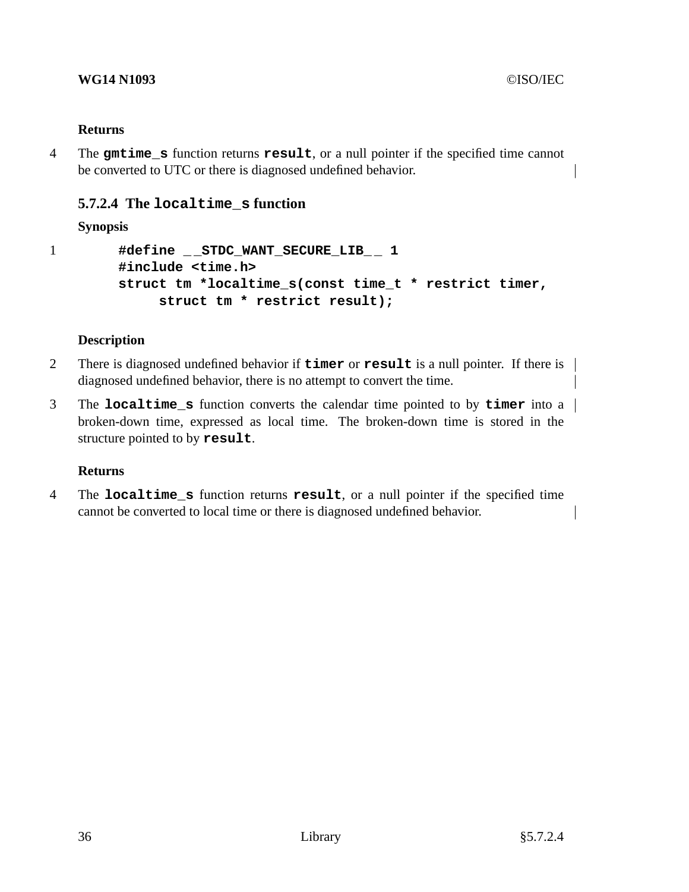**Returns**

4 The **gmtime_s** function returns **result**, or a null pointer if the specified time cannot be converted to UTC or there is diagnosed undefined behavior.

### 5.7.2.4 The localtime_s function

**Synopsis**

1
```
#define __STDC_WANT_SECURE_LIB__ 1
#include <time.h>
struct tm *localtime_s(const time_t * restrict timer,
     struct tm * restrict result);
```

**Description**

2 There is diagnosed undefined behavior if **timer** or **result** is a null pointer. If there is diagnosed undefined behavior, there is no attempt to convert the time.

3 The **localtime_s** function converts the calendar time pointed to by **timer** into a broken-down time, expressed as local time. The broken-down time is stored in the structure pointed to by **result**.

**Returns**

4 The **localtime_s** function returns **result**, or a null pointer if the specified time cannot be converted to local time or there is diagnosed undefined behavior.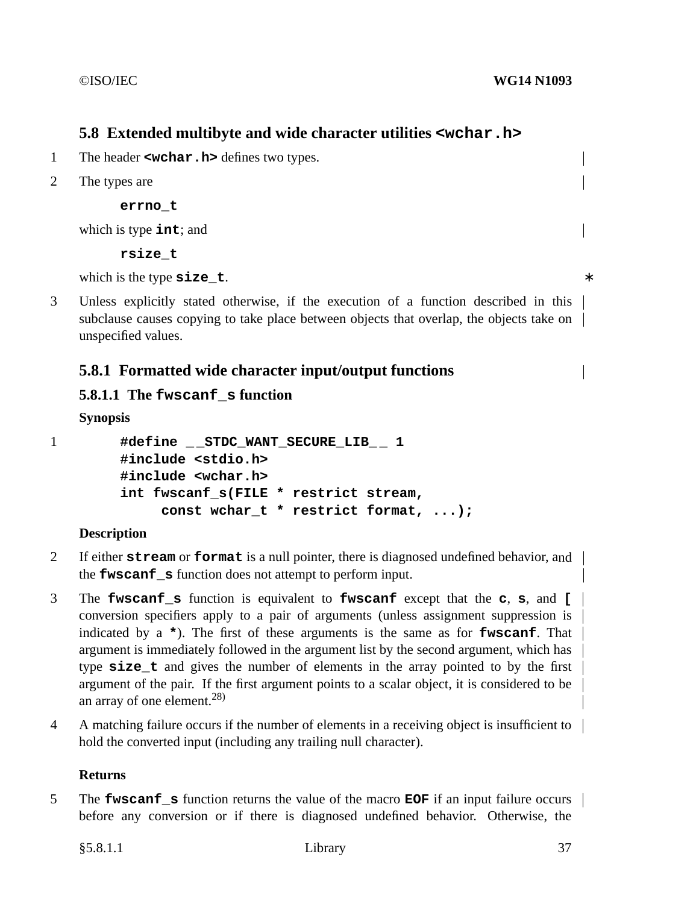## 5.8 Extended multibyte and wide character utilities `<wchar.h>`

1 The header **`<wchar.h>`** defines two types.

2 The types are

```
errno_t
```

which is type **`int`**; and

```
rsize_t
```

which is the type **`size_t`**.

3 Unless explicitly stated otherwise, if the execution of a function described in this subclause causes copying to take place between objects that overlap, the objects take on unspecified values.

### 5.8.1 Formatted wide character input/output functions

#### 5.8.1.1 The `fwscanf_s` function

**Synopsis**

1
```
#define __STDC_WANT_SECURE_LIB__ 1
#include <stdio.h>
#include <wchar.h>
int fwscanf_s(FILE * restrict stream,
     const wchar_t * restrict format, ...);
```

**Description**

2 If either **`stream`** or **`format`** is a null pointer, there is diagnosed undefined behavior, and the **`fwscanf_s`** function does not attempt to perform input.

3 The **`fwscanf_s`** function is equivalent to **`fwscanf`** except that the **`c`**, **`s`**, and **`[`** conversion specifiers apply to a pair of arguments (unless assignment suppression is indicated by a **`*`**). The first of these arguments is the same as for **`fwscanf`**. That argument is immediately followed in the argument list by the second argument, which has type **`size_t`** and gives the number of elements in the array pointed to by the first argument of the pair. If the first argument points to a scalar object, it is considered to be an array of one element.[28)]

4 A matching failure occurs if the number of elements in a receiving object is insufficient to hold the converted input (including any trailing null character).

**Returns**

5 The **`fwscanf_s`** function returns the value of the macro **`EOF`** if an input failure occurs before any conversion or if there is diagnosed undefined behavior. Otherwise, the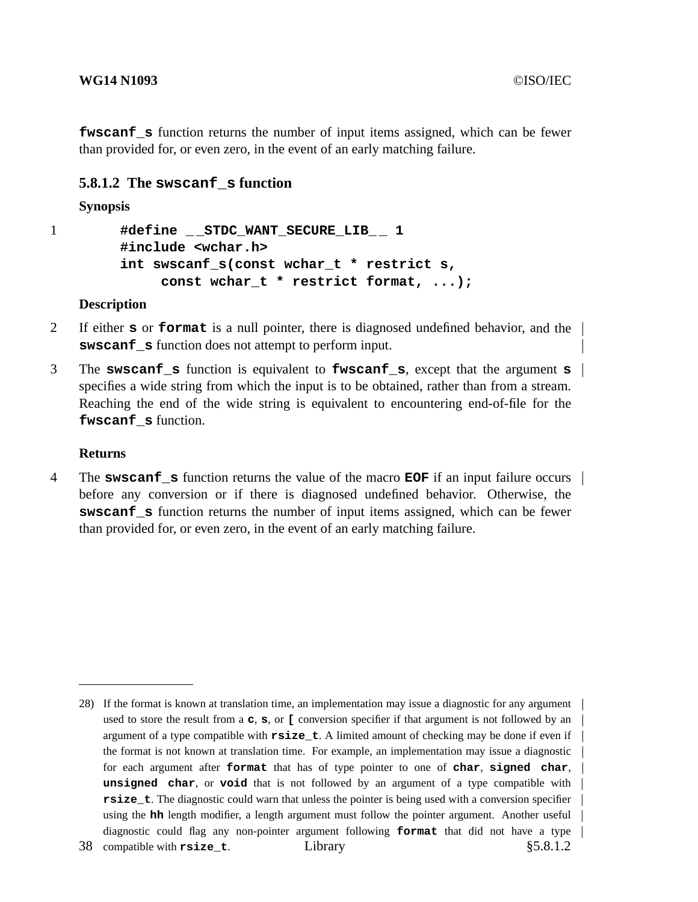**fwscanf_s** function returns the number of input items assigned, which can be fewer than provided for, or even zero, in the event of an early matching failure.

### 5.8.1.2 The `swscanf_s` function

**Synopsis**

1

```
#define __STDC_WANT_SECURE_LIB__ 1
#include <wchar.h>
int swscanf_s(const wchar_t * restrict s,
     const wchar_t * restrict format, ...);
```

**Description**

2 If either **s** or **format** is a null pointer, there is diagnosed undefined behavior, and the **swscanf_s** function does not attempt to perform input.

3 The **swscanf_s** function is equivalent to **fwscanf_s**, except that the argument **s** specifies a wide string from which the input is to be obtained, rather than from a stream. Reaching the end of the wide string is equivalent to encountering end-of-file for the **fwscanf_s** function.

**Returns**

4 The **swscanf_s** function returns the value of the macro **EOF** if an input failure occurs before any conversion or if there is diagnosed undefined behavior. Otherwise, the **swscanf_s** function returns the number of input items assigned, which can be fewer than provided for, or even zero, in the event of an early matching failure.

---

28) If the format is known at translation time, an implementation may issue a diagnostic for any argument used to store the result from a **c**, **s**, or **[** conversion specifier if that argument is not followed by an argument of a type compatible with **rsize_t**. A limited amount of checking may be done if even if the format is not known at translation time. For example, an implementation may issue a diagnostic for each argument after **format** that has of type pointer to one of **char**, **signed char**, **unsigned char**, or **void** that is not followed by an argument of a type compatible with **rsize_t**. The diagnostic could warn that unless the pointer is being used with a conversion specifier using the **hh** length modifier, a length argument must follow the pointer argument. Another useful diagnostic could flag any non-pointer argument following **format** that did not have a type compatible with **rsize_t**.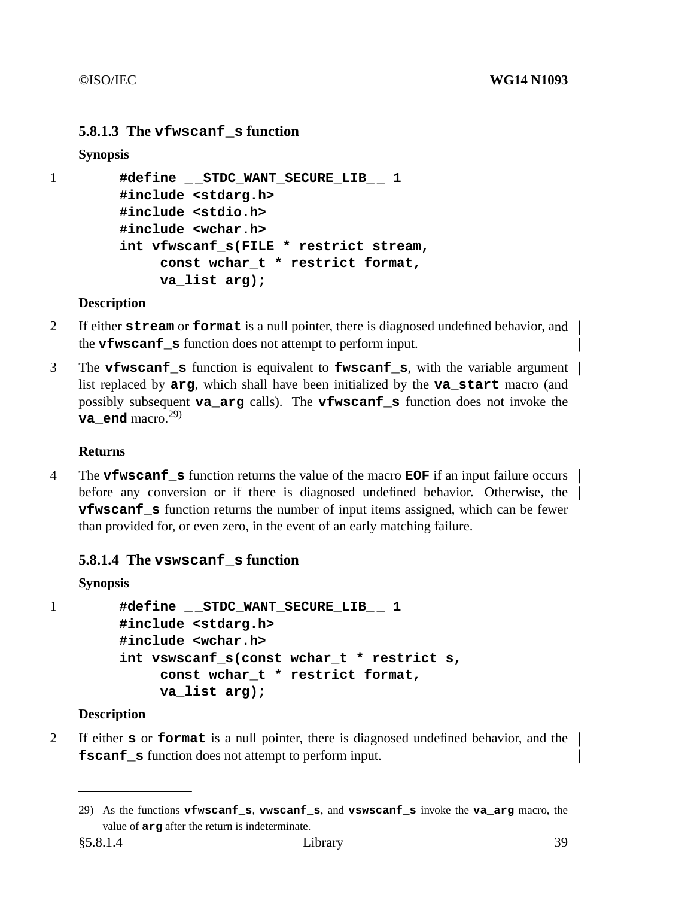#### 5.8.1.3 The `vfwscanf_s` function

**Synopsis**

1
```
#define __STDC_WANT_SECURE_LIB__ 1
#include <stdarg.h>
#include <stdio.h>
#include <wchar.h>
int vfwscanf_s(FILE * restrict stream,
     const wchar_t * restrict format,
     va_list arg);
```

**Description**

2 If either **stream** or **format** is a null pointer, there is diagnosed undefined behavior, and the **vfwscanf_s** function does not attempt to perform input.

3 The **vfwscanf_s** function is equivalent to **fwscanf_s**, with the variable argument list replaced by **arg**, which shall have been initialized by the **va_start** macro (and possibly subsequent **va_arg** calls). The **vfwscanf_s** function does not invoke the **va_end** macro.[29)]

**Returns**

4 The **vfwscanf_s** function returns the value of the macro **EOF** if an input failure occurs before any conversion or if there is diagnosed undefined behavior. Otherwise, the **vfwscanf_s** function returns the number of input items assigned, which can be fewer than provided for, or even zero, in the event of an early matching failure.

#### 5.8.1.4 The `vswscanf_s` function

**Synopsis**

1
```
#define __STDC_WANT_SECURE_LIB__ 1
#include <stdarg.h>
#include <wchar.h>
int vswscanf_s(const wchar_t * restrict s,
     const wchar_t * restrict format,
     va_list arg);
```

**Description**

2 If either **s** or **format** is a null pointer, there is diagnosed undefined behavior, and the **fscanf_s** function does not attempt to perform input.

---

29) As the functions **vfwscanf_s**, **vwscanf_s**, and **vswscanf_s** invoke the **va_arg** macro, the value of **arg** after the return is indeterminate.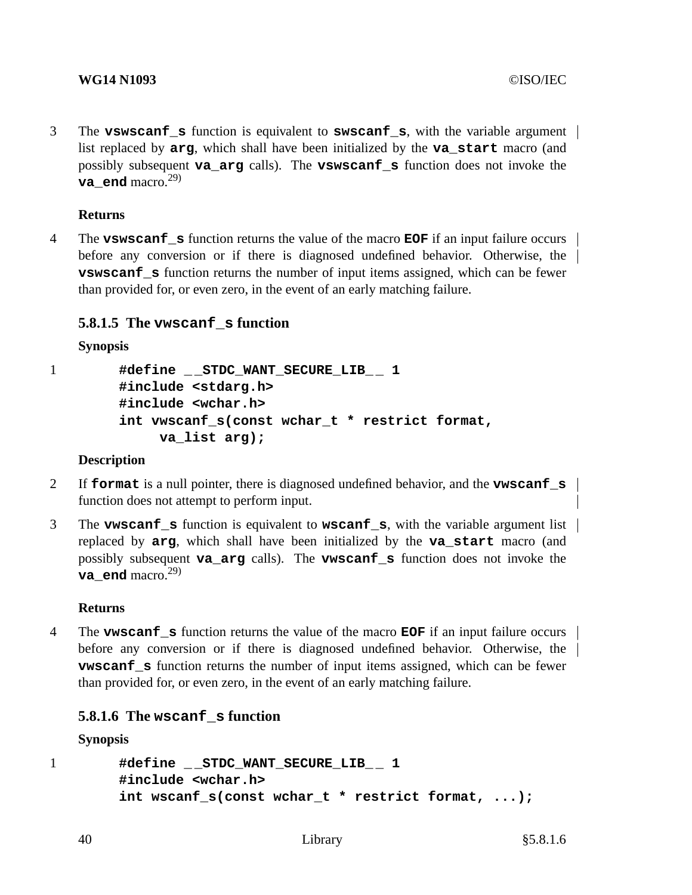3 The **vswscanf_s** function is equivalent to **swscanf_s**, with the variable argument list replaced by **arg**, which shall have been initialized by the **va_start** macro (and possibly subsequent **va_arg** calls). The **vswscanf_s** function does not invoke the **va_end** macro.[29)]

**Returns**

4 The **vswscanf_s** function returns the value of the macro **EOF** if an input failure occurs before any conversion or if there is diagnosed undefined behavior. Otherwise, the **vswscanf_s** function returns the number of input items assigned, which can be fewer than provided for, or even zero, in the event of an early matching failure.

### 5.8.1.5 The vwscanf_s function

**Synopsis**

1

```
#define __STDC_WANT_SECURE_LIB__ 1
#include <stdarg.h>
#include <wchar.h>
int vwscanf_s(const wchar_t * restrict format,
     va_list arg);
```

**Description**

2 If **format** is a null pointer, there is diagnosed undefined behavior, and the **vwscanf_s** function does not attempt to perform input.

3 The **vwscanf_s** function is equivalent to **wscanf_s**, with the variable argument list replaced by **arg**, which shall have been initialized by the **va_start** macro (and possibly subsequent **va_arg** calls). The **vwscanf_s** function does not invoke the **va_end** macro.[29)]

**Returns**

4 The **vwscanf_s** function returns the value of the macro **EOF** if an input failure occurs before any conversion or if there is diagnosed undefined behavior. Otherwise, the **vwscanf_s** function returns the number of input items assigned, which can be fewer than provided for, or even zero, in the event of an early matching failure.

### 5.8.1.6 The wscanf_s function

**Synopsis**

1

```
#define __STDC_WANT_SECURE_LIB__ 1
#include <wchar.h>
int wscanf_s(const wchar_t * restrict format, ...);
```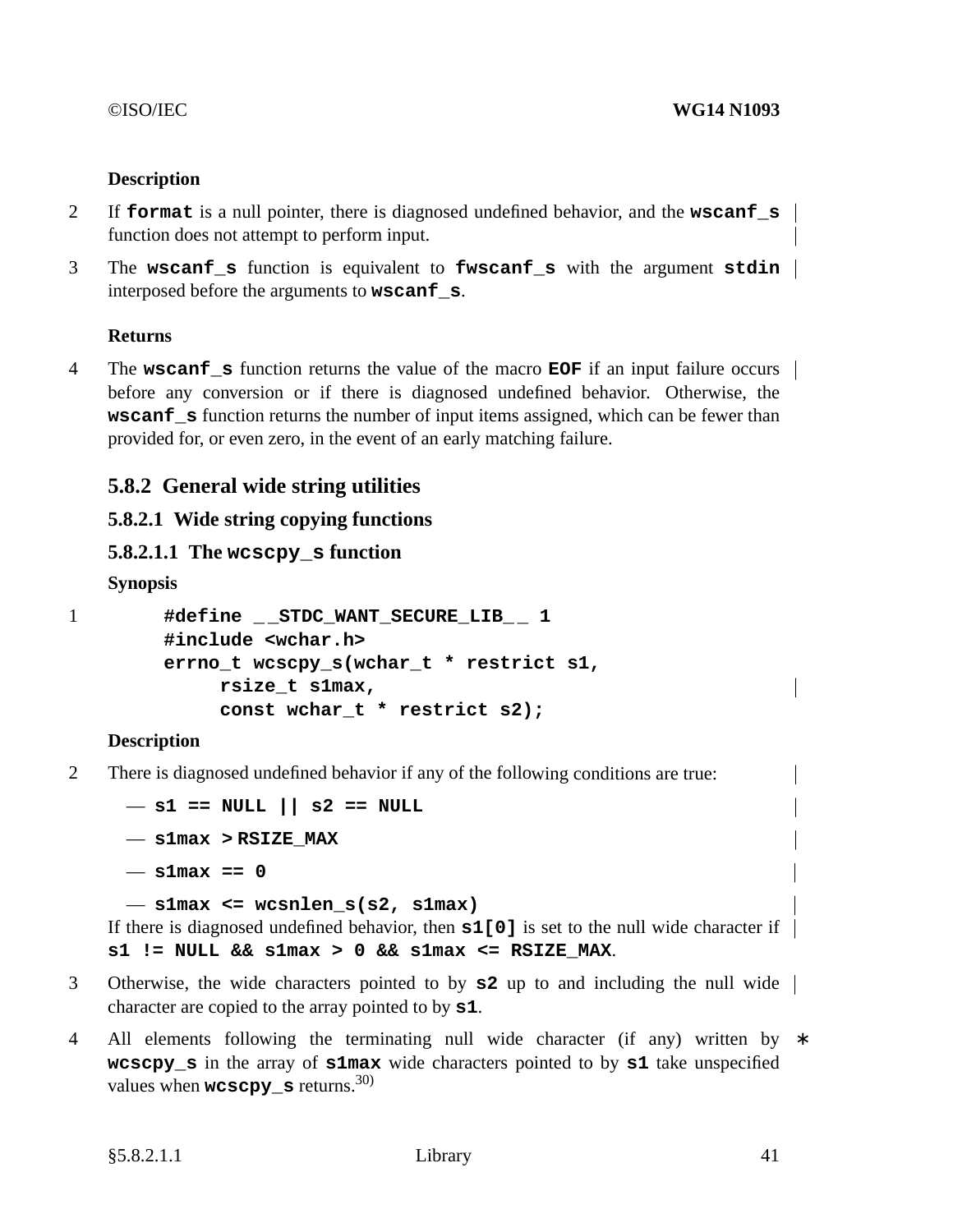**Description**

2 If `format` is a null pointer, there is diagnosed undefined behavior, and the `wscanf_s` function does not attempt to perform input.

3 The `wscanf_s` function is equivalent to `fwscanf_s` with the argument `stdin` interposed before the arguments to `wscanf_s`.

**Returns**

4 The `wscanf_s` function returns the value of the macro `EOF` if an input failure occurs before any conversion or if there is diagnosed undefined behavior. Otherwise, the `wscanf_s` function returns the number of input items assigned, which can be fewer than provided for, or even zero, in the event of an early matching failure.

### 5.8.2 General wide string utilities

#### 5.8.2.1 Wide string copying functions

##### 5.8.2.1.1 The `wcscpy_s` function

**Synopsis**

1
```
#define __STDC_WANT_SECURE_LIB__ 1
#include <wchar.h>
errno_t wcscpy_s(wchar_t * restrict s1,
     rsize_t s1max,
     const wchar_t * restrict s2);
```

**Description**

2 There is diagnosed undefined behavior if any of the following conditions are true:

— `s1 == NULL || s2 == NULL`

— `s1max > RSIZE_MAX`

— `s1max == 0`

— `s1max <= wcsnlen_s(s2, s1max)`

If there is diagnosed undefined behavior, then `s1[0]` is set to the null wide character if `s1 != NULL && s1max > 0 && s1max <= RSIZE_MAX`.

3 Otherwise, the wide characters pointed to by `s2` up to and including the null wide character are copied to the array pointed to by `s1`.

4 All elements following the terminating null wide character (if any) written by `wcscpy_s` in the array of `s1max` wide characters pointed to by `s1` take unspecified values when `wcscpy_s` returns.[30)]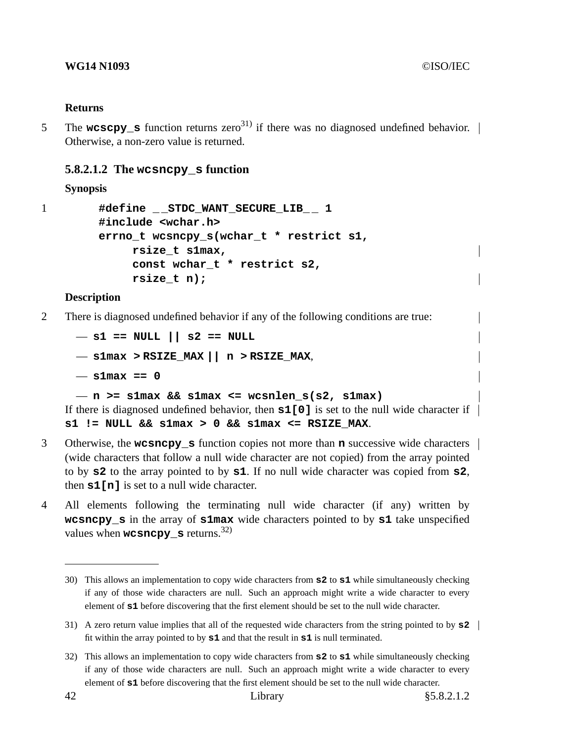**Returns**

5 The **wcscpy_s** function returns zero[31] if there was no diagnosed undefined behavior. Otherwise, a non-zero value is returned.

#### 5.8.2.1.2 The wcsncpy_s function

**Synopsis**

1
```
#define __STDC_WANT_SECURE_LIB__ 1
#include <wchar.h>
errno_t wcsncpy_s(wchar_t * restrict s1,
     rsize_t s1max,
     const wchar_t * restrict s2,
     rsize_t n);
```

**Description**

2 There is diagnosed undefined behavior if any of the following conditions are true:

- **s1 == NULL || s2 == NULL**
- **s1max > RSIZE_MAX || n > RSIZE_MAX**,
- **s1max == 0**
- **n >= s1max && s1max <= wcsnlen_s(s2, s1max)**

If there is diagnosed undefined behavior, then **s1[0]** is set to the null wide character if **s1 != NULL && s1max > 0 && s1max <= RSIZE_MAX**.

3 Otherwise, the **wcsncpy_s** function copies not more than **n** successive wide characters (wide characters that follow a null wide character are not copied) from the array pointed to by **s2** to the array pointed to by **s1**. If no null wide character was copied from **s2**, then **s1[n]** is set to a null wide character.

4 All elements following the terminating null wide character (if any) written by **wcsncpy_s** in the array of **s1max** wide characters pointed to by **s1** take unspecified values when **wcsncpy_s** returns.[32]

---

30) This allows an implementation to copy wide characters from **s2** to **s1** while simultaneously checking if any of those wide characters are null. Such an approach might write a wide character to every element of **s1** before discovering that the first element should be set to the null wide character.

31) A zero return value implies that all of the requested wide characters from the string pointed to by **s2** fit within the array pointed to by **s1** and that the result in **s1** is null terminated.

32) This allows an implementation to copy wide characters from **s2** to **s1** while simultaneously checking if any of those wide characters are null. Such an approach might write a wide character to every element of **s1** before discovering that the first element should be set to the null wide character.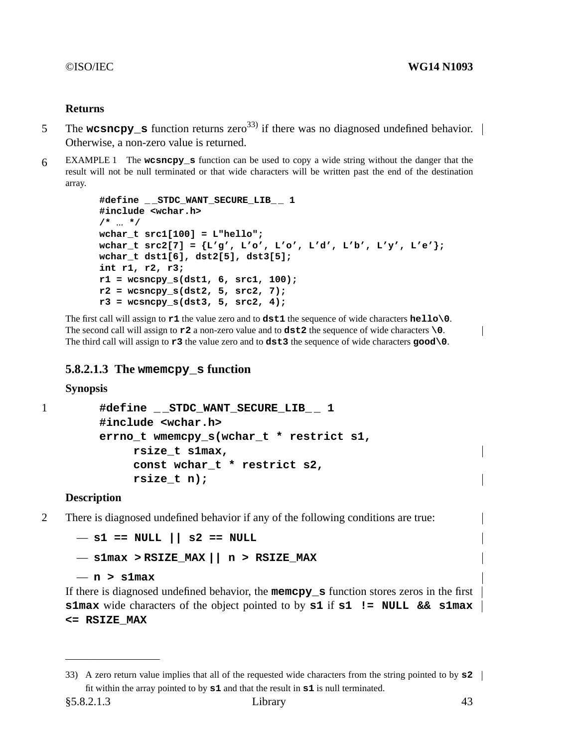**Returns**

5 The **wcsncpy_s** function returns zero[33] if there was no diagnosed undefined behavior. Otherwise, a non-zero value is returned.

6 EXAMPLE 1 The **wcsncpy_s** function can be used to copy a wide string without the danger that the result will not be null terminated or that wide characters will be written past the end of the destination array.

```
#define __STDC_WANT_SECURE_LIB__ 1
#include <wchar.h>
/* ... */
wchar_t src1[100] = L"hello";
wchar_t src2[7] = {L'g', L'o', L'o', L'd', L'b', L'y', L'e'};
wchar_t dst1[6], dst2[5], dst3[5];
int r1, r2, r3;
r1 = wcsncpy_s(dst1, 6, src1, 100);
r2 = wcsncpy_s(dst2, 5, src2, 7);
r3 = wcsncpy_s(dst3, 5, src2, 4);
```

The first call will assign to **r1** the value zero and to **dst1** the sequence of wide characters **hello\0**.
The second call will assign to **r2** a non-zero value and to **dst2** the sequence of wide characters **\0**.
The third call will assign to **r3** the value zero and to **dst3** the sequence of wide characters **good\0**.

### 5.8.2.1.3 The wmemcpy_s function

**Synopsis**

1

```
#define __STDC_WANT_SECURE_LIB__ 1
#include <wchar.h>
errno_t wmemcpy_s(wchar_t * restrict s1,
     rsize_t s1max,
     const wchar_t * restrict s2,
     rsize_t n);
```

**Description**

2 There is diagnosed undefined behavior if any of the following conditions are true:

— **s1 == NULL || s2 == NULL**

— **s1max > RSIZE_MAX || n > RSIZE_MAX**

— **n > s1max**

If there is diagnosed undefined behavior, the **memcpy_s** function stores zeros in the first **s1max** wide characters of the object pointed to by **s1** if **s1 != NULL && s1max <= RSIZE_MAX**

---

33) A zero return value implies that all of the requested wide characters from the string pointed to by **s2** fit within the array pointed to by **s1** and that the result in **s1** is null terminated.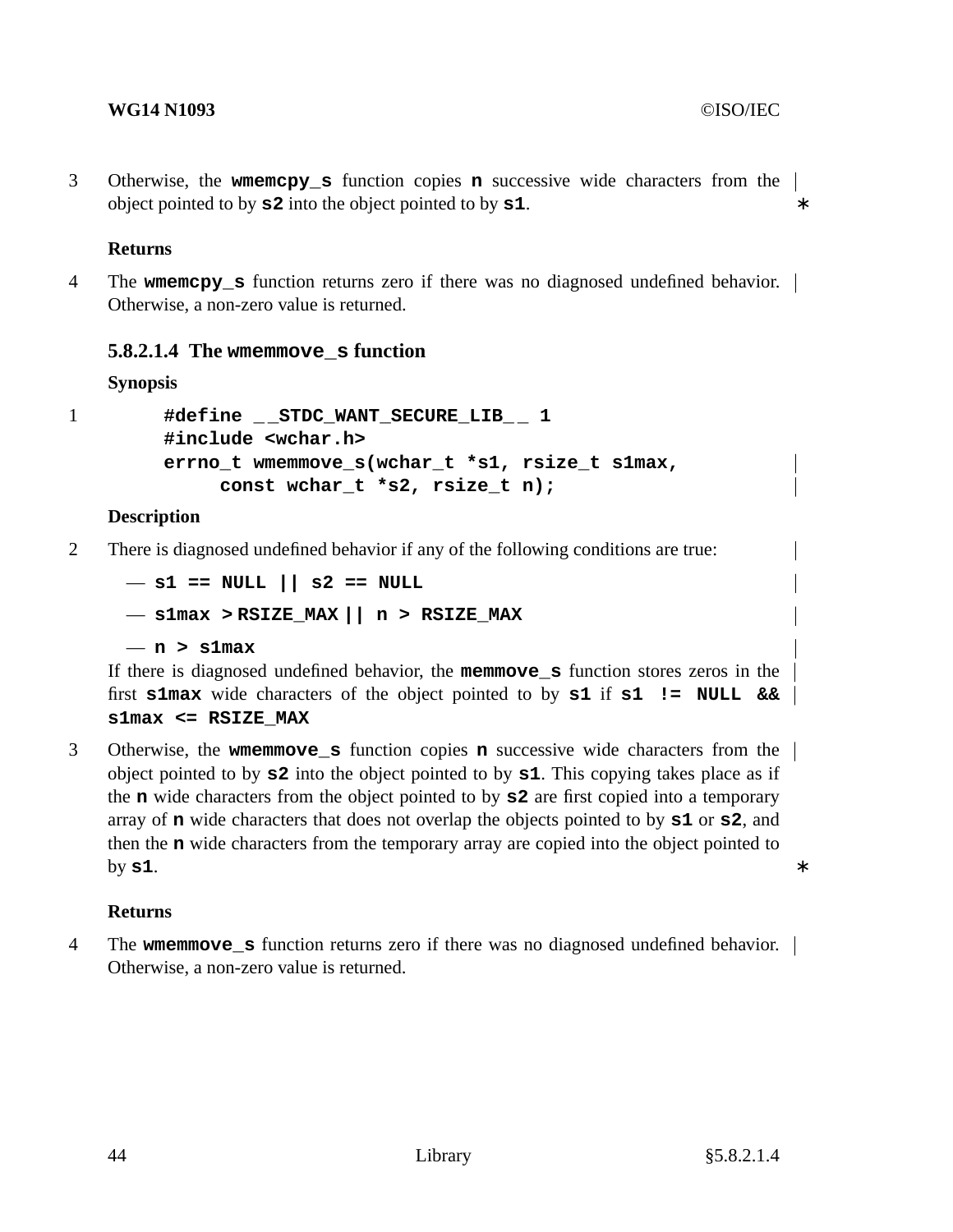3 Otherwise, the **wmemcpy_s** function copies **n** successive wide characters from the object pointed to by **s2** into the object pointed to by **s1**.

**Returns**

4 The **wmemcpy_s** function returns zero if there was no diagnosed undefined behavior. Otherwise, a non-zero value is returned.

#### 5.8.2.1.4 The wmemmove_s function

**Synopsis**

1
```
#define __STDC_WANT_SECURE_LIB__ 1
#include <wchar.h>
errno_t wmemmove_s(wchar_t *s1, rsize_t s1max,
     const wchar_t *s2, rsize_t n);
```

**Description**

2 There is diagnosed undefined behavior if any of the following conditions are true:

— **s1 == NULL || s2 == NULL**

— **s1max > RSIZE_MAX || n > RSIZE_MAX**

— **n > s1max**

If there is diagnosed undefined behavior, the **memmove_s** function stores zeros in the first **s1max** wide characters of the object pointed to by **s1** if **s1 != NULL && s1max <= RSIZE_MAX**

3 Otherwise, the **wmemmove_s** function copies **n** successive wide characters from the object pointed to by **s2** into the object pointed to by **s1**. This copying takes place as if the **n** wide characters from the object pointed to by **s2** are first copied into a temporary array of **n** wide characters that does not overlap the objects pointed to by **s1** or **s2**, and then the **n** wide characters from the temporary array are copied into the object pointed to by **s1**.

**Returns**

4 The **wmemmove_s** function returns zero if there was no diagnosed undefined behavior. Otherwise, a non-zero value is returned.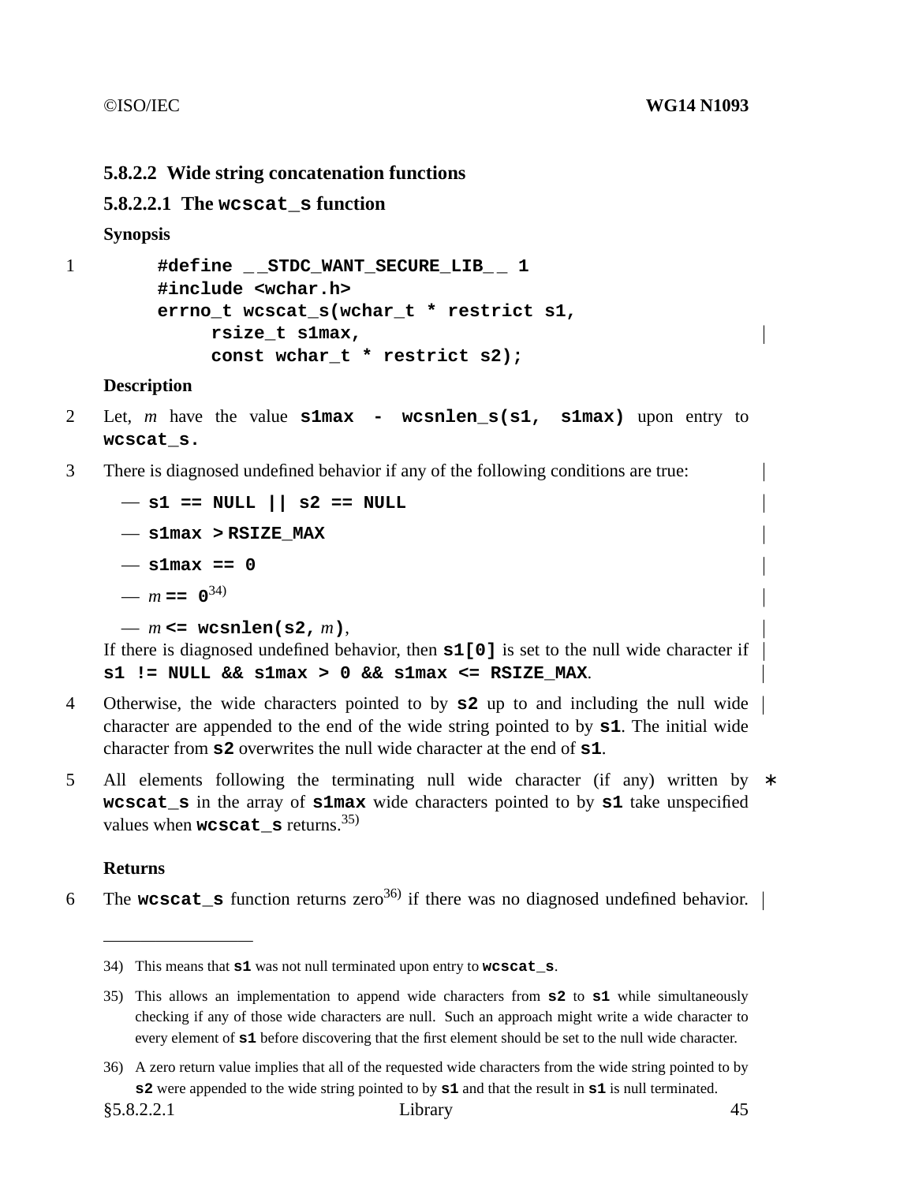### 5.8.2.2 Wide string concatenation functions

#### 5.8.2.2.1 The `wcscat_s` function

**Synopsis**

1
```
#define __STDC_WANT_SECURE_LIB__ 1
#include <wchar.h>
errno_t wcscat_s(wchar_t * restrict s1,
     rsize_t s1max,
     const wchar_t * restrict s2);
```

**Description**

2 Let, *m* have the value **`s1max - wcsnlen_s(s1, s1max)`** upon entry to **`wcscat_s`.**

3 There is diagnosed undefined behavior if any of the following conditions are true:

- **`s1 == NULL || s2 == NULL`**
- **`s1max > RSIZE_MAX`**
- **`s1max == 0`**
- *m* **`== 0`**[34]
- *m* **`<= wcsnlen(s2,`** *m*`)`,

If there is diagnosed undefined behavior, then **`s1[0]`** is set to the null wide character if **`s1 != NULL && s1max > 0 && s1max <= RSIZE_MAX`**.

4 Otherwise, the wide characters pointed to by **`s2`** up to and including the null wide character are appended to the end of the wide string pointed to by **`s1`**. The initial wide character from **`s2`** overwrites the null wide character at the end of **`s1`**.

5 All elements following the terminating null wide character (if any) written by **`wcscat_s`** in the array of **`s1max`** wide characters pointed to by **`s1`** take unspecified values when **`wcscat_s`** returns.[35]

**Returns**

6 The **`wcscat_s`** function returns zero[36] if there was no diagnosed undefined behavior.

---

34) This means that **`s1`** was not null terminated upon entry to **`wcscat_s`**.

35) This allows an implementation to append wide characters from **`s2`** to **`s1`** while simultaneously checking if any of those wide characters are null. Such an approach might write a wide character to every element of **`s1`** before discovering that the first element should be set to the null wide character.

36) A zero return value implies that all of the requested wide characters from the wide string pointed to by **`s2`** were appended to the wide string pointed to by **`s1`** and that the result in **`s1`** is null terminated.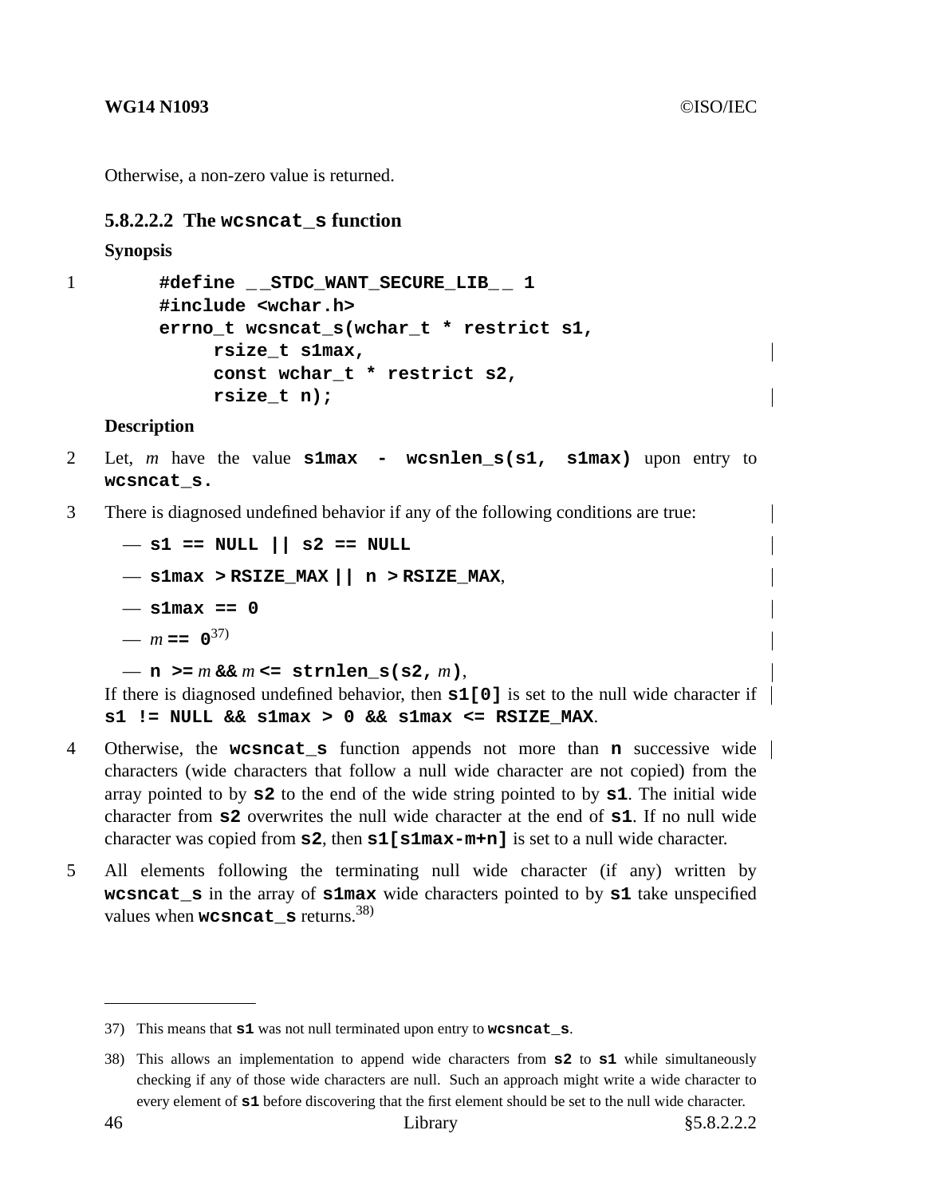Otherwise, a non-zero value is returned.

#### 5.8.2.2.2 The `wcsncat_s` function

**Synopsis**

1
```
#define __STDC_WANT_SECURE_LIB__ 1
#include <wchar.h>
errno_t wcsncat_s(wchar_t * restrict s1,
     rsize_t s1max,
     const wchar_t * restrict s2,
     rsize_t n);
```

**Description**

2 Let, *m* have the value **s1max - wcsnlen_s(s1, s1max)** upon entry to **wcsncat_s.**

3 There is diagnosed undefined behavior if any of the following conditions are true:

- **s1 == NULL || s2 == NULL**
- **s1max > RSIZE_MAX || n > RSIZE_MAX**,
- **s1max == 0**
- *m* **== 0**[37]
- **n >=** *m* **&&** *m* **<= strnlen_s(s2,** *m* **)**,

If there is diagnosed undefined behavior, then **s1[0]** is set to the null wide character if **s1 != NULL && s1max > 0 && s1max <= RSIZE_MAX**.

4 Otherwise, the **wcsncat_s** function appends not more than **n** successive wide characters (wide characters that follow a null wide character are not copied) from the array pointed to by **s2** to the end of the wide string pointed to by **s1**. The initial wide character from **s2** overwrites the null wide character at the end of **s1**. If no null wide character was copied from **s2**, then **s1[s1max-m+n]** is set to a null wide character.

5 All elements following the terminating null wide character (if any) written by **wcsncat_s** in the array of **s1max** wide characters pointed to by **s1** take unspecified values when **wcsncat_s** returns.[38]

---

37) This means that **s1** was not null terminated upon entry to **wcsncat_s**.

38) This allows an implementation to append wide characters from **s2** to **s1** while simultaneously checking if any of those wide characters are null. Such an approach might write a wide character to every element of **s1** before discovering that the first element should be set to the null wide character.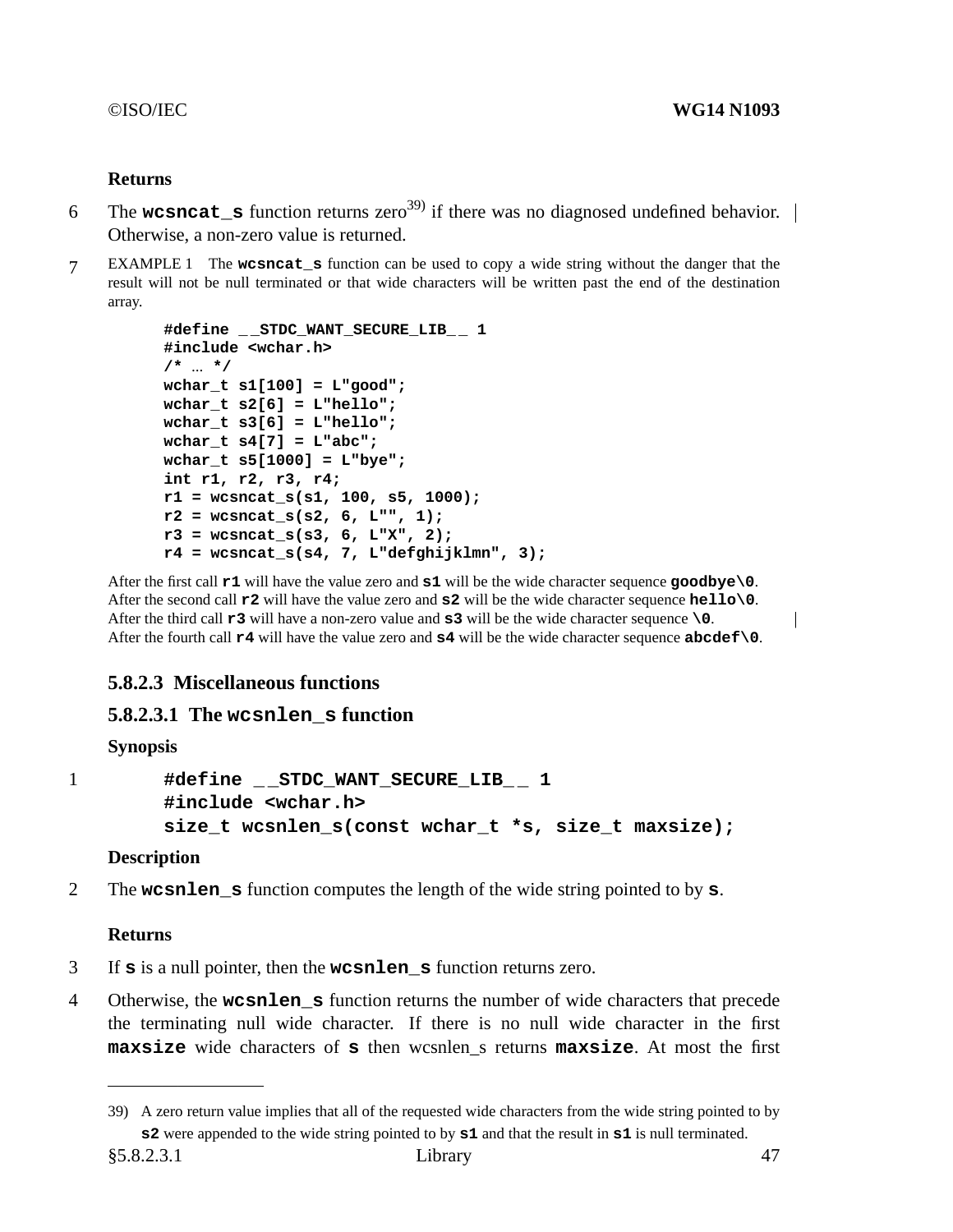**Returns**

6 The **wcsncat_s** function returns zero[39] if there was no diagnosed undefined behavior. Otherwise, a non-zero value is returned.

7 EXAMPLE 1 The **wcsncat_s** function can be used to copy a wide string without the danger that the result will not be null terminated or that wide characters will be written past the end of the destination array.

```
#define __STDC_WANT_SECURE_LIB__ 1
#include <wchar.h>
/* ... */
wchar_t s1[100] = L"good";
wchar_t s2[6] = L"hello";
wchar_t s3[6] = L"hello";
wchar_t s4[7] = L"abc";
wchar_t s5[1000] = L"bye";
int r1, r2, r3, r4;
r1 = wcsncat_s(s1, 100, s5, 1000);
r2 = wcsncat_s(s2, 6, L"", 1);
r3 = wcsncat_s(s3, 6, L"X", 2);
r4 = wcsncat_s(s4, 7, L"defghijklmn", 3);
```

After the first call **r1** will have the value zero and **s1** will be the wide character sequence **goodbye\0**.
After the second call **r2** will have the value zero and **s2** will be the wide character sequence **hello\0**.
After the third call **r3** will have a non-zero value and **s3** will be the wide character sequence **\0**.
After the fourth call **r4** will have the value zero and **s4** will be the wide character sequence **abcdef\0**.

### 5.8.2.3 Miscellaneous functions

#### 5.8.2.3.1 The wcsnlen_s function

**Synopsis**

1
```
#define __STDC_WANT_SECURE_LIB__ 1
#include <wchar.h>
size_t wcsnlen_s(const wchar_t *s, size_t maxsize);
```

**Description**

2 The **wcsnlen_s** function computes the length of the wide string pointed to by **s**.

**Returns**

3 If **s** is a null pointer, then the **wcsnlen_s** function returns zero.

4 Otherwise, the **wcsnlen_s** function returns the number of wide characters that precede the terminating null wide character. If there is no null wide character in the first **maxsize** wide characters of **s** then wcsnlen_s returns **maxsize**. At most the first

---

39) A zero return value implies that all of the requested wide characters from the wide string pointed to by **s2** were appended to the wide string pointed to by **s1** and that the result in **s1** is null terminated.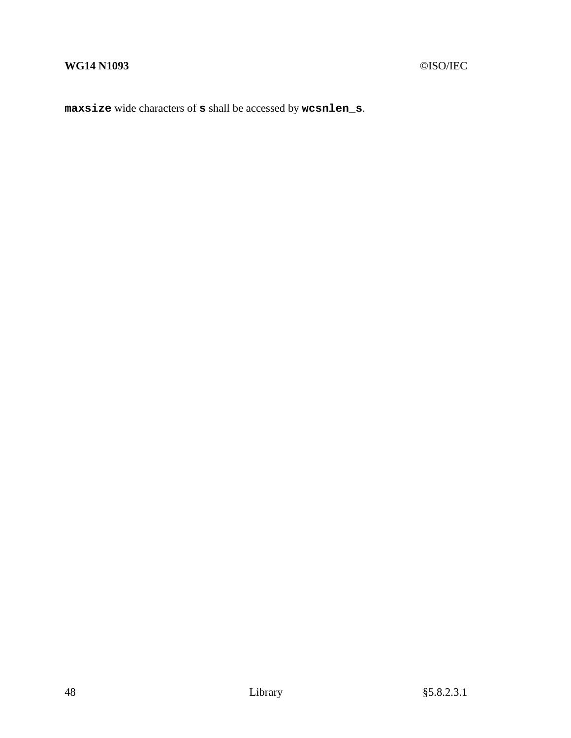**maxsize** wide characters of **s** shall be accessed by **wcsnlen_s**.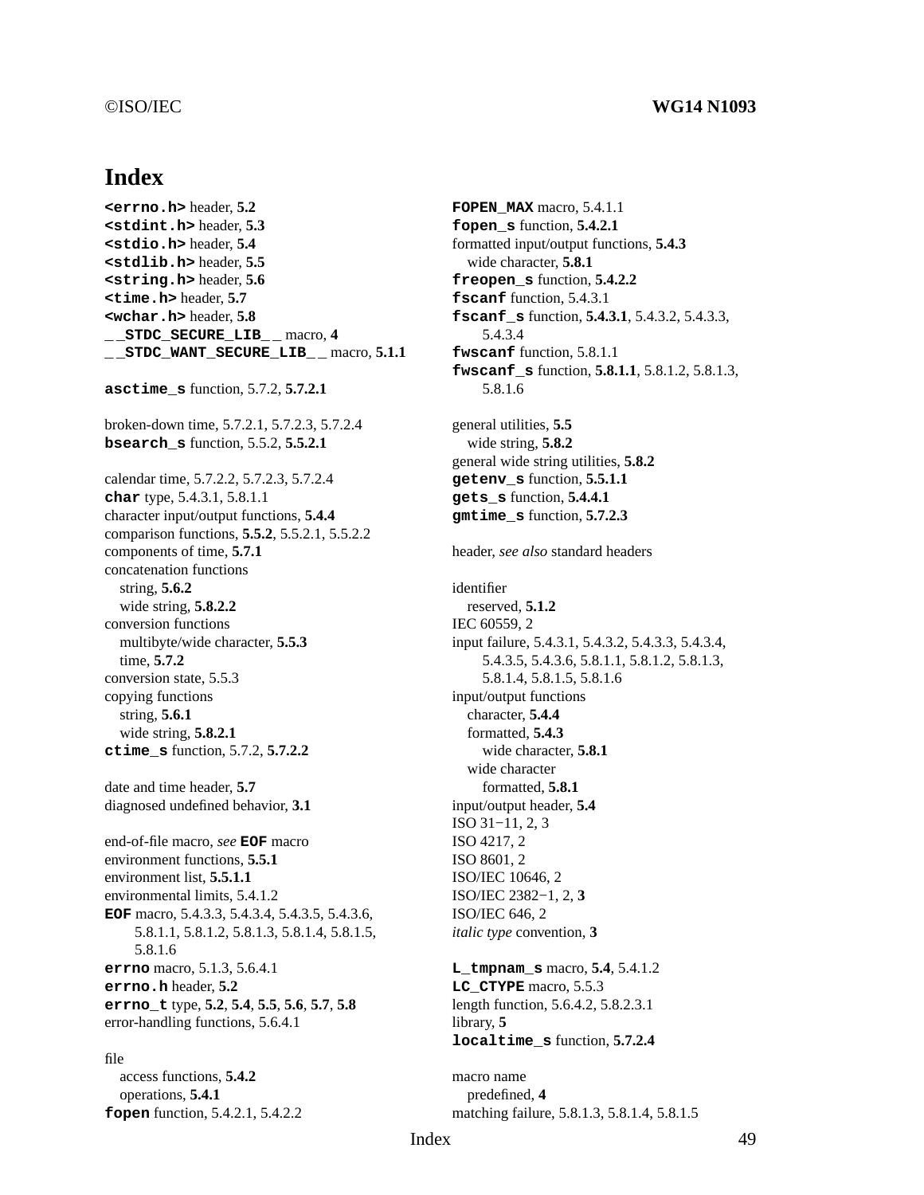# Index

**`<errno.h>`** header, **5.2**
**`<stdint.h>`** header, **5.3**
**`<stdio.h>`** header, **5.4**
**`<stdlib.h>`** header, **5.5**
**`<string.h>`** header, **5.6**
**`<time.h>`** header, **5.7**
**`<wchar.h>`** header, **5.8**
**`__STDC_SECURE_LIB__`** macro, **4**
**`__STDC_WANT_SECURE_LIB__`** macro, **5.1.1**

**`asctime_s`** function, 5.7.2, **5.7.2.1**

broken-down time, 5.7.2.1, 5.7.2.3, 5.7.2.4
**`bsearch_s`** function, 5.5.2, **5.5.2.1**

calendar time, 5.7.2.2, 5.7.2.3, 5.7.2.4
**`char`** type, 5.4.3.1, 5.8.1.1
character input/output functions, **5.4.4**
comparison functions, **5.5.2**, 5.5.2.1, 5.5.2.2
components of time, **5.7.1**
concatenation functions
  string, **5.6.2**
  wide string, **5.8.2.2**
conversion functions
  multibyte/wide character, **5.5.3**
  time, **5.7.2**
conversion state, 5.5.3
copying functions
  string, **5.6.1**
  wide string, **5.8.2.1**
**`ctime_s`** function, 5.7.2, **5.7.2.2**

date and time header, **5.7**
diagnosed undefined behavior, **3.1**

end-of-file macro, *see* **`EOF`** macro
environment functions, **5.5.1**
environment list, **5.5.1.1**
environmental limits, 5.4.1.2
**`EOF`** macro, 5.4.3.3, 5.4.3.4, 5.4.3.5, 5.4.3.6, 5.8.1.1, 5.8.1.2, 5.8.1.3, 5.8.1.4, 5.8.1.5, 5.8.1.6
**`errno`** macro, 5.1.3, 5.6.4.1
**`errno.h`** header, **5.2**
**`errno_t`** type, **5.2**, **5.4**, **5.5**, **5.6**, **5.7**, **5.8**
error-handling functions, 5.6.4.1

file
  access functions, **5.4.2**
  operations, **5.4.1**
**`fopen`** function, 5.4.2.1, 5.4.2.2

**`FOPEN_MAX`** macro, 5.4.1.1
**`fopen_s`** function, **5.4.2.1**
formatted input/output functions, **5.4.3**
  wide character, **5.8.1**
**`freopen_s`** function, **5.4.2.2**
**`fscanf`** function, 5.4.3.1
**`fscanf_s`** function, **5.4.3.1**, 5.4.3.2, 5.4.3.3, 5.4.3.4
**`fwscanf`** function, 5.8.1.1
**`fwscanf_s`** function, **5.8.1.1**, 5.8.1.2, 5.8.1.3, 5.8.1.6

general utilities, **5.5**
  wide string, **5.8.2**
general wide string utilities, **5.8.2**
**`getenv_s`** function, **5.5.1.1**
**`gets_s`** function, **5.4.4.1**
**`gmtime_s`** function, **5.7.2.3**

header, *see also* standard headers

identifier
  reserved, **5.1.2**
IEC 60559, 2
input failure, 5.4.3.1, 5.4.3.2, 5.4.3.3, 5.4.3.4, 5.4.3.5, 5.4.3.6, 5.8.1.1, 5.8.1.2, 5.8.1.3, 5.8.1.4, 5.8.1.5, 5.8.1.6
input/output functions
  character, **5.4.4**
  formatted, **5.4.3**
    wide character, **5.8.1**
  wide character
    formatted, **5.8.1**
input/output header, **5.4**
ISO 31−11, 2, 3
ISO 4217, 2
ISO 8601, 2
ISO/IEC 10646, 2
ISO/IEC 2382−1, 2, **3**
ISO/IEC 646, 2
*italic type* convention, **3**

**`L_tmpnam_s`** macro, **5.4**, 5.4.1.2
**`LC_CTYPE`** macro, 5.5.3
length function, 5.6.4.2, 5.8.2.3.1
library, **5**
**`localtime_s`** function, **5.7.2.4**

macro name
  predefined, **4**
matching failure, 5.8.1.3, 5.8.1.4, 5.8.1.5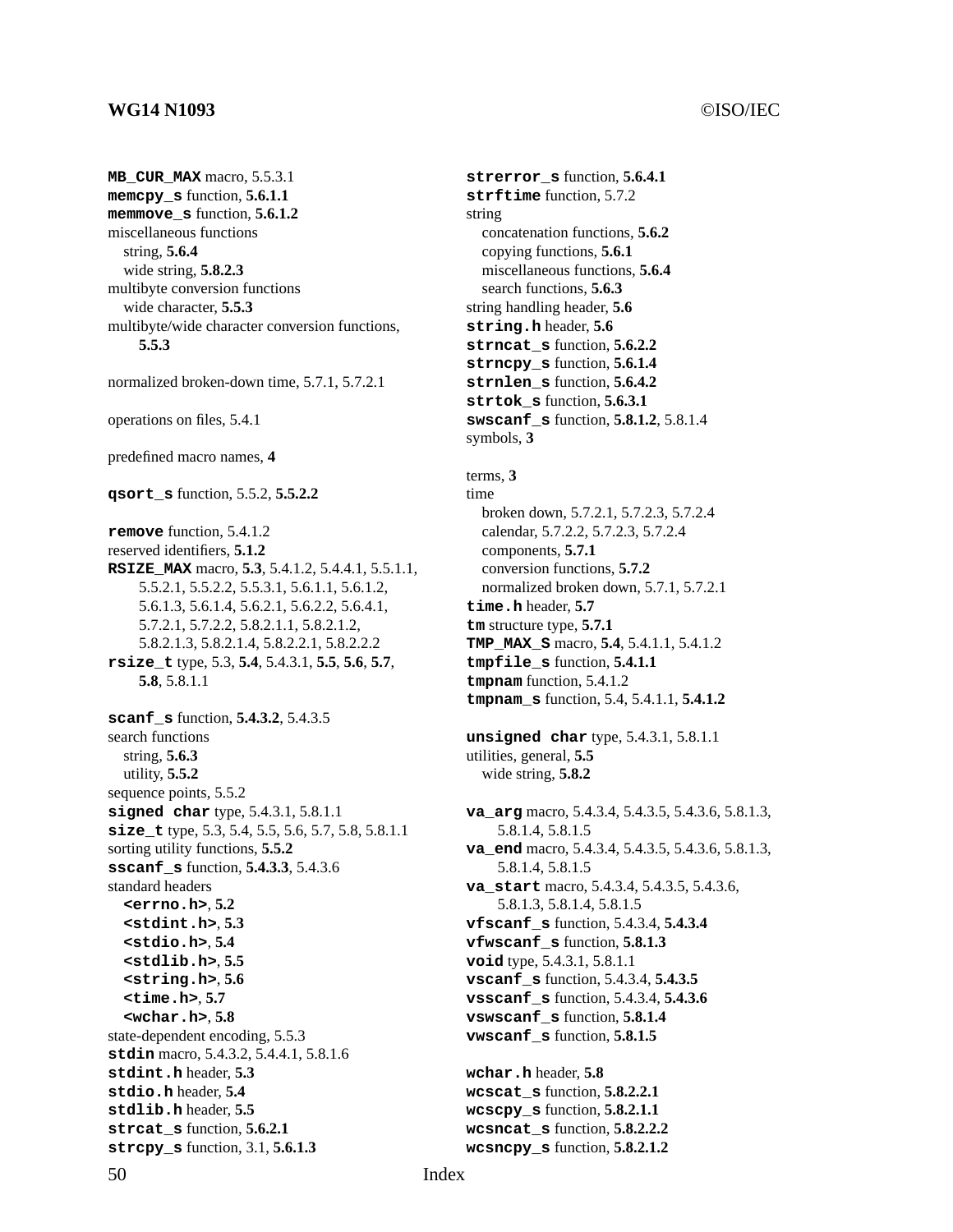**MB_CUR_MAX** macro, 5.5.3.1
**memcpy_s** function, **5.6.1.1**
**memmove_s** function, **5.6.1.2**
miscellaneous functions
  string, **5.6.4**
  wide string, **5.8.2.3**
multibyte conversion functions
  wide character, **5.5.3**
multibyte/wide character conversion functions, **5.5.3**

normalized broken-down time, 5.7.1, 5.7.2.1

operations on files, 5.4.1

predefined macro names, **4**

**qsort_s** function, 5.5.2, **5.5.2.2**

**remove** function, 5.4.1.2
reserved identifiers, **5.1.2**
**RSIZE_MAX** macro, **5.3**, 5.4.1.2, 5.4.4.1, 5.5.1.1, 5.5.2.1, 5.5.2.2, 5.5.3.1, 5.6.1.1, 5.6.1.2, 5.6.1.3, 5.6.1.4, 5.6.2.1, 5.6.2.2, 5.6.4.1, 5.7.2.1, 5.7.2.2, 5.8.2.1.1, 5.8.2.1.2, 5.8.2.1.3, 5.8.2.1.4, 5.8.2.2.1, 5.8.2.2.2
**rsize_t** type, 5.3, **5.4**, 5.4.3.1, **5.5**, **5.6**, **5.7**, **5.8**, 5.8.1.1

**scanf_s** function, **5.4.3.2**, 5.4.3.5
search functions
  string, **5.6.3**
  utility, **5.5.2**
sequence points, 5.5.2
**signed char** type, 5.4.3.1, 5.8.1.1
**size_t** type, 5.3, 5.4, 5.5, 5.6, 5.7, 5.8, 5.8.1.1
sorting utility functions, **5.5.2**
**sscanf_s** function, **5.4.3.3**, 5.4.3.6
standard headers
  **<errno.h>**, **5.2**
  **<stdint.h>**, **5.3**
  **<stdio.h>**, **5.4**
  **<stdlib.h>**, **5.5**
  **<string.h>**, **5.6**
  **<time.h>**, **5.7**
  **<wchar.h>**, **5.8**
state-dependent encoding, 5.5.3
**stdin** macro, 5.4.3.2, 5.4.4.1, 5.8.1.6
**stdint.h** header, **5.3**
**stdio.h** header, **5.4**
**stdlib.h** header, **5.5**
**strcat_s** function, **5.6.2.1**
**strcpy_s** function, 3.1, **5.6.1.3**
**strerror_s** function, **5.6.4.1**
**strftime** function, 5.7.2
string
  concatenation functions, **5.6.2**
  copying functions, **5.6.1**
  miscellaneous functions, **5.6.4**
  search functions, **5.6.3**
string handling header, **5.6**
**string.h** header, **5.6**
**strncat_s** function, **5.6.2.2**
**strncpy_s** function, **5.6.1.4**
**strnlen_s** function, **5.6.4.2**
**strtok_s** function, **5.6.3.1**
**swscanf_s** function, **5.8.1.2**, 5.8.1.4
symbols, **3**

terms, **3**
time
  broken down, 5.7.2.1, 5.7.2.3, 5.7.2.4
  calendar, 5.7.2.2, 5.7.2.3, 5.7.2.4
  components, **5.7.1**
  conversion functions, **5.7.2**
  normalized broken down, 5.7.1, 5.7.2.1
**time.h** header, **5.7**
**tm** structure type, **5.7.1**
**TMP_MAX_S** macro, **5.4**, 5.4.1.1, 5.4.1.2
**tmpfile_s** function, **5.4.1.1**
**tmpnam** function, 5.4.1.2
**tmpnam_s** function, 5.4, 5.4.1.1, **5.4.1.2**

**unsigned char** type, 5.4.3.1, 5.8.1.1
utilities, general, **5.5**
  wide string, **5.8.2**

**va_arg** macro, 5.4.3.4, 5.4.3.5, 5.4.3.6, 5.8.1.3, 5.8.1.4, 5.8.1.5
**va_end** macro, 5.4.3.4, 5.4.3.5, 5.4.3.6, 5.8.1.3, 5.8.1.4, 5.8.1.5
**va_start** macro, 5.4.3.4, 5.4.3.5, 5.4.3.6, 5.8.1.3, 5.8.1.4, 5.8.1.5
**vfscanf_s** function, 5.4.3.4, **5.4.3.4**
**vfwscanf_s** function, **5.8.1.3**
**void** type, 5.4.3.1, 5.8.1.1
**vscanf_s** function, 5.4.3.4, **5.4.3.5**
**vsscanf_s** function, 5.4.3.4, **5.4.3.6**
**vswscanf_s** function, **5.8.1.4**
**vwscanf_s** function, **5.8.1.5**

**wchar.h** header, **5.8**
**wcscat_s** function, **5.8.2.2.1**
**wcscpy_s** function, **5.8.2.1.1**
**wcsncat_s** function, **5.8.2.2.2**
**wcsncpy_s** function, **5.8.2.1.2**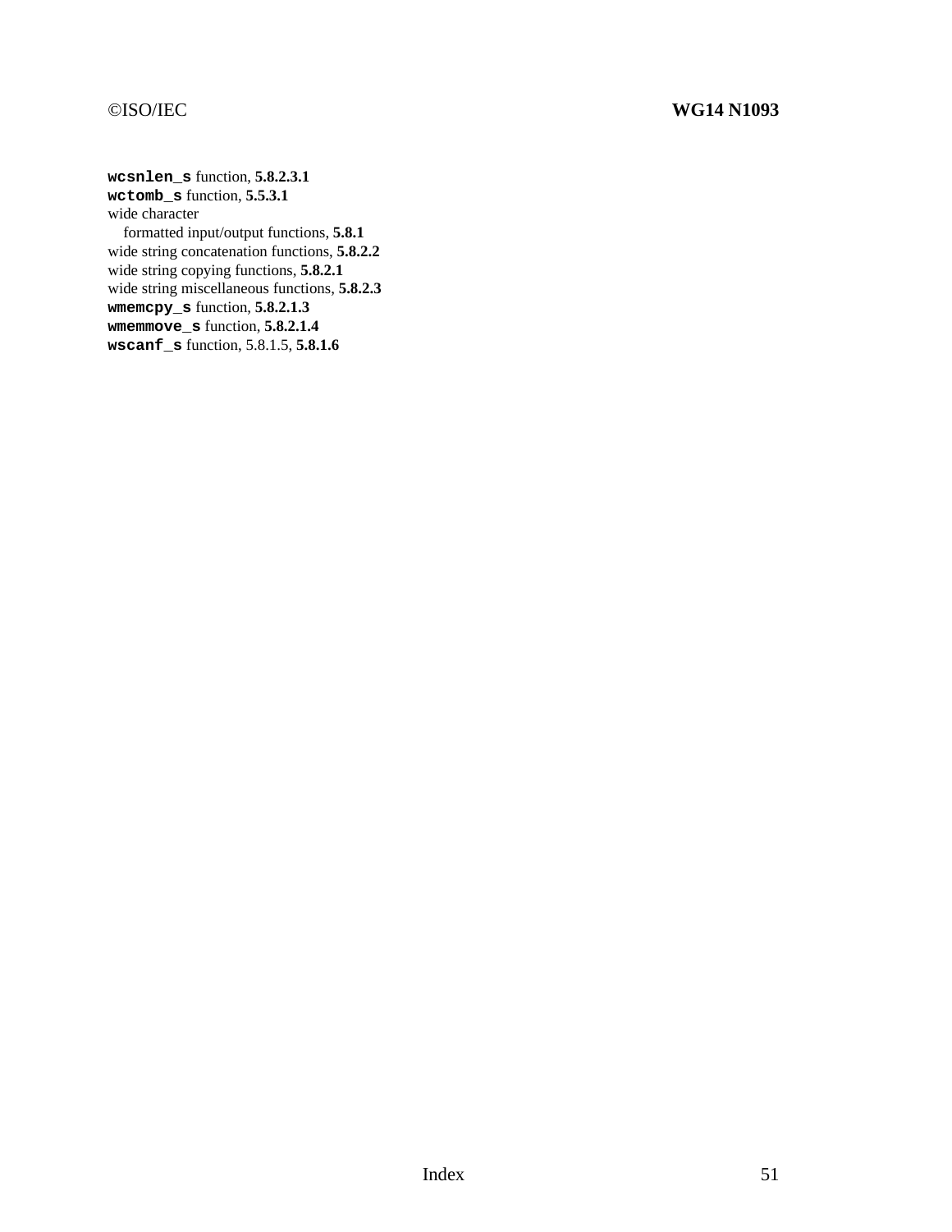**wcsnlen_s** function, **5.8.2.3.1**
**wctomb_s** function, **5.5.3.1**
wide character
  formatted input/output functions, **5.8.1**
wide string concatenation functions, **5.8.2.2**
wide string copying functions, **5.8.2.1**
wide string miscellaneous functions, **5.8.2.3**
**wmemcpy_s** function, **5.8.2.1.3**
**wmemmove_s** function, **5.8.2.1.4**
**wscanf_s** function, 5.8.1.5, **5.8.1.6**